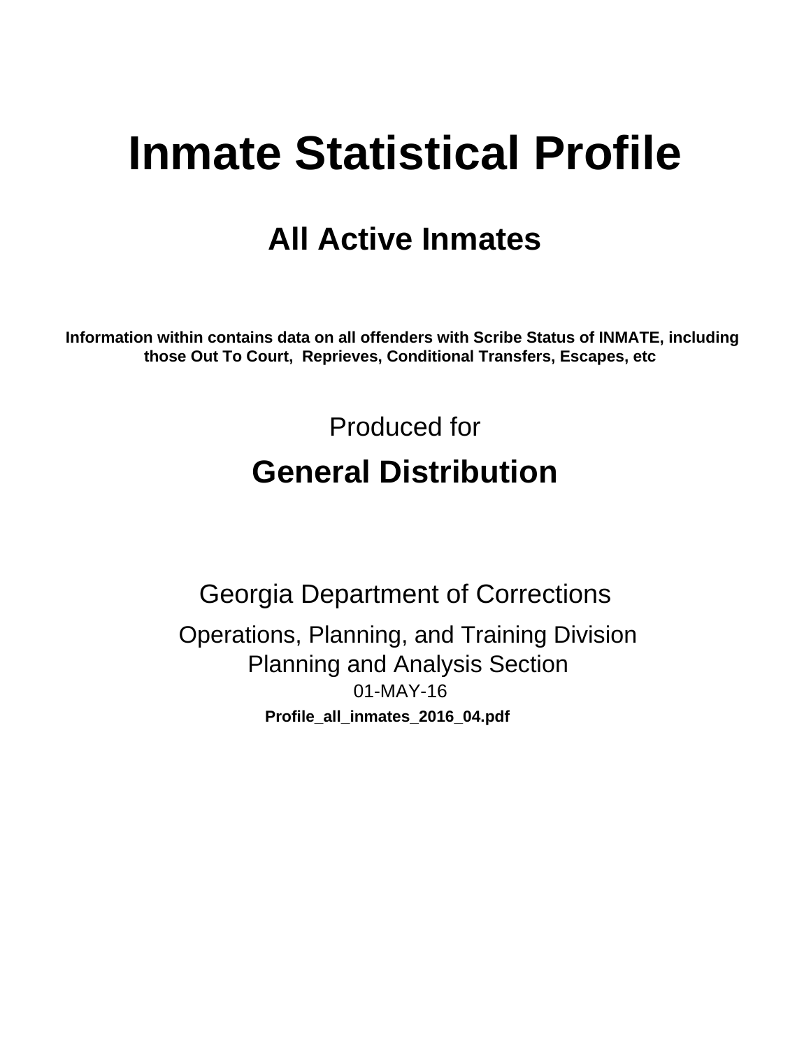# Inmate Statistical Profile

## All Active Inmates

**Information within contains data on all offenders with Scribe Status of INMATE, including those Out To Court, Reprieves, Conditional Transfers, Escapes, etc**

Produced for

## General Distribution

Georgia Department of Corrections

Operations, Planning, and Training Division
Planning and Analysis Section
01-MAY-16

**Profile_all_inmates_2016_04.pdf**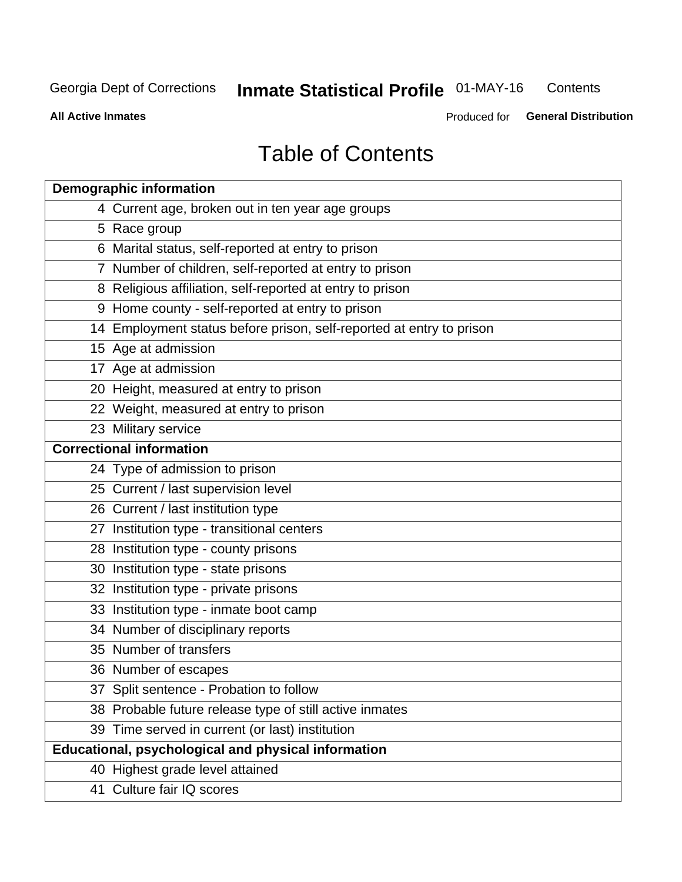Georgia Dept of Corrections **Inmate Statistical Profile** 01-MAY-16 Contents

**All Active Inmates** Produced for **General Distribution**

# Table of Contents

| **Demographic information** | |
|---|---|
| 4 | Current age, broken out in ten year age groups |
| 5 | Race group |
| 6 | Marital status, self-reported at entry to prison |
| 7 | Number of children, self-reported at entry to prison |
| 8 | Religious affiliation, self-reported at entry to prison |
| 9 | Home county - self-reported at entry to prison |
| 14 | Employment status before prison, self-reported at entry to prison |
| 15 | Age at admission |
| 17 | Age at admission |
| 20 | Height, measured at entry to prison |
| 22 | Weight, measured at entry to prison |
| 23 | Military service |
| **Correctional information** | |
| 24 | Type of admission to prison |
| 25 | Current / last supervision level |
| 26 | Current / last institution type |
| 27 | Institution type - transitional centers |
| 28 | Institution type - county prisons |
| 30 | Institution type - state prisons |
| 32 | Institution type - private prisons |
| 33 | Institution type - inmate boot camp |
| 34 | Number of disciplinary reports |
| 35 | Number of transfers |
| 36 | Number of escapes |
| 37 | Split sentence - Probation to follow |
| 38 | Probable future release type of still active inmates |
| 39 | Time served in current (or last) institution |
| **Educational, psychological and physical information** | |
| 40 | Highest grade level attained |
| 41 | Culture fair IQ scores |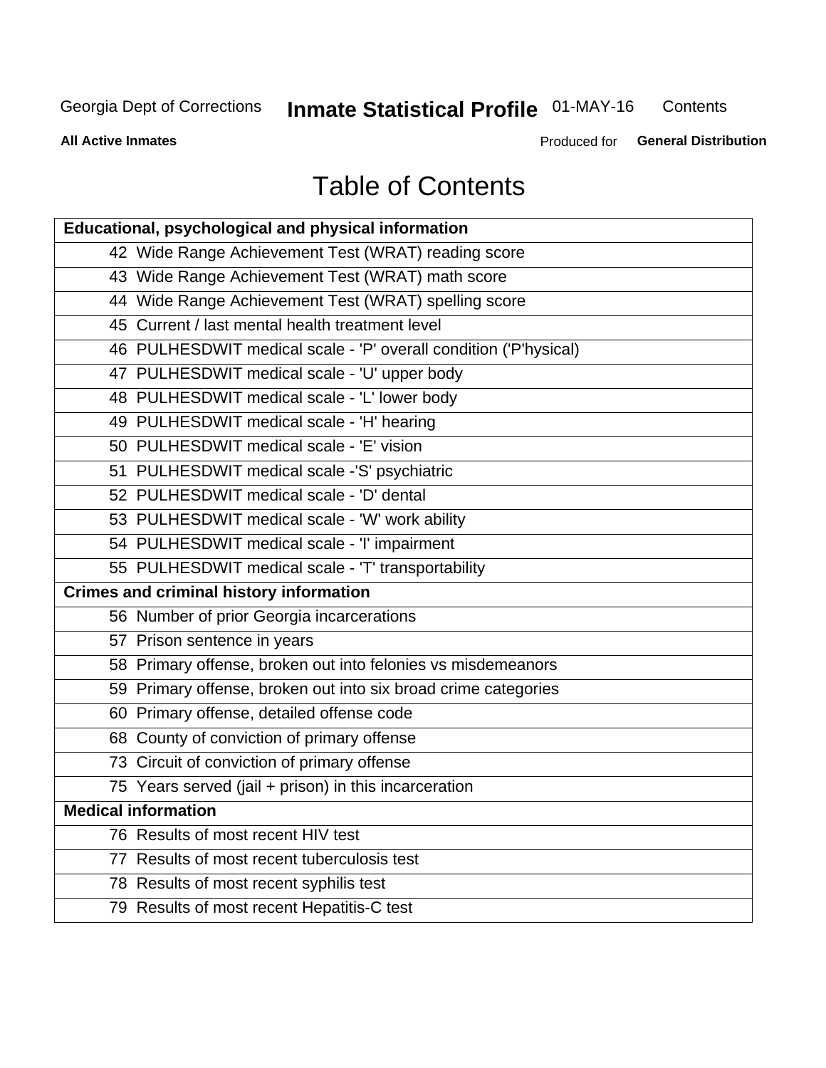# Table of Contents

| Educational, psychological and physical information |
|---|
| 42 Wide Range Achievement Test (WRAT) reading score |
| 43 Wide Range Achievement Test (WRAT) math score |
| 44 Wide Range Achievement Test (WRAT) spelling score |
| 45 Current / last mental health treatment level |
| 46 PULHESDWIT medical scale - 'P' overall condition ('P'hysical) |
| 47 PULHESDWIT medical scale - 'U' upper body |
| 48 PULHESDWIT medical scale - 'L' lower body |
| 49 PULHESDWIT medical scale - 'H' hearing |
| 50 PULHESDWIT medical scale - 'E' vision |
| 51 PULHESDWIT medical scale -'S' psychiatric |
| 52 PULHESDWIT medical scale - 'D' dental |
| 53 PULHESDWIT medical scale - 'W' work ability |
| 54 PULHESDWIT medical scale - 'I' impairment |
| 55 PULHESDWIT medical scale - 'T' transportability |
| **Crimes and criminal history information** |
| 56 Number of prior Georgia incarcerations |
| 57 Prison sentence in years |
| 58 Primary offense, broken out into felonies vs misdemeanors |
| 59 Primary offense, broken out into six broad crime categories |
| 60 Primary offense, detailed offense code |
| 68 County of conviction of primary offense |
| 73 Circuit of conviction of primary offense |
| 75 Years served (jail + prison) in this incarceration |
| **Medical information** |
| 76 Results of most recent HIV test |
| 77 Results of most recent tuberculosis test |
| 78 Results of most recent syphilis test |
| 79 Results of most recent Hepatitis-C test |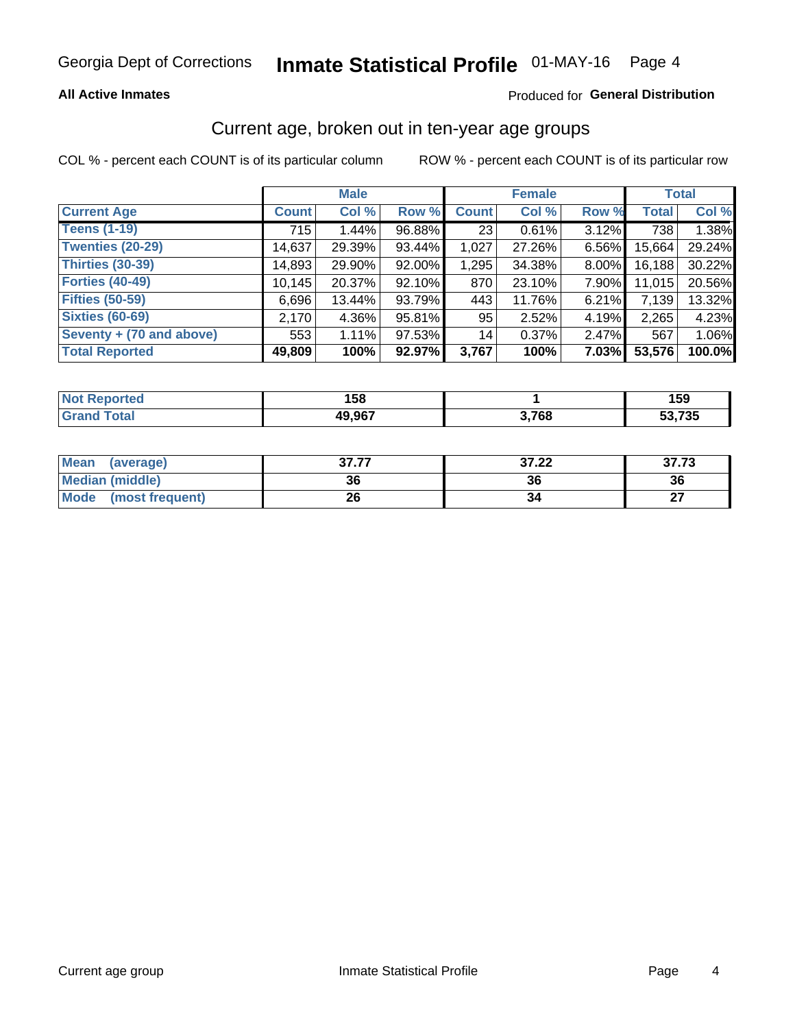Georgia Dept of Corrections **Inmate Statistical Profile** 01-MAY-16

**All Active Inmates**

Produced for **General Distribution**

## Current age, broken out in ten-year age groups

COL % - percent each COUNT is of its particular column     ROW % - percent each COUNT is of its particular row

| | Male | | | Female | | | Total | |
|---|---|---|---|---|---|---|---|---|
| **Current Age** | **Count** | **Col %** | **Row %** | **Count** | **Col %** | **Row %** | **Total** | **Col %** |
| **Teens (1-19)** | 715 | 1.44% | 96.88% | 23 | 0.61% | 3.12% | 738 | 1.38% |
| **Twenties (20-29)** | 14,637 | 29.39% | 93.44% | 1,027 | 27.26% | 6.56% | 15,664 | 29.24% |
| **Thirties (30-39)** | 14,893 | 29.90% | 92.00% | 1,295 | 34.38% | 8.00% | 16,188 | 30.22% |
| **Forties (40-49)** | 10,145 | 20.37% | 92.10% | 870 | 23.10% | 7.90% | 11,015 | 20.56% |
| **Fifties (50-59)** | 6,696 | 13.44% | 93.79% | 443 | 11.76% | 6.21% | 7,139 | 13.32% |
| **Sixties (60-69)** | 2,170 | 4.36% | 95.81% | 95 | 2.52% | 4.19% | 2,265 | 4.23% |
| **Seventy + (70 and above)** | 553 | 1.11% | 97.53% | 14 | 0.37% | 2.47% | 567 | 1.06% |
| **Total Reported** | **49,809** | **100%** | **92.97%** | **3,767** | **100%** | **7.03%** | **53,576** | **100.0%** |

| | Male | Female | Total |
|---|---|---|---|
| **Not Reported** | **158** | **1** | **159** |
| **Grand Total** | **49,967** | **3,768** | **53,735** |

| | Male | Female | Total |
|---|---|---|---|
| **Mean (average)** | **37.77** | **37.22** | **37.73** |
| **Median (middle)** | **36** | **36** | **36** |
| **Mode (most frequent)** | **26** | **34** | **27** |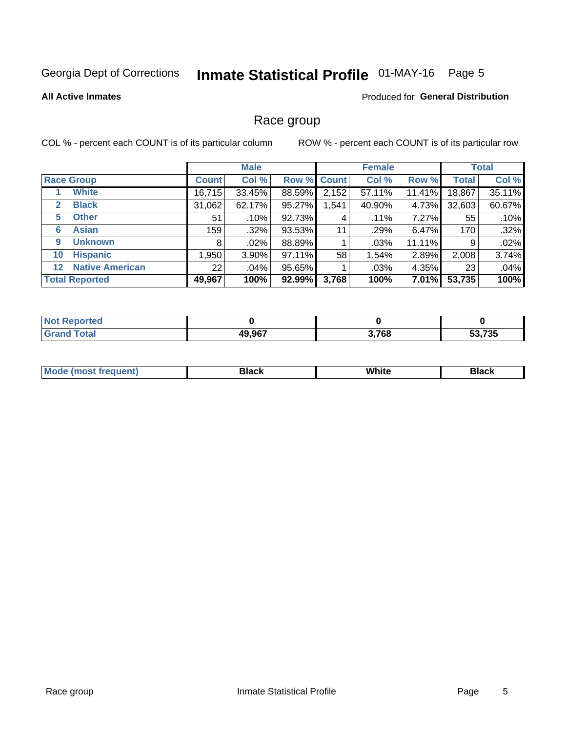Georgia Dept of Corrections **Inmate Statistical Profile** 01-MAY-16 Page 5

**All Active Inmates**

Produced for **General Distribution**

## Race group

COL % - percent each COUNT is of its particular column

ROW % - percent each COUNT is of its particular row

| Race Group | | Male | | | Female | | | Total | |
|---|---|---|---|---|---|---|---|---|---|
| | | Count | Col % | Row % | Count | Col % | Row % | Total | Col % |
| 1 | White | 16,715 | 33.45% | 88.59% | 2,152 | 57.11% | 11.41% | 18,867 | 35.11% |
| 2 | Black | 31,062 | 62.17% | 95.27% | 1,541 | 40.90% | 4.73% | 32,603 | 60.67% |
| 5 | Other | 51 | .10% | 92.73% | 4 | .11% | 7.27% | 55 | .10% |
| 6 | Asian | 159 | .32% | 93.53% | 11 | .29% | 6.47% | 170 | .32% |
| 9 | Unknown | 8 | .02% | 88.89% | 1 | .03% | 11.11% | 9 | .02% |
| 10 | Hispanic | 1,950 | 3.90% | 97.11% | 58 | 1.54% | 2.89% | 2,008 | 3.74% |
| 12 | Native American | 22 | .04% | 95.65% | 1 | .03% | 4.35% | 23 | .04% |
| **Total Reported** | | **49,967** | **100%** | **92.99%** | **3,768** | **100%** | **7.01%** | **53,735** | **100%** |

| | Male | Female | Total |
|---|---|---|---|
| Not Reported | **0** | **0** | **0** |
| Grand Total | **49,967** | **3,768** | **53,735** |

| | Male | Female | Total |
|---|---|---|---|
| Mode (most frequent) | **Black** | **White** | **Black** |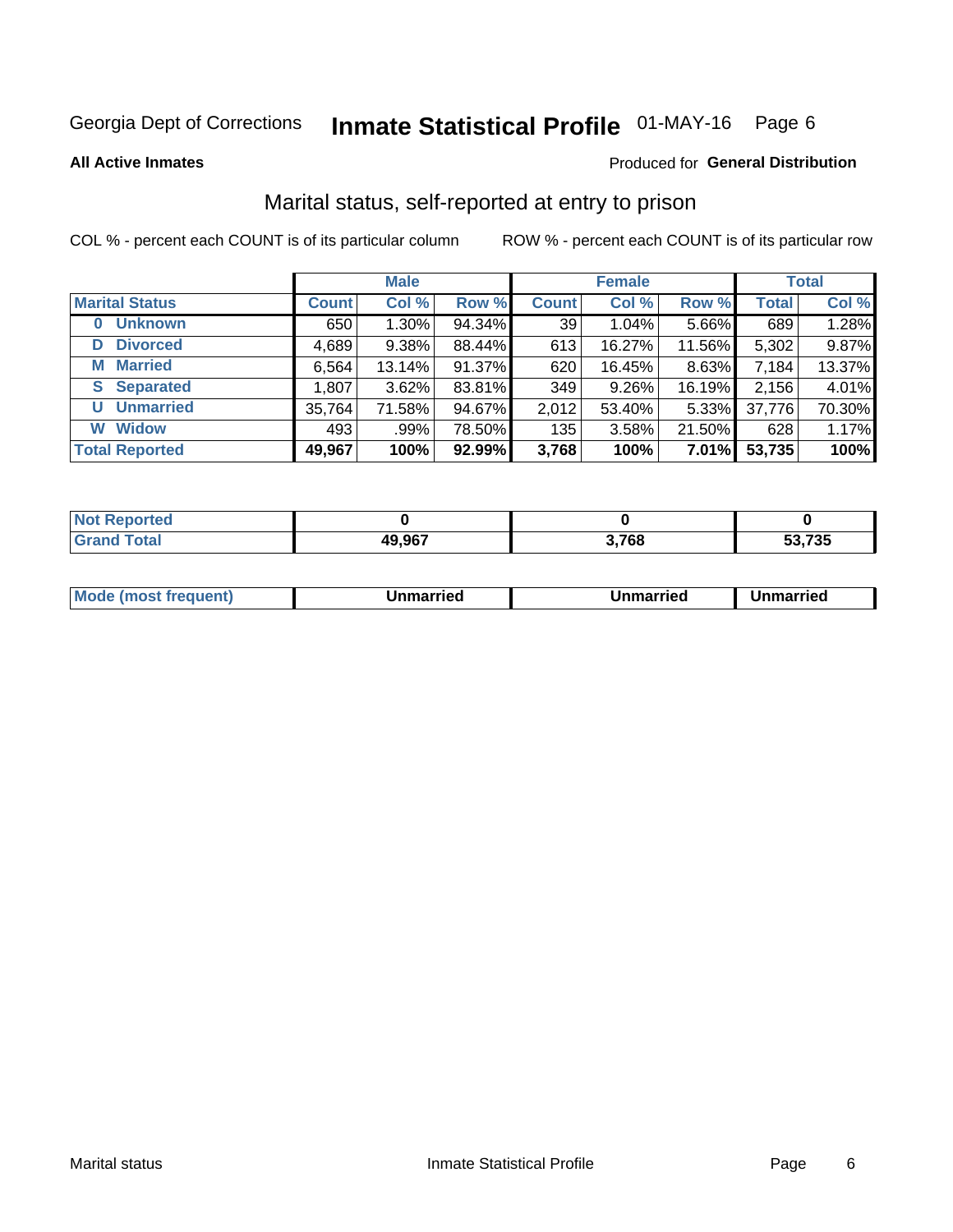Georgia Dept of Corrections **Inmate Statistical Profile** 01-MAY-16

**All Active Inmates**

Produced for **General Distribution**

## Marital status, self-reported at entry to prison

COL % - percent each COUNT is of its particular column

ROW % - percent each COUNT is of its particular row

| | Male | | | Female | | | Total | |
|---|---|---|---|---|---|---|---|---|
| **Marital Status** | **Count** | **Col %** | **Row %** | **Count** | **Col %** | **Row %** | **Total** | **Col %** |
| **0 Unknown** | 650 | 1.30% | 94.34% | 39 | 1.04% | 5.66% | 689 | 1.28% |
| **D Divorced** | 4,689 | 9.38% | 88.44% | 613 | 16.27% | 11.56% | 5,302 | 9.87% |
| **M Married** | 6,564 | 13.14% | 91.37% | 620 | 16.45% | 8.63% | 7,184 | 13.37% |
| **S Separated** | 1,807 | 3.62% | 83.81% | 349 | 9.26% | 16.19% | 2,156 | 4.01% |
| **U Unmarried** | 35,764 | 71.58% | 94.67% | 2,012 | 53.40% | 5.33% | 37,776 | 70.30% |
| **W Widow** | 493 | .99% | 78.50% | 135 | 3.58% | 21.50% | 628 | 1.17% |
| **Total Reported** | **49,967** | **100%** | **92.99%** | **3,768** | **100%** | **7.01%** | **53,735** | **100%** |

| | Male | Female | Total |
|---|---|---|---|
| **Not Reported** | **0** | **0** | **0** |
| **Grand Total** | **49,967** | **3,768** | **53,735** |

| | Male | Female | Total |
|---|---|---|---|
| **Mode (most frequent)** | **Unmarried** | **Unmarried** | **Unmarried** |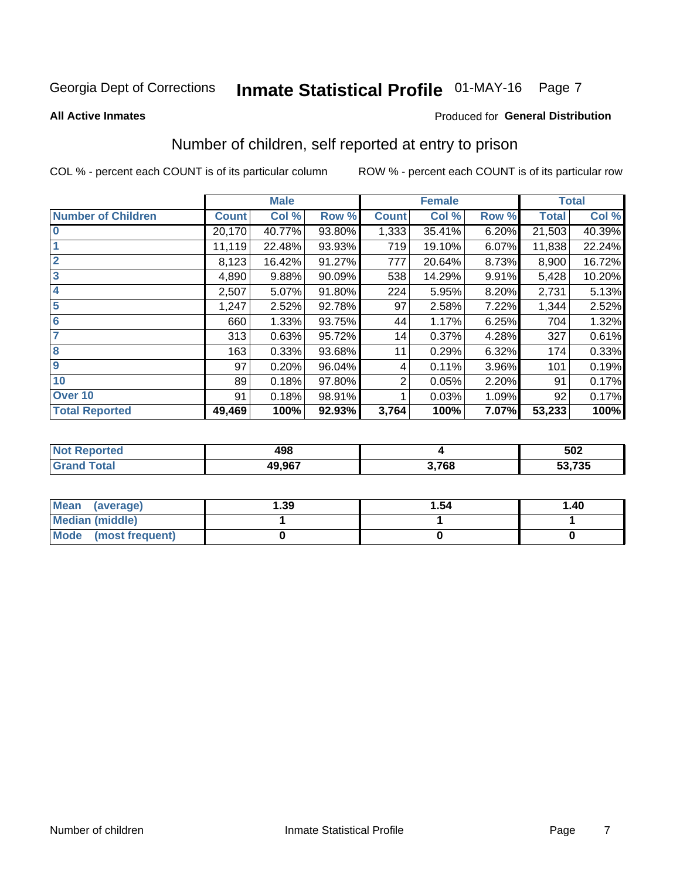Georgia Dept of Corrections **Inmate Statistical Profile** 01-MAY-16

**All Active Inmates**

Produced for **General Distribution**

## Number of children, self reported at entry to prison

COL % - percent each COUNT is of its particular column ROW % - percent each COUNT is of its particular row

| | Male | | | Female | | | Total | |
|---|---|---|---|---|---|---|---|---|
| **Number of Children** | **Count** | **Col %** | **Row %** | **Count** | **Col %** | **Row %** | **Total** | **Col %** |
| **0** | 20,170 | 40.77% | 93.80% | 1,333 | 35.41% | 6.20% | 21,503 | 40.39% |
| **1** | 11,119 | 22.48% | 93.93% | 719 | 19.10% | 6.07% | 11,838 | 22.24% |
| **2** | 8,123 | 16.42% | 91.27% | 777 | 20.64% | 8.73% | 8,900 | 16.72% |
| **3** | 4,890 | 9.88% | 90.09% | 538 | 14.29% | 9.91% | 5,428 | 10.20% |
| **4** | 2,507 | 5.07% | 91.80% | 224 | 5.95% | 8.20% | 2,731 | 5.13% |
| **5** | 1,247 | 2.52% | 92.78% | 97 | 2.58% | 7.22% | 1,344 | 2.52% |
| **6** | 660 | 1.33% | 93.75% | 44 | 1.17% | 6.25% | 704 | 1.32% |
| **7** | 313 | 0.63% | 95.72% | 14 | 0.37% | 4.28% | 327 | 0.61% |
| **8** | 163 | 0.33% | 93.68% | 11 | 0.29% | 6.32% | 174 | 0.33% |
| **9** | 97 | 0.20% | 96.04% | 4 | 0.11% | 3.96% | 101 | 0.19% |
| **10** | 89 | 0.18% | 97.80% | 2 | 0.05% | 2.20% | 91 | 0.17% |
| **Over 10** | 91 | 0.18% | 98.91% | 1 | 0.03% | 1.09% | 92 | 0.17% |
| **Total Reported** | **49,469** | **100%** | **92.93%** | **3,764** | **100%** | **7.07%** | **53,233** | **100%** |

| | Male | Female | Total |
|---|---|---|---|
| **Not Reported** | **498** | **4** | **502** |
| **Grand Total** | **49,967** | **3,768** | **53,735** |

| | Male | Female | Total |
|---|---|---|---|
| **Mean (average)** | **1.39** | **1.54** | **1.40** |
| **Median (middle)** | **1** | **1** | **1** |
| **Mode (most frequent)** | **0** | **0** | **0** |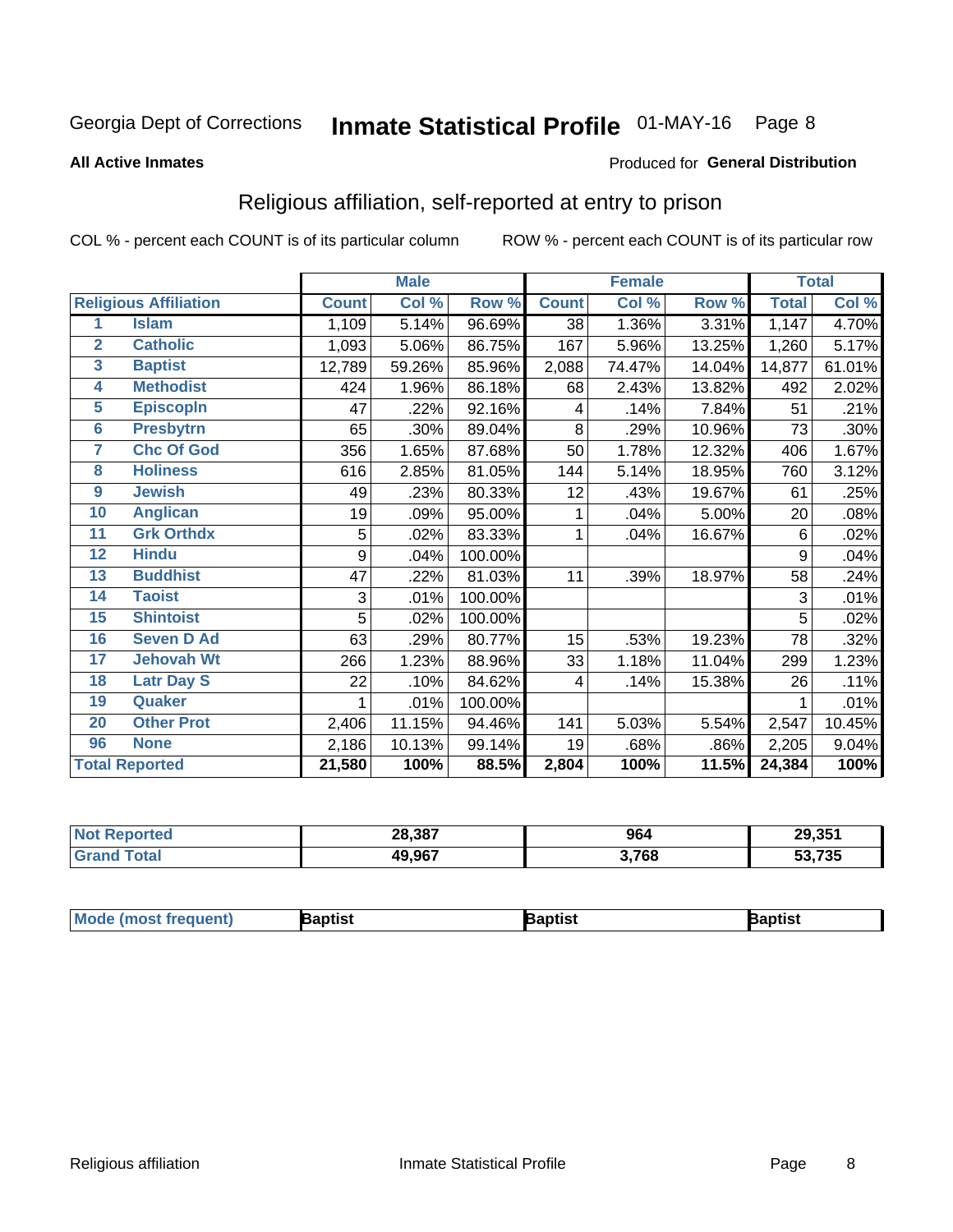Georgia Dept of Corrections **Inmate Statistical Profile** 01-MAY-16

**All Active Inmates**

Produced for **General Distribution**

## Religious affiliation, self-reported at entry to prison

COL % - percent each COUNT is of its particular column ROW % - percent each COUNT is of its particular row

| | | Male | | | Female | | | Total | |
|---|---|---|---|---|---|---|---|---|---|
| **Religious Affiliation** | | **Count** | **Col %** | **Row %** | **Count** | **Col %** | **Row %** | **Total** | **Col %** |
| 1 | **Islam** | 1,109 | 5.14% | 96.69% | 38 | 1.36% | 3.31% | 1,147 | 4.70% |
| 2 | **Catholic** | 1,093 | 5.06% | 86.75% | 167 | 5.96% | 13.25% | 1,260 | 5.17% |
| 3 | **Baptist** | 12,789 | 59.26% | 85.96% | 2,088 | 74.47% | 14.04% | 14,877 | 61.01% |
| 4 | **Methodist** | 424 | 1.96% | 86.18% | 68 | 2.43% | 13.82% | 492 | 2.02% |
| 5 | **Episcopln** | 47 | .22% | 92.16% | 4 | .14% | 7.84% | 51 | .21% |
| 6 | **Presbytrn** | 65 | .30% | 89.04% | 8 | .29% | 10.96% | 73 | .30% |
| 7 | **Chc Of God** | 356 | 1.65% | 87.68% | 50 | 1.78% | 12.32% | 406 | 1.67% |
| 8 | **Holiness** | 616 | 2.85% | 81.05% | 144 | 5.14% | 18.95% | 760 | 3.12% |
| 9 | **Jewish** | 49 | .23% | 80.33% | 12 | .43% | 19.67% | 61 | .25% |
| 10 | **Anglican** | 19 | .09% | 95.00% | 1 | .04% | 5.00% | 20 | .08% |
| 11 | **Grk Orthdx** | 5 | .02% | 83.33% | 1 | .04% | 16.67% | 6 | .02% |
| 12 | **Hindu** | 9 | .04% | 100.00% | | | | 9 | .04% |
| 13 | **Buddhist** | 47 | .22% | 81.03% | 11 | .39% | 18.97% | 58 | .24% |
| 14 | **Taoist** | 3 | .01% | 100.00% | | | | 3 | .01% |
| 15 | **Shintoist** | 5 | .02% | 100.00% | | | | 5 | .02% |
| 16 | **Seven D Ad** | 63 | .29% | 80.77% | 15 | .53% | 19.23% | 78 | .32% |
| 17 | **Jehovah Wt** | 266 | 1.23% | 88.96% | 33 | 1.18% | 11.04% | 299 | 1.23% |
| 18 | **Latr Day S** | 22 | .10% | 84.62% | 4 | .14% | 15.38% | 26 | .11% |
| 19 | **Quaker** | 1 | .01% | 100.00% | | | | 1 | .01% |
| 20 | **Other Prot** | 2,406 | 11.15% | 94.46% | 141 | 5.03% | 5.54% | 2,547 | 10.45% |
| 96 | **None** | 2,186 | 10.13% | 99.14% | 19 | .68% | .86% | 2,205 | 9.04% |
| **Total Reported** | | **21,580** | **100%** | **88.5%** | **2,804** | **100%** | **11.5%** | **24,384** | **100%** |

| | Male | Female | Total |
|---|---|---|---|
| **Not Reported** | **28,387** | **964** | **29,351** |
| **Grand Total** | **49,967** | **3,768** | **53,735** |

| | Male | Female | Total |
|---|---|---|---|
| **Mode (most frequent)** | **Baptist** | **Baptist** | **Baptist** |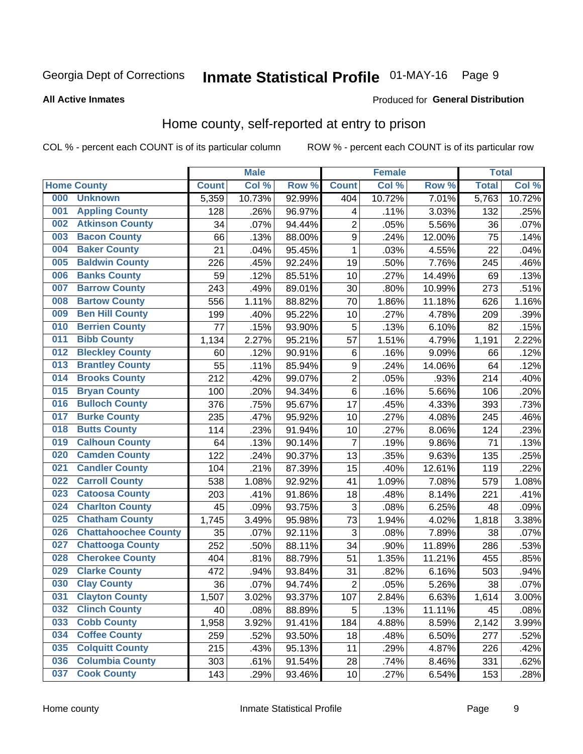Georgia Dept of Corrections **Inmate Statistical Profile** 01-MAY-16

**All Active Inmates**

Produced for **General Distribution**

## Home county, self-reported at entry to prison

COL % - percent each COUNT is of its particular column ROW % - percent each COUNT is of its particular row

| Home County | | Male | | | Female | | | Total | |
|---|---|---|---|---|---|---|---|---|---|
| | | Count | Col % | Row % | Count | Col % | Row % | Total | Col % |
| 000 | Unknown | 5,359 | 10.73% | 92.99% | 404 | 10.72% | 7.01% | 5,763 | 10.72% |
| 001 | Appling County | 128 | .26% | 96.97% | 4 | .11% | 3.03% | 132 | .25% |
| 002 | Atkinson County | 34 | .07% | 94.44% | 2 | .05% | 5.56% | 36 | .07% |
| 003 | Bacon County | 66 | .13% | 88.00% | 9 | .24% | 12.00% | 75 | .14% |
| 004 | Baker County | 21 | .04% | 95.45% | 1 | .03% | 4.55% | 22 | .04% |
| 005 | Baldwin County | 226 | .45% | 92.24% | 19 | .50% | 7.76% | 245 | .46% |
| 006 | Banks County | 59 | .12% | 85.51% | 10 | .27% | 14.49% | 69 | .13% |
| 007 | Barrow County | 243 | .49% | 89.01% | 30 | .80% | 10.99% | 273 | .51% |
| 008 | Bartow County | 556 | 1.11% | 88.82% | 70 | 1.86% | 11.18% | 626 | 1.16% |
| 009 | Ben Hill County | 199 | .40% | 95.22% | 10 | .27% | 4.78% | 209 | .39% |
| 010 | Berrien County | 77 | .15% | 93.90% | 5 | .13% | 6.10% | 82 | .15% |
| 011 | Bibb County | 1,134 | 2.27% | 95.21% | 57 | 1.51% | 4.79% | 1,191 | 2.22% |
| 012 | Bleckley County | 60 | .12% | 90.91% | 6 | .16% | 9.09% | 66 | .12% |
| 013 | Brantley County | 55 | .11% | 85.94% | 9 | .24% | 14.06% | 64 | .12% |
| 014 | Brooks County | 212 | .42% | 99.07% | 2 | .05% | .93% | 214 | .40% |
| 015 | Bryan County | 100 | .20% | 94.34% | 6 | .16% | 5.66% | 106 | .20% |
| 016 | Bulloch County | 376 | .75% | 95.67% | 17 | .45% | 4.33% | 393 | .73% |
| 017 | Burke County | 235 | .47% | 95.92% | 10 | .27% | 4.08% | 245 | .46% |
| 018 | Butts County | 114 | .23% | 91.94% | 10 | .27% | 8.06% | 124 | .23% |
| 019 | Calhoun County | 64 | .13% | 90.14% | 7 | .19% | 9.86% | 71 | .13% |
| 020 | Camden County | 122 | .24% | 90.37% | 13 | .35% | 9.63% | 135 | .25% |
| 021 | Candler County | 104 | .21% | 87.39% | 15 | .40% | 12.61% | 119 | .22% |
| 022 | Carroll County | 538 | 1.08% | 92.92% | 41 | 1.09% | 7.08% | 579 | 1.08% |
| 023 | Catoosa County | 203 | .41% | 91.86% | 18 | .48% | 8.14% | 221 | .41% |
| 024 | Charlton County | 45 | .09% | 93.75% | 3 | .08% | 6.25% | 48 | .09% |
| 025 | Chatham County | 1,745 | 3.49% | 95.98% | 73 | 1.94% | 4.02% | 1,818 | 3.38% |
| 026 | Chattahoochee County | 35 | .07% | 92.11% | 3 | .08% | 7.89% | 38 | .07% |
| 027 | Chattooga County | 252 | .50% | 88.11% | 34 | .90% | 11.89% | 286 | .53% |
| 028 | Cherokee County | 404 | .81% | 88.79% | 51 | 1.35% | 11.21% | 455 | .85% |
| 029 | Clarke County | 472 | .94% | 93.84% | 31 | .82% | 6.16% | 503 | .94% |
| 030 | Clay County | 36 | .07% | 94.74% | 2 | .05% | 5.26% | 38 | .07% |
| 031 | Clayton County | 1,507 | 3.02% | 93.37% | 107 | 2.84% | 6.63% | 1,614 | 3.00% |
| 032 | Clinch County | 40 | .08% | 88.89% | 5 | .13% | 11.11% | 45 | .08% |
| 033 | Cobb County | 1,958 | 3.92% | 91.41% | 184 | 4.88% | 8.59% | 2,142 | 3.99% |
| 034 | Coffee County | 259 | .52% | 93.50% | 18 | .48% | 6.50% | 277 | .52% |
| 035 | Colquitt County | 215 | .43% | 95.13% | 11 | .29% | 4.87% | 226 | .42% |
| 036 | Columbia County | 303 | .61% | 91.54% | 28 | .74% | 8.46% | 331 | .62% |
| 037 | Cook County | 143 | .29% | 93.46% | 10 | .27% | 6.54% | 153 | .28% |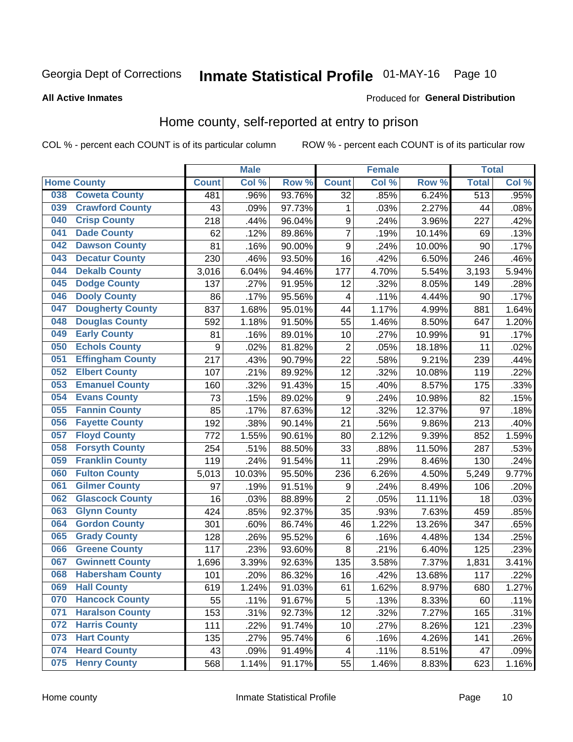Georgia Dept of Corrections **Inmate Statistical Profile** 01-MAY-16

**All Active Inmates**

Produced for **General Distribution**

## Home county, self-reported at entry to prison

COL % - percent each COUNT is of its particular column    ROW % - percent each COUNT is of its particular row

| Home County | | Male | | | Female | | | Total | |
|---|---|---|---|---|---|---|---|---|---|
| | | Count | Col % | Row % | Count | Col % | Row % | Total | Col % |
| 038 | Coweta County | 481 | .96% | 93.76% | 32 | .85% | 6.24% | 513 | .95% |
| 039 | Crawford County | 43 | .09% | 97.73% | 1 | .03% | 2.27% | 44 | .08% |
| 040 | Crisp County | 218 | .44% | 96.04% | 9 | .24% | 3.96% | 227 | .42% |
| 041 | Dade County | 62 | .12% | 89.86% | 7 | .19% | 10.14% | 69 | .13% |
| 042 | Dawson County | 81 | .16% | 90.00% | 9 | .24% | 10.00% | 90 | .17% |
| 043 | Decatur County | 230 | .46% | 93.50% | 16 | .42% | 6.50% | 246 | .46% |
| 044 | Dekalb County | 3,016 | 6.04% | 94.46% | 177 | 4.70% | 5.54% | 3,193 | 5.94% |
| 045 | Dodge County | 137 | .27% | 91.95% | 12 | .32% | 8.05% | 149 | .28% |
| 046 | Dooly County | 86 | .17% | 95.56% | 4 | .11% | 4.44% | 90 | .17% |
| 047 | Dougherty County | 837 | 1.68% | 95.01% | 44 | 1.17% | 4.99% | 881 | 1.64% |
| 048 | Douglas County | 592 | 1.18% | 91.50% | 55 | 1.46% | 8.50% | 647 | 1.20% |
| 049 | Early County | 81 | .16% | 89.01% | 10 | .27% | 10.99% | 91 | .17% |
| 050 | Echols County | 9 | .02% | 81.82% | 2 | .05% | 18.18% | 11 | .02% |
| 051 | Effingham County | 217 | .43% | 90.79% | 22 | .58% | 9.21% | 239 | .44% |
| 052 | Elbert County | 107 | .21% | 89.92% | 12 | .32% | 10.08% | 119 | .22% |
| 053 | Emanuel County | 160 | .32% | 91.43% | 15 | .40% | 8.57% | 175 | .33% |
| 054 | Evans County | 73 | .15% | 89.02% | 9 | .24% | 10.98% | 82 | .15% |
| 055 | Fannin County | 85 | .17% | 87.63% | 12 | .32% | 12.37% | 97 | .18% |
| 056 | Fayette County | 192 | .38% | 90.14% | 21 | .56% | 9.86% | 213 | .40% |
| 057 | Floyd County | 772 | 1.55% | 90.61% | 80 | 2.12% | 9.39% | 852 | 1.59% |
| 058 | Forsyth County | 254 | .51% | 88.50% | 33 | .88% | 11.50% | 287 | .53% |
| 059 | Franklin County | 119 | .24% | 91.54% | 11 | .29% | 8.46% | 130 | .24% |
| 060 | Fulton County | 5,013 | 10.03% | 95.50% | 236 | 6.26% | 4.50% | 5,249 | 9.77% |
| 061 | Gilmer County | 97 | .19% | 91.51% | 9 | .24% | 8.49% | 106 | .20% |
| 062 | Glascock County | 16 | .03% | 88.89% | 2 | .05% | 11.11% | 18 | .03% |
| 063 | Glynn County | 424 | .85% | 92.37% | 35 | .93% | 7.63% | 459 | .85% |
| 064 | Gordon County | 301 | .60% | 86.74% | 46 | 1.22% | 13.26% | 347 | .65% |
| 065 | Grady County | 128 | .26% | 95.52% | 6 | .16% | 4.48% | 134 | .25% |
| 066 | Greene County | 117 | .23% | 93.60% | 8 | .21% | 6.40% | 125 | .23% |
| 067 | Gwinnett County | 1,696 | 3.39% | 92.63% | 135 | 3.58% | 7.37% | 1,831 | 3.41% |
| 068 | Habersham County | 101 | .20% | 86.32% | 16 | .42% | 13.68% | 117 | .22% |
| 069 | Hall County | 619 | 1.24% | 91.03% | 61 | 1.62% | 8.97% | 680 | 1.27% |
| 070 | Hancock County | 55 | .11% | 91.67% | 5 | .13% | 8.33% | 60 | .11% |
| 071 | Haralson County | 153 | .31% | 92.73% | 12 | .32% | 7.27% | 165 | .31% |
| 072 | Harris County | 111 | .22% | 91.74% | 10 | .27% | 8.26% | 121 | .23% |
| 073 | Hart County | 135 | .27% | 95.74% | 6 | .16% | 4.26% | 141 | .26% |
| 074 | Heard County | 43 | .09% | 91.49% | 4 | .11% | 8.51% | 47 | .09% |
| 075 | Henry County | 568 | 1.14% | 91.17% | 55 | 1.46% | 8.83% | 623 | 1.16% |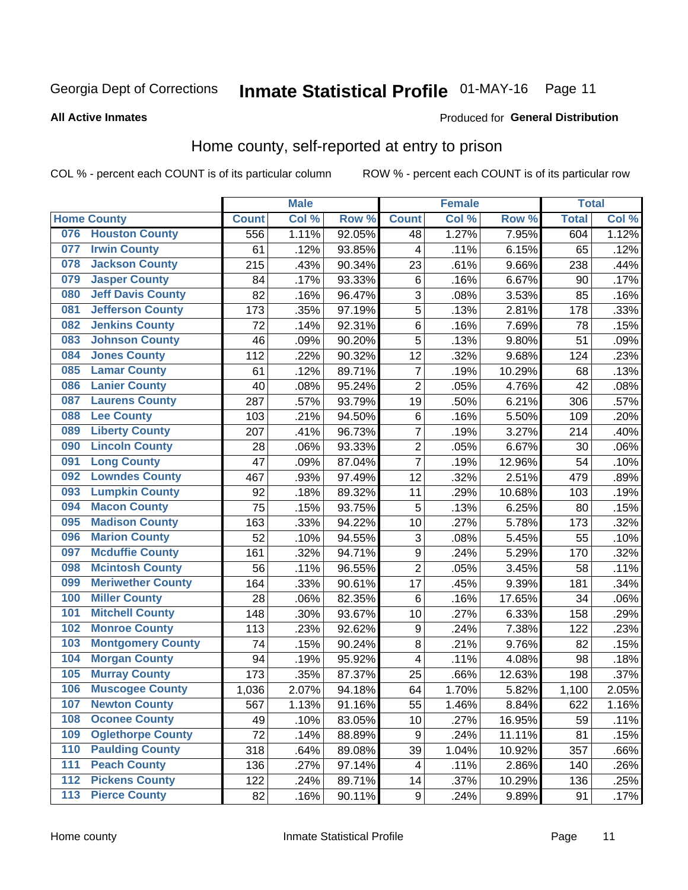Georgia Dept of Corrections **Inmate Statistical Profile** 01-MAY-16

**All Active Inmates**

Produced for **General Distribution**

## Home county, self-reported at entry to prison

COL % - percent each COUNT is of its particular column ROW % - percent each COUNT is of its particular row

| Home County | | Male | | | Female | | | Total | |
|---|---|---|---|---|---|---|---|---|---|
| | | Count | Col % | Row % | Count | Col % | Row % | Total | Col % |
| 076 | Houston County | 556 | 1.11% | 92.05% | 48 | 1.27% | 7.95% | 604 | 1.12% |
| 077 | Irwin County | 61 | .12% | 93.85% | 4 | .11% | 6.15% | 65 | .12% |
| 078 | Jackson County | 215 | .43% | 90.34% | 23 | .61% | 9.66% | 238 | .44% |
| 079 | Jasper County | 84 | .17% | 93.33% | 6 | .16% | 6.67% | 90 | .17% |
| 080 | Jeff Davis County | 82 | .16% | 96.47% | 3 | .08% | 3.53% | 85 | .16% |
| 081 | Jefferson County | 173 | .35% | 97.19% | 5 | .13% | 2.81% | 178 | .33% |
| 082 | Jenkins County | 72 | .14% | 92.31% | 6 | .16% | 7.69% | 78 | .15% |
| 083 | Johnson County | 46 | .09% | 90.20% | 5 | .13% | 9.80% | 51 | .09% |
| 084 | Jones County | 112 | .22% | 90.32% | 12 | .32% | 9.68% | 124 | .23% |
| 085 | Lamar County | 61 | .12% | 89.71% | 7 | .19% | 10.29% | 68 | .13% |
| 086 | Lanier County | 40 | .08% | 95.24% | 2 | .05% | 4.76% | 42 | .08% |
| 087 | Laurens County | 287 | .57% | 93.79% | 19 | .50% | 6.21% | 306 | .57% |
| 088 | Lee County | 103 | .21% | 94.50% | 6 | .16% | 5.50% | 109 | .20% |
| 089 | Liberty County | 207 | .41% | 96.73% | 7 | .19% | 3.27% | 214 | .40% |
| 090 | Lincoln County | 28 | .06% | 93.33% | 2 | .05% | 6.67% | 30 | .06% |
| 091 | Long County | 47 | .09% | 87.04% | 7 | .19% | 12.96% | 54 | .10% |
| 092 | Lowndes County | 467 | .93% | 97.49% | 12 | .32% | 2.51% | 479 | .89% |
| 093 | Lumpkin County | 92 | .18% | 89.32% | 11 | .29% | 10.68% | 103 | .19% |
| 094 | Macon County | 75 | .15% | 93.75% | 5 | .13% | 6.25% | 80 | .15% |
| 095 | Madison County | 163 | .33% | 94.22% | 10 | .27% | 5.78% | 173 | .32% |
| 096 | Marion County | 52 | .10% | 94.55% | 3 | .08% | 5.45% | 55 | .10% |
| 097 | Mcduffie County | 161 | .32% | 94.71% | 9 | .24% | 5.29% | 170 | .32% |
| 098 | Mcintosh County | 56 | .11% | 96.55% | 2 | .05% | 3.45% | 58 | .11% |
| 099 | Meriwether County | 164 | .33% | 90.61% | 17 | .45% | 9.39% | 181 | .34% |
| 100 | Miller County | 28 | .06% | 82.35% | 6 | .16% | 17.65% | 34 | .06% |
| 101 | Mitchell County | 148 | .30% | 93.67% | 10 | .27% | 6.33% | 158 | .29% |
| 102 | Monroe County | 113 | .23% | 92.62% | 9 | .24% | 7.38% | 122 | .23% |
| 103 | Montgomery County | 74 | .15% | 90.24% | 8 | .21% | 9.76% | 82 | .15% |
| 104 | Morgan County | 94 | .19% | 95.92% | 4 | .11% | 4.08% | 98 | .18% |
| 105 | Murray County | 173 | .35% | 87.37% | 25 | .66% | 12.63% | 198 | .37% |
| 106 | Muscogee County | 1,036 | 2.07% | 94.18% | 64 | 1.70% | 5.82% | 1,100 | 2.05% |
| 107 | Newton County | 567 | 1.13% | 91.16% | 55 | 1.46% | 8.84% | 622 | 1.16% |
| 108 | Oconee County | 49 | .10% | 83.05% | 10 | .27% | 16.95% | 59 | .11% |
| 109 | Oglethorpe County | 72 | .14% | 88.89% | 9 | .24% | 11.11% | 81 | .15% |
| 110 | Paulding County | 318 | .64% | 89.08% | 39 | 1.04% | 10.92% | 357 | .66% |
| 111 | Peach County | 136 | .27% | 97.14% | 4 | .11% | 2.86% | 140 | .26% |
| 112 | Pickens County | 122 | .24% | 89.71% | 14 | .37% | 10.29% | 136 | .25% |
| 113 | Pierce County | 82 | .16% | 90.11% | 9 | .24% | 9.89% | 91 | .17% |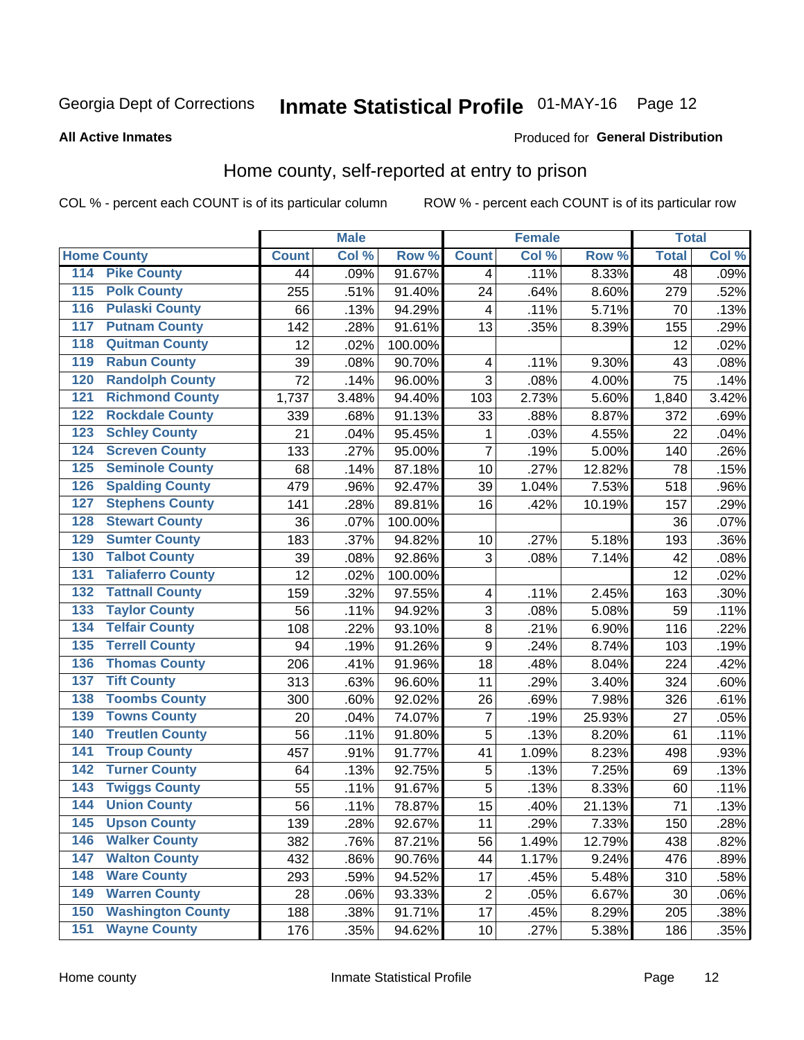Georgia Dept of Corrections **Inmate Statistical Profile** 01-MAY-16

**All Active Inmates**

Produced for **General Distribution**

## Home county, self-reported at entry to prison

COL % - percent each COUNT is of its particular column

ROW % - percent each COUNT is of its particular row

| Home County | | Male | | | Female | | | Total | |
|---|---|---|---|---|---|---|---|---|---|
| | | Count | Col % | Row % | Count | Col % | Row % | Total | Col % |
| 114 | Pike County | 44 | .09% | 91.67% | 4 | .11% | 8.33% | 48 | .09% |
| 115 | Polk County | 255 | .51% | 91.40% | 24 | .64% | 8.60% | 279 | .52% |
| 116 | Pulaski County | 66 | .13% | 94.29% | 4 | .11% | 5.71% | 70 | .13% |
| 117 | Putnam County | 142 | .28% | 91.61% | 13 | .35% | 8.39% | 155 | .29% |
| 118 | Quitman County | 12 | .02% | 100.00% | | | | 12 | .02% |
| 119 | Rabun County | 39 | .08% | 90.70% | 4 | .11% | 9.30% | 43 | .08% |
| 120 | Randolph County | 72 | .14% | 96.00% | 3 | .08% | 4.00% | 75 | .14% |
| 121 | Richmond County | 1,737 | 3.48% | 94.40% | 103 | 2.73% | 5.60% | 1,840 | 3.42% |
| 122 | Rockdale County | 339 | .68% | 91.13% | 33 | .88% | 8.87% | 372 | .69% |
| 123 | Schley County | 21 | .04% | 95.45% | 1 | .03% | 4.55% | 22 | .04% |
| 124 | Screven County | 133 | .27% | 95.00% | 7 | .19% | 5.00% | 140 | .26% |
| 125 | Seminole County | 68 | .14% | 87.18% | 10 | .27% | 12.82% | 78 | .15% |
| 126 | Spalding County | 479 | .96% | 92.47% | 39 | 1.04% | 7.53% | 518 | .96% |
| 127 | Stephens County | 141 | .28% | 89.81% | 16 | .42% | 10.19% | 157 | .29% |
| 128 | Stewart County | 36 | .07% | 100.00% | | | | 36 | .07% |
| 129 | Sumter County | 183 | .37% | 94.82% | 10 | .27% | 5.18% | 193 | .36% |
| 130 | Talbot County | 39 | .08% | 92.86% | 3 | .08% | 7.14% | 42 | .08% |
| 131 | Taliaferro County | 12 | .02% | 100.00% | | | | 12 | .02% |
| 132 | Tattnall County | 159 | .32% | 97.55% | 4 | .11% | 2.45% | 163 | .30% |
| 133 | Taylor County | 56 | .11% | 94.92% | 3 | .08% | 5.08% | 59 | .11% |
| 134 | Telfair County | 108 | .22% | 93.10% | 8 | .21% | 6.90% | 116 | .22% |
| 135 | Terrell County | 94 | .19% | 91.26% | 9 | .24% | 8.74% | 103 | .19% |
| 136 | Thomas County | 206 | .41% | 91.96% | 18 | .48% | 8.04% | 224 | .42% |
| 137 | Tift County | 313 | .63% | 96.60% | 11 | .29% | 3.40% | 324 | .60% |
| 138 | Toombs County | 300 | .60% | 92.02% | 26 | .69% | 7.98% | 326 | .61% |
| 139 | Towns County | 20 | .04% | 74.07% | 7 | .19% | 25.93% | 27 | .05% |
| 140 | Treutlen County | 56 | .11% | 91.80% | 5 | .13% | 8.20% | 61 | .11% |
| 141 | Troup County | 457 | .91% | 91.77% | 41 | 1.09% | 8.23% | 498 | .93% |
| 142 | Turner County | 64 | .13% | 92.75% | 5 | .13% | 7.25% | 69 | .13% |
| 143 | Twiggs County | 55 | .11% | 91.67% | 5 | .13% | 8.33% | 60 | .11% |
| 144 | Union County | 56 | .11% | 78.87% | 15 | .40% | 21.13% | 71 | .13% |
| 145 | Upson County | 139 | .28% | 92.67% | 11 | .29% | 7.33% | 150 | .28% |
| 146 | Walker County | 382 | .76% | 87.21% | 56 | 1.49% | 12.79% | 438 | .82% |
| 147 | Walton County | 432 | .86% | 90.76% | 44 | 1.17% | 9.24% | 476 | .89% |
| 148 | Ware County | 293 | .59% | 94.52% | 17 | .45% | 5.48% | 310 | .58% |
| 149 | Warren County | 28 | .06% | 93.33% | 2 | .05% | 6.67% | 30 | .06% |
| 150 | Washington County | 188 | .38% | 91.71% | 17 | .45% | 8.29% | 205 | .38% |
| 151 | Wayne County | 176 | .35% | 94.62% | 10 | .27% | 5.38% | 186 | .35% |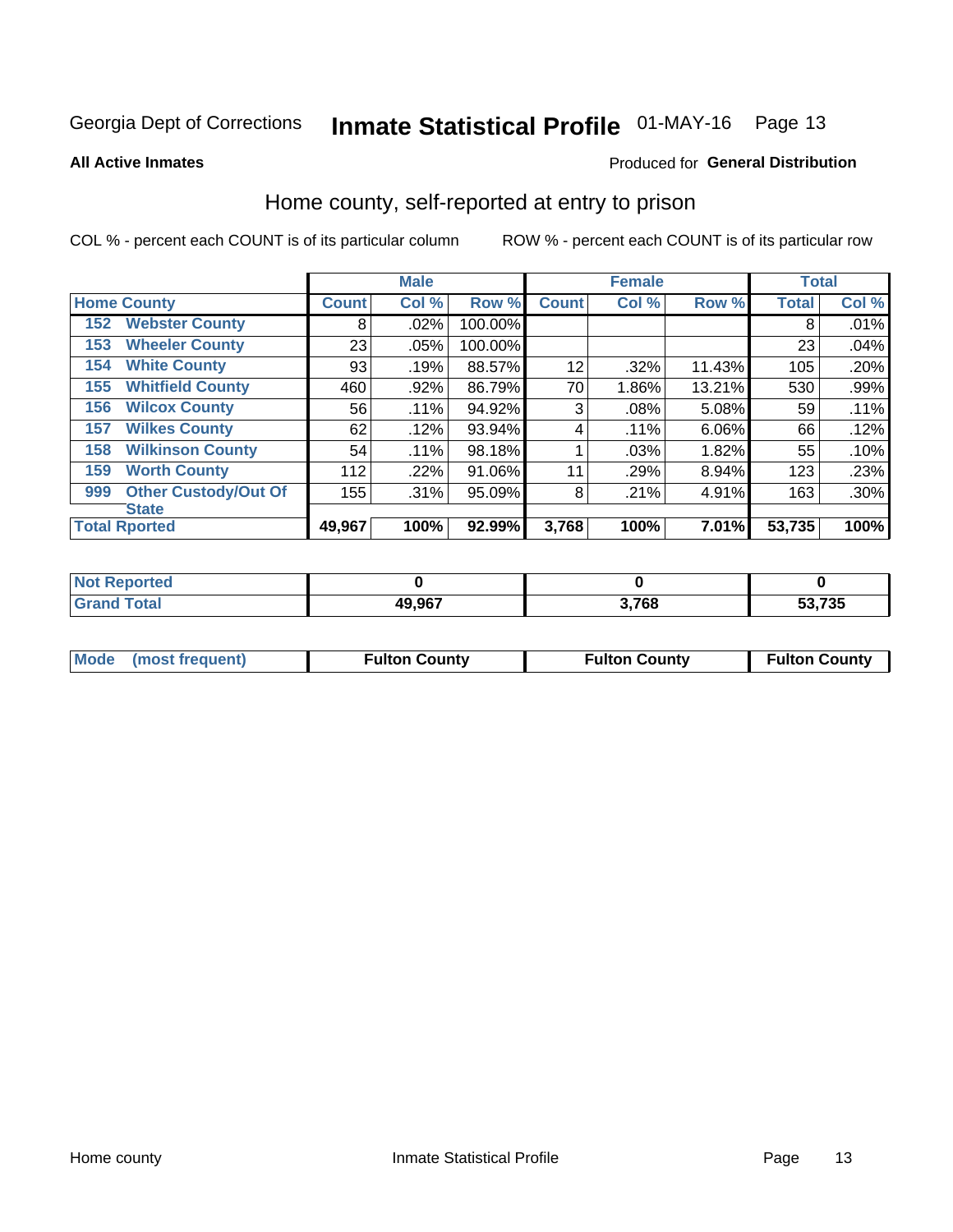Georgia Dept of Corrections **Inmate Statistical Profile** 01-MAY-16

**All Active Inmates**

Produced for **General Distribution**

## Home county, self-reported at entry to prison

COL % - percent each COUNT is of its particular column ROW % - percent each COUNT is of its particular row

| Home County | | Male | | | Female | | | Total | |
|---|---|---|---|---|---|---|---|---|---|
| | | Count | Col % | Row % | Count | Col % | Row % | Total | Col % |
| 152 | Webster County | 8 | .02% | 100.00% | | | | 8 | .01% |
| 153 | Wheeler County | 23 | .05% | 100.00% | | | | 23 | .04% |
| 154 | White County | 93 | .19% | 88.57% | 12 | .32% | 11.43% | 105 | .20% |
| 155 | Whitfield County | 460 | .92% | 86.79% | 70 | 1.86% | 13.21% | 530 | .99% |
| 156 | Wilcox County | 56 | .11% | 94.92% | 3 | .08% | 5.08% | 59 | .11% |
| 157 | Wilkes County | 62 | .12% | 93.94% | 4 | .11% | 6.06% | 66 | .12% |
| 158 | Wilkinson County | 54 | .11% | 98.18% | 1 | .03% | 1.82% | 55 | .10% |
| 159 | Worth County | 112 | .22% | 91.06% | 11 | .29% | 8.94% | 123 | .23% |
| 999 | Other Custody/Out Of State | 155 | .31% | 95.09% | 8 | .21% | 4.91% | 163 | .30% |
| **Total Rported** | | **49,967** | **100%** | **92.99%** | **3,768** | **100%** | **7.01%** | **53,735** | **100%** |

| | Male | Female | Total |
|---|---|---|---|
| Not Reported | **0** | **0** | **0** |
| Grand Total | **49,967** | **3,768** | **53,735** |

| | Male | Female | Total |
|---|---|---|---|
| Mode (most frequent) | **Fulton County** | **Fulton County** | **Fulton County** |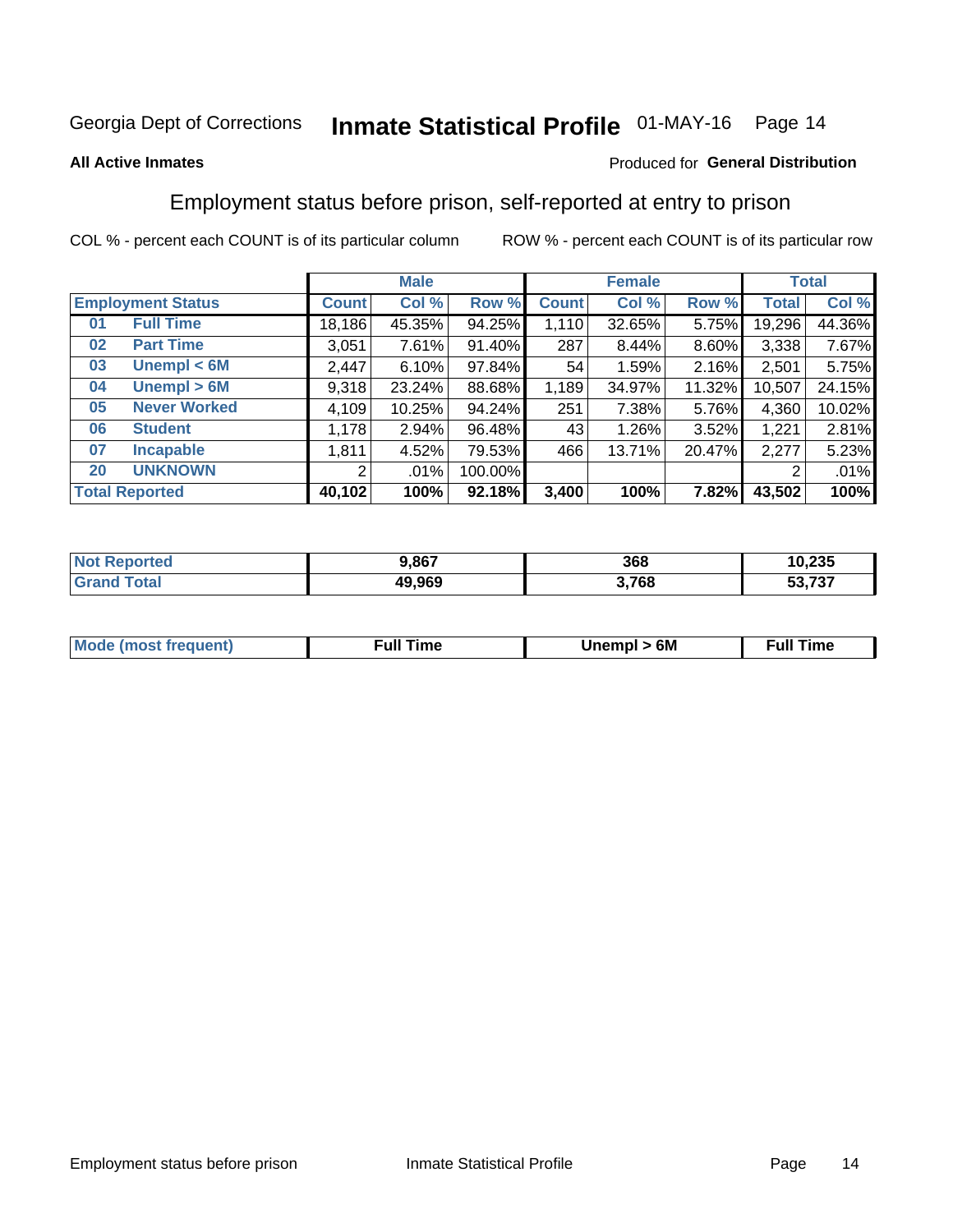Georgia Dept of Corrections **Inmate Statistical Profile** 01-MAY-16

**All Active Inmates**

Produced for **General Distribution**

## Employment status before prison, self-reported at entry to prison

COL % - percent each COUNT is of its particular column ROW % - percent each COUNT is of its particular row

| | | Male | | | Female | | | Total | |
|---|---|---|---|---|---|---|---|---|---|
| **Employment Status** | | **Count** | **Col %** | **Row %** | **Count** | **Col %** | **Row %** | **Total** | **Col %** |
| 01 | Full Time | 18,186 | 45.35% | 94.25% | 1,110 | 32.65% | 5.75% | 19,296 | 44.36% |
| 02 | Part Time | 3,051 | 7.61% | 91.40% | 287 | 8.44% | 8.60% | 3,338 | 7.67% |
| 03 | Unempl < 6M | 2,447 | 6.10% | 97.84% | 54 | 1.59% | 2.16% | 2,501 | 5.75% |
| 04 | Unempl > 6M | 9,318 | 23.24% | 88.68% | 1,189 | 34.97% | 11.32% | 10,507 | 24.15% |
| 05 | Never Worked | 4,109 | 10.25% | 94.24% | 251 | 7.38% | 5.76% | 4,360 | 10.02% |
| 06 | Student | 1,178 | 2.94% | 96.48% | 43 | 1.26% | 3.52% | 1,221 | 2.81% |
| 07 | Incapable | 1,811 | 4.52% | 79.53% | 466 | 13.71% | 20.47% | 2,277 | 5.23% |
| 20 | UNKNOWN | 2 | .01% | 100.00% | | | | 2 | .01% |
| **Total Reported** | | **40,102** | **100%** | **92.18%** | **3,400** | **100%** | **7.82%** | **43,502** | **100%** |

| | Male | Female | Total |
|---|---|---|---|
| Not Reported | 9,867 | 368 | 10,235 |
| Grand Total | 49,969 | 3,768 | 53,737 |

| | Male | Female | Total |
|---|---|---|---|
| Mode (most frequent) | Full Time | Unempl > 6M | Full Time |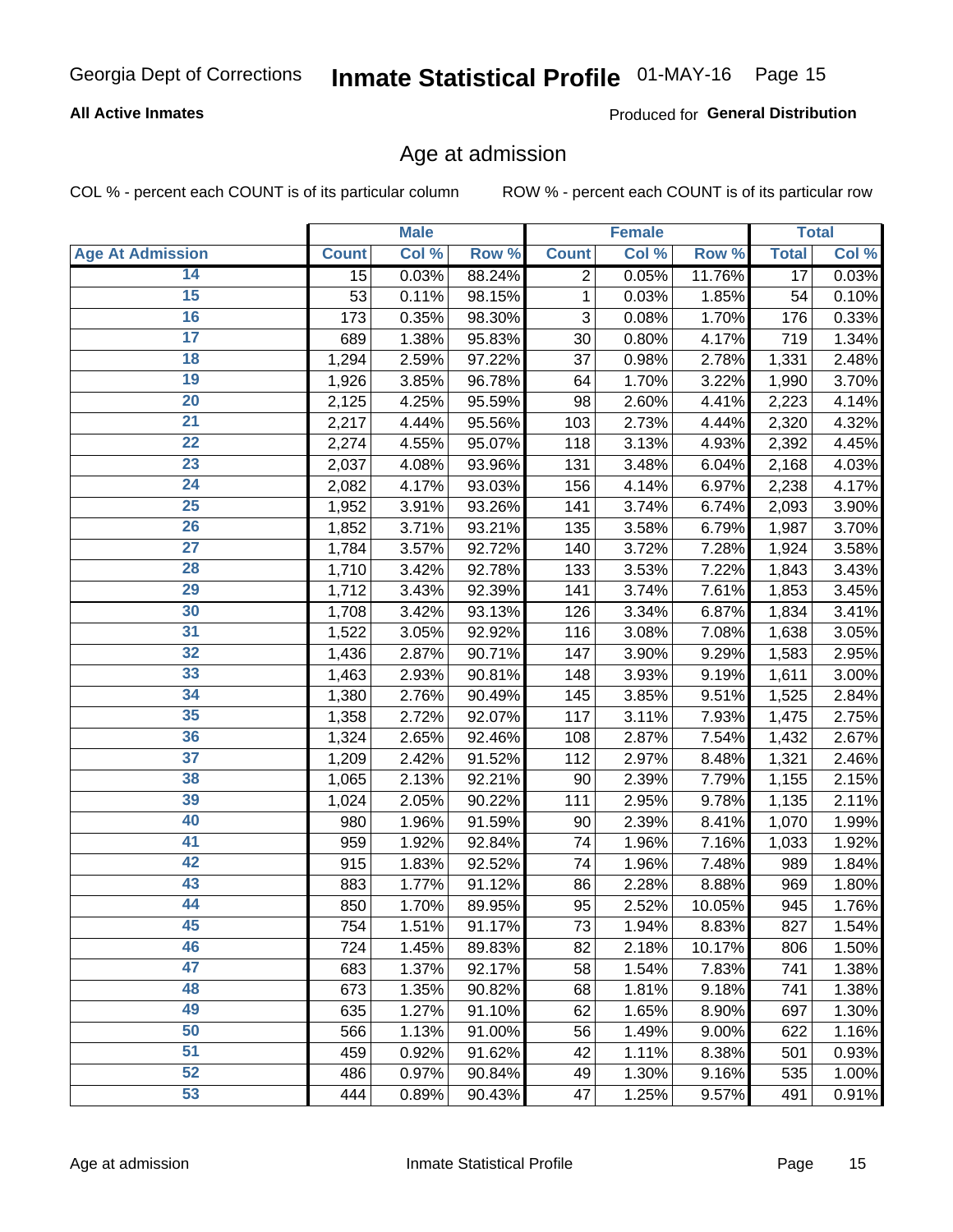Georgia Dept of Corrections **Inmate Statistical Profile** 01-MAY-16

**All Active Inmates**

Produced for **General Distribution**

## Age at admission

COL % - percent each COUNT is of its particular column

ROW % - percent each COUNT is of its particular row

| | Male | | | Female | | | Total | |
|---|---|---|---|---|---|---|---|---|
| **Age At Admission** | **Count** | **Col %** | **Row %** | **Count** | **Col %** | **Row %** | **Total** | **Col %** |
| 14 | 15 | 0.03% | 88.24% | 2 | 0.05% | 11.76% | 17 | 0.03% |
| 15 | 53 | 0.11% | 98.15% | 1 | 0.03% | 1.85% | 54 | 0.10% |
| 16 | 173 | 0.35% | 98.30% | 3 | 0.08% | 1.70% | 176 | 0.33% |
| 17 | 689 | 1.38% | 95.83% | 30 | 0.80% | 4.17% | 719 | 1.34% |
| 18 | 1,294 | 2.59% | 97.22% | 37 | 0.98% | 2.78% | 1,331 | 2.48% |
| 19 | 1,926 | 3.85% | 96.78% | 64 | 1.70% | 3.22% | 1,990 | 3.70% |
| 20 | 2,125 | 4.25% | 95.59% | 98 | 2.60% | 4.41% | 2,223 | 4.14% |
| 21 | 2,217 | 4.44% | 95.56% | 103 | 2.73% | 4.44% | 2,320 | 4.32% |
| 22 | 2,274 | 4.55% | 95.07% | 118 | 3.13% | 4.93% | 2,392 | 4.45% |
| 23 | 2,037 | 4.08% | 93.96% | 131 | 3.48% | 6.04% | 2,168 | 4.03% |
| 24 | 2,082 | 4.17% | 93.03% | 156 | 4.14% | 6.97% | 2,238 | 4.17% |
| 25 | 1,952 | 3.91% | 93.26% | 141 | 3.74% | 6.74% | 2,093 | 3.90% |
| 26 | 1,852 | 3.71% | 93.21% | 135 | 3.58% | 6.79% | 1,987 | 3.70% |
| 27 | 1,784 | 3.57% | 92.72% | 140 | 3.72% | 7.28% | 1,924 | 3.58% |
| 28 | 1,710 | 3.42% | 92.78% | 133 | 3.53% | 7.22% | 1,843 | 3.43% |
| 29 | 1,712 | 3.43% | 92.39% | 141 | 3.74% | 7.61% | 1,853 | 3.45% |
| 30 | 1,708 | 3.42% | 93.13% | 126 | 3.34% | 6.87% | 1,834 | 3.41% |
| 31 | 1,522 | 3.05% | 92.92% | 116 | 3.08% | 7.08% | 1,638 | 3.05% |
| 32 | 1,436 | 2.87% | 90.71% | 147 | 3.90% | 9.29% | 1,583 | 2.95% |
| 33 | 1,463 | 2.93% | 90.81% | 148 | 3.93% | 9.19% | 1,611 | 3.00% |
| 34 | 1,380 | 2.76% | 90.49% | 145 | 3.85% | 9.51% | 1,525 | 2.84% |
| 35 | 1,358 | 2.72% | 92.07% | 117 | 3.11% | 7.93% | 1,475 | 2.75% |
| 36 | 1,324 | 2.65% | 92.46% | 108 | 2.87% | 7.54% | 1,432 | 2.67% |
| 37 | 1,209 | 2.42% | 91.52% | 112 | 2.97% | 8.48% | 1,321 | 2.46% |
| 38 | 1,065 | 2.13% | 92.21% | 90 | 2.39% | 7.79% | 1,155 | 2.15% |
| 39 | 1,024 | 2.05% | 90.22% | 111 | 2.95% | 9.78% | 1,135 | 2.11% |
| 40 | 980 | 1.96% | 91.59% | 90 | 2.39% | 8.41% | 1,070 | 1.99% |
| 41 | 959 | 1.92% | 92.84% | 74 | 1.96% | 7.16% | 1,033 | 1.92% |
| 42 | 915 | 1.83% | 92.52% | 74 | 1.96% | 7.48% | 989 | 1.84% |
| 43 | 883 | 1.77% | 91.12% | 86 | 2.28% | 8.88% | 969 | 1.80% |
| 44 | 850 | 1.70% | 89.95% | 95 | 2.52% | 10.05% | 945 | 1.76% |
| 45 | 754 | 1.51% | 91.17% | 73 | 1.94% | 8.83% | 827 | 1.54% |
| 46 | 724 | 1.45% | 89.83% | 82 | 2.18% | 10.17% | 806 | 1.50% |
| 47 | 683 | 1.37% | 92.17% | 58 | 1.54% | 7.83% | 741 | 1.38% |
| 48 | 673 | 1.35% | 90.82% | 68 | 1.81% | 9.18% | 741 | 1.38% |
| 49 | 635 | 1.27% | 91.10% | 62 | 1.65% | 8.90% | 697 | 1.30% |
| 50 | 566 | 1.13% | 91.00% | 56 | 1.49% | 9.00% | 622 | 1.16% |
| 51 | 459 | 0.92% | 91.62% | 42 | 1.11% | 8.38% | 501 | 0.93% |
| 52 | 486 | 0.97% | 90.84% | 49 | 1.30% | 9.16% | 535 | 1.00% |
| 53 | 444 | 0.89% | 90.43% | 47 | 1.25% | 9.57% | 491 | 0.91% |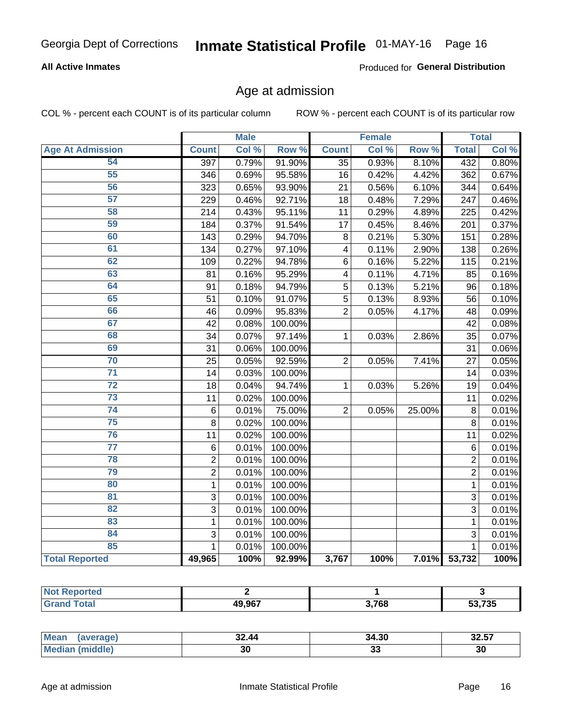Georgia Dept of Corrections **Inmate Statistical Profile** 01-MAY-16

**All Active Inmates**

Produced for **General Distribution**

## Age at admission

COL % - percent each COUNT is of its particular column ROW % - percent each COUNT is of its particular row

| | Male | | | Female | | | Total | |
|---|---|---|---|---|---|---|---|---|
| **Age At Admission** | **Count** | **Col %** | **Row %** | **Count** | **Col %** | **Row %** | **Total** | **Col %** |
| 54 | 397 | 0.79% | 91.90% | 35 | 0.93% | 8.10% | 432 | 0.80% |
| 55 | 346 | 0.69% | 95.58% | 16 | 0.42% | 4.42% | 362 | 0.67% |
| 56 | 323 | 0.65% | 93.90% | 21 | 0.56% | 6.10% | 344 | 0.64% |
| 57 | 229 | 0.46% | 92.71% | 18 | 0.48% | 7.29% | 247 | 0.46% |
| 58 | 214 | 0.43% | 95.11% | 11 | 0.29% | 4.89% | 225 | 0.42% |
| 59 | 184 | 0.37% | 91.54% | 17 | 0.45% | 8.46% | 201 | 0.37% |
| 60 | 143 | 0.29% | 94.70% | 8 | 0.21% | 5.30% | 151 | 0.28% |
| 61 | 134 | 0.27% | 97.10% | 4 | 0.11% | 2.90% | 138 | 0.26% |
| 62 | 109 | 0.22% | 94.78% | 6 | 0.16% | 5.22% | 115 | 0.21% |
| 63 | 81 | 0.16% | 95.29% | 4 | 0.11% | 4.71% | 85 | 0.16% |
| 64 | 91 | 0.18% | 94.79% | 5 | 0.13% | 5.21% | 96 | 0.18% |
| 65 | 51 | 0.10% | 91.07% | 5 | 0.13% | 8.93% | 56 | 0.10% |
| 66 | 46 | 0.09% | 95.83% | 2 | 0.05% | 4.17% | 48 | 0.09% |
| 67 | 42 | 0.08% | 100.00% | | | | 42 | 0.08% |
| 68 | 34 | 0.07% | 97.14% | 1 | 0.03% | 2.86% | 35 | 0.07% |
| 69 | 31 | 0.06% | 100.00% | | | | 31 | 0.06% |
| 70 | 25 | 0.05% | 92.59% | 2 | 0.05% | 7.41% | 27 | 0.05% |
| 71 | 14 | 0.03% | 100.00% | | | | 14 | 0.03% |
| 72 | 18 | 0.04% | 94.74% | 1 | 0.03% | 5.26% | 19 | 0.04% |
| 73 | 11 | 0.02% | 100.00% | | | | 11 | 0.02% |
| 74 | 6 | 0.01% | 75.00% | 2 | 0.05% | 25.00% | 8 | 0.01% |
| 75 | 8 | 0.02% | 100.00% | | | | 8 | 0.01% |
| 76 | 11 | 0.02% | 100.00% | | | | 11 | 0.02% |
| 77 | 6 | 0.01% | 100.00% | | | | 6 | 0.01% |
| 78 | 2 | 0.01% | 100.00% | | | | 2 | 0.01% |
| 79 | 2 | 0.01% | 100.00% | | | | 2 | 0.01% |
| 80 | 1 | 0.01% | 100.00% | | | | 1 | 0.01% |
| 81 | 3 | 0.01% | 100.00% | | | | 3 | 0.01% |
| 82 | 3 | 0.01% | 100.00% | | | | 3 | 0.01% |
| 83 | 1 | 0.01% | 100.00% | | | | 1 | 0.01% |
| 84 | 3 | 0.01% | 100.00% | | | | 3 | 0.01% |
| 85 | 1 | 0.01% | 100.00% | | | | 1 | 0.01% |
| **Total Reported** | **49,965** | **100%** | **92.99%** | **3,767** | **100%** | **7.01%** | **53,732** | **100%** |

| | Male | Female | Total |
|---|---|---|---|
| **Not Reported** | **2** | **1** | **3** |
| **Grand Total** | **49,967** | **3,768** | **53,735** |

| | Male | Female | Total |
|---|---|---|---|
| **Mean (average)** | **32.44** | **34.30** | **32.57** |
| **Median (middle)** | **30** | **33** | **30** |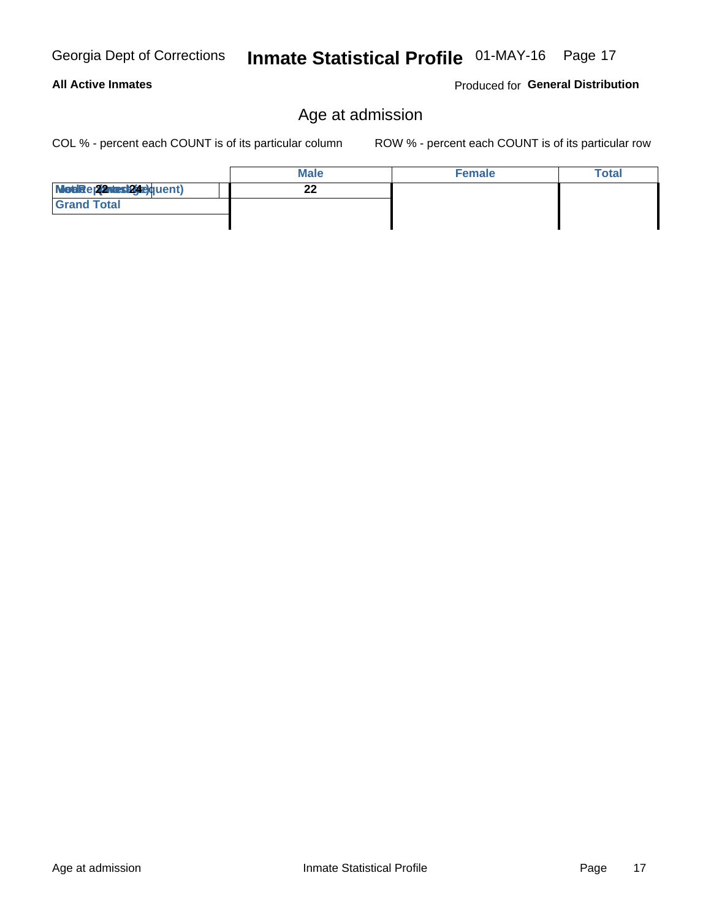# Age at admission

COL % - percent each COUNT is of its particular column

ROW % - percent each COUNT is of its particular row

| | Male | Female | Total |
|---|---|---|---|
| Mode (most frequent) / Median / Average | 22 | | |
| Grand Total | | | |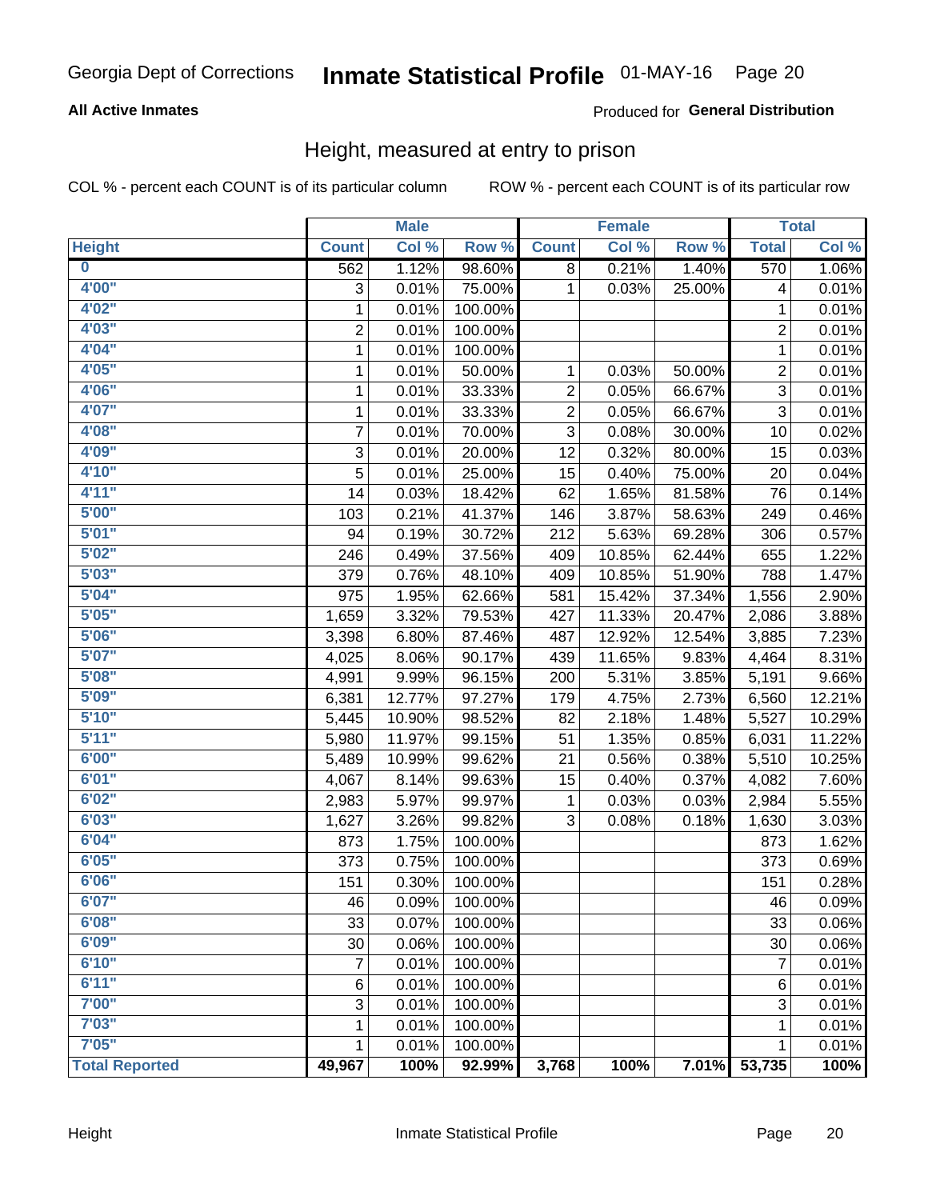Georgia Dept of Corrections **Inmate Statistical Profile** 01-MAY-16 Page 20

**All Active Inmates**

Produced for **General Distribution**

## Height, measured at entry to prison

COL % - percent each COUNT is of its particular column

ROW % - percent each COUNT is of its particular row

| | Male | | | Female | | | Total | |
|---|---|---|---|---|---|---|---|---|
| **Height** | **Count** | **Col %** | **Row %** | **Count** | **Col %** | **Row %** | **Total** | **Col %** |
| 0 | 562 | 1.12% | 98.60% | 8 | 0.21% | 1.40% | 570 | 1.06% |
| 4'00" | 3 | 0.01% | 75.00% | 1 | 0.03% | 25.00% | 4 | 0.01% |
| 4'02" | 1 | 0.01% | 100.00% | | | | 1 | 0.01% |
| 4'03" | 2 | 0.01% | 100.00% | | | | 2 | 0.01% |
| 4'04" | 1 | 0.01% | 100.00% | | | | 1 | 0.01% |
| 4'05" | 1 | 0.01% | 50.00% | 1 | 0.03% | 50.00% | 2 | 0.01% |
| 4'06" | 1 | 0.01% | 33.33% | 2 | 0.05% | 66.67% | 3 | 0.01% |
| 4'07" | 1 | 0.01% | 33.33% | 2 | 0.05% | 66.67% | 3 | 0.01% |
| 4'08" | 7 | 0.01% | 70.00% | 3 | 0.08% | 30.00% | 10 | 0.02% |
| 4'09" | 3 | 0.01% | 20.00% | 12 | 0.32% | 80.00% | 15 | 0.03% |
| 4'10" | 5 | 0.01% | 25.00% | 15 | 0.40% | 75.00% | 20 | 0.04% |
| 4'11" | 14 | 0.03% | 18.42% | 62 | 1.65% | 81.58% | 76 | 0.14% |
| 5'00" | 103 | 0.21% | 41.37% | 146 | 3.87% | 58.63% | 249 | 0.46% |
| 5'01" | 94 | 0.19% | 30.72% | 212 | 5.63% | 69.28% | 306 | 0.57% |
| 5'02" | 246 | 0.49% | 37.56% | 409 | 10.85% | 62.44% | 655 | 1.22% |
| 5'03" | 379 | 0.76% | 48.10% | 409 | 10.85% | 51.90% | 788 | 1.47% |
| 5'04" | 975 | 1.95% | 62.66% | 581 | 15.42% | 37.34% | 1,556 | 2.90% |
| 5'05" | 1,659 | 3.32% | 79.53% | 427 | 11.33% | 20.47% | 2,086 | 3.88% |
| 5'06" | 3,398 | 6.80% | 87.46% | 487 | 12.92% | 12.54% | 3,885 | 7.23% |
| 5'07" | 4,025 | 8.06% | 90.17% | 439 | 11.65% | 9.83% | 4,464 | 8.31% |
| 5'08" | 4,991 | 9.99% | 96.15% | 200 | 5.31% | 3.85% | 5,191 | 9.66% |
| 5'09" | 6,381 | 12.77% | 97.27% | 179 | 4.75% | 2.73% | 6,560 | 12.21% |
| 5'10" | 5,445 | 10.90% | 98.52% | 82 | 2.18% | 1.48% | 5,527 | 10.29% |
| 5'11" | 5,980 | 11.97% | 99.15% | 51 | 1.35% | 0.85% | 6,031 | 11.22% |
| 6'00" | 5,489 | 10.99% | 99.62% | 21 | 0.56% | 0.38% | 5,510 | 10.25% |
| 6'01" | 4,067 | 8.14% | 99.63% | 15 | 0.40% | 0.37% | 4,082 | 7.60% |
| 6'02" | 2,983 | 5.97% | 99.97% | 1 | 0.03% | 0.03% | 2,984 | 5.55% |
| 6'03" | 1,627 | 3.26% | 99.82% | 3 | 0.08% | 0.18% | 1,630 | 3.03% |
| 6'04" | 873 | 1.75% | 100.00% | | | | 873 | 1.62% |
| 6'05" | 373 | 0.75% | 100.00% | | | | 373 | 0.69% |
| 6'06" | 151 | 0.30% | 100.00% | | | | 151 | 0.28% |
| 6'07" | 46 | 0.09% | 100.00% | | | | 46 | 0.09% |
| 6'08" | 33 | 0.07% | 100.00% | | | | 33 | 0.06% |
| 6'09" | 30 | 0.06% | 100.00% | | | | 30 | 0.06% |
| 6'10" | 7 | 0.01% | 100.00% | | | | 7 | 0.01% |
| 6'11" | 6 | 0.01% | 100.00% | | | | 6 | 0.01% |
| 7'00" | 3 | 0.01% | 100.00% | | | | 3 | 0.01% |
| 7'03" | 1 | 0.01% | 100.00% | | | | 1 | 0.01% |
| 7'05" | 1 | 0.01% | 100.00% | | | | 1 | 0.01% |
| **Total Reported** | **49,967** | **100%** | **92.99%** | **3,768** | **100%** | **7.01%** | **53,735** | **100%** |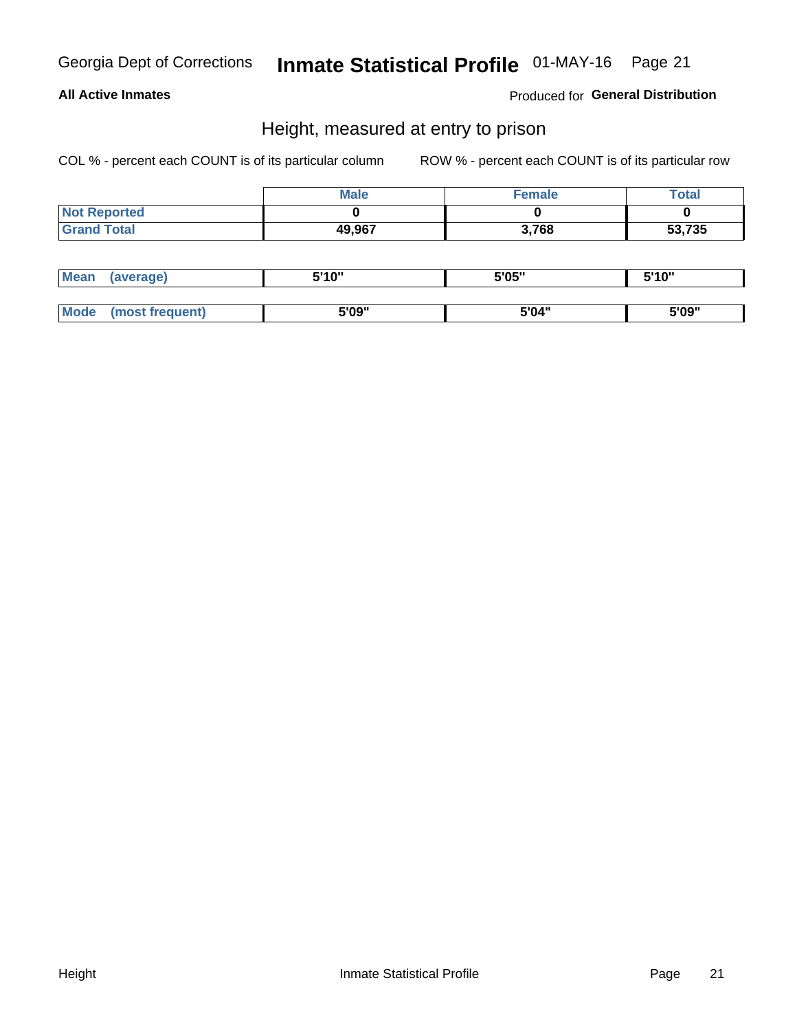**All Active Inmates**

Produced for **General Distribution**

## Height, measured at entry to prison

COL % - percent each COUNT is of its particular column

ROW % - percent each COUNT is of its particular row

| | Male | Female | Total |
|---|---|---|---|
| Not Reported | 0 | 0 | 0 |
| Grand Total | 49,967 | 3,768 | 53,735 |

| | Male | Female | Total |
|---|---|---|---|
| Mean (average) | 5'10" | 5'05" | 5'10" |
| Mode (most frequent) | 5'09" | 5'04" | 5'09" |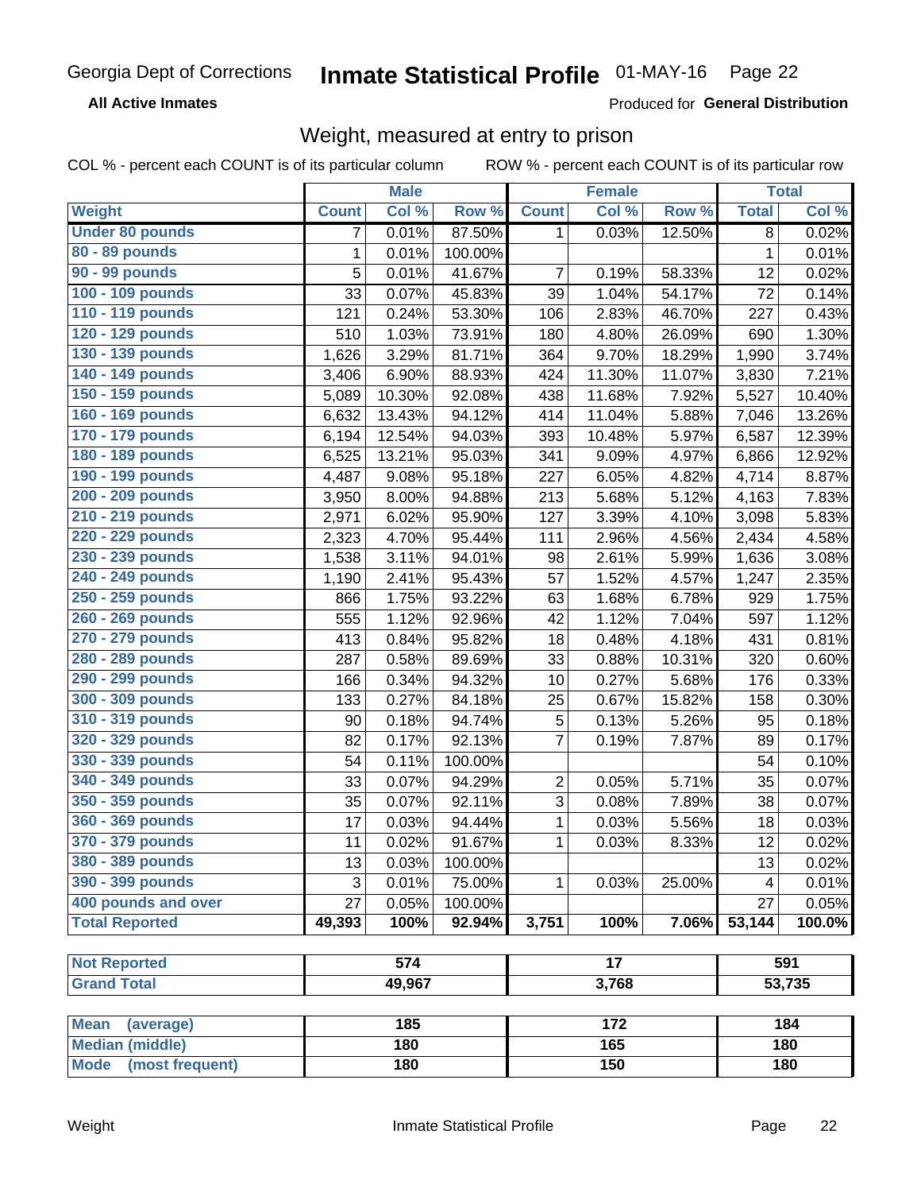Georgia Dept of Corrections **Inmate Statistical Profile** 01-MAY-16

**All Active Inmates**

Produced for **General Distribution**

## Weight, measured at entry to prison

COL % - percent each COUNT is of its particular column ROW % - percent each COUNT is of its particular row

| Weight | Male | | | Female | | | Total | |
|---|---|---|---|---|---|---|---|---|
| | Count | Col % | Row % | Count | Col % | Row % | Total | Col % |
| Under 80 pounds | 7 | 0.01% | 87.50% | 1 | 0.03% | 12.50% | 8 | 0.02% |
| 80 - 89 pounds | 1 | 0.01% | 100.00% | | | | 1 | 0.01% |
| 90 - 99 pounds | 5 | 0.01% | 41.67% | 7 | 0.19% | 58.33% | 12 | 0.02% |
| 100 - 109 pounds | 33 | 0.07% | 45.83% | 39 | 1.04% | 54.17% | 72 | 0.14% |
| 110 - 119 pounds | 121 | 0.24% | 53.30% | 106 | 2.83% | 46.70% | 227 | 0.43% |
| 120 - 129 pounds | 510 | 1.03% | 73.91% | 180 | 4.80% | 26.09% | 690 | 1.30% |
| 130 - 139 pounds | 1,626 | 3.29% | 81.71% | 364 | 9.70% | 18.29% | 1,990 | 3.74% |
| 140 - 149 pounds | 3,406 | 6.90% | 88.93% | 424 | 11.30% | 11.07% | 3,830 | 7.21% |
| 150 - 159 pounds | 5,089 | 10.30% | 92.08% | 438 | 11.68% | 7.92% | 5,527 | 10.40% |
| 160 - 169 pounds | 6,632 | 13.43% | 94.12% | 414 | 11.04% | 5.88% | 7,046 | 13.26% |
| 170 - 179 pounds | 6,194 | 12.54% | 94.03% | 393 | 10.48% | 5.97% | 6,587 | 12.39% |
| 180 - 189 pounds | 6,525 | 13.21% | 95.03% | 341 | 9.09% | 4.97% | 6,866 | 12.92% |
| 190 - 199 pounds | 4,487 | 9.08% | 95.18% | 227 | 6.05% | 4.82% | 4,714 | 8.87% |
| 200 - 209 pounds | 3,950 | 8.00% | 94.88% | 213 | 5.68% | 5.12% | 4,163 | 7.83% |
| 210 - 219 pounds | 2,971 | 6.02% | 95.90% | 127 | 3.39% | 4.10% | 3,098 | 5.83% |
| 220 - 229 pounds | 2,323 | 4.70% | 95.44% | 111 | 2.96% | 4.56% | 2,434 | 4.58% |
| 230 - 239 pounds | 1,538 | 3.11% | 94.01% | 98 | 2.61% | 5.99% | 1,636 | 3.08% |
| 240 - 249 pounds | 1,190 | 2.41% | 95.43% | 57 | 1.52% | 4.57% | 1,247 | 2.35% |
| 250 - 259 pounds | 866 | 1.75% | 93.22% | 63 | 1.68% | 6.78% | 929 | 1.75% |
| 260 - 269 pounds | 555 | 1.12% | 92.96% | 42 | 1.12% | 7.04% | 597 | 1.12% |
| 270 - 279 pounds | 413 | 0.84% | 95.82% | 18 | 0.48% | 4.18% | 431 | 0.81% |
| 280 - 289 pounds | 287 | 0.58% | 89.69% | 33 | 0.88% | 10.31% | 320 | 0.60% |
| 290 - 299 pounds | 166 | 0.34% | 94.32% | 10 | 0.27% | 5.68% | 176 | 0.33% |
| 300 - 309 pounds | 133 | 0.27% | 84.18% | 25 | 0.67% | 15.82% | 158 | 0.30% |
| 310 - 319 pounds | 90 | 0.18% | 94.74% | 5 | 0.13% | 5.26% | 95 | 0.18% |
| 320 - 329 pounds | 82 | 0.17% | 92.13% | 7 | 0.19% | 7.87% | 89 | 0.17% |
| 330 - 339 pounds | 54 | 0.11% | 100.00% | | | | 54 | 0.10% |
| 340 - 349 pounds | 33 | 0.07% | 94.29% | 2 | 0.05% | 5.71% | 35 | 0.07% |
| 350 - 359 pounds | 35 | 0.07% | 92.11% | 3 | 0.08% | 7.89% | 38 | 0.07% |
| 360 - 369 pounds | 17 | 0.03% | 94.44% | 1 | 0.03% | 5.56% | 18 | 0.03% |
| 370 - 379 pounds | 11 | 0.02% | 91.67% | 1 | 0.03% | 8.33% | 12 | 0.02% |
| 380 - 389 pounds | 13 | 0.03% | 100.00% | | | | 13 | 0.02% |
| 390 - 399 pounds | 3 | 0.01% | 75.00% | 1 | 0.03% | 25.00% | 4 | 0.01% |
| 400 pounds and over | 27 | 0.05% | 100.00% | | | | 27 | 0.05% |
| **Total Reported** | **49,393** | **100%** | **92.94%** | **3,751** | **100%** | **7.06%** | **53,144** | **100.0%** |

| | Male | Female | Total |
|---|---|---|---|
| Not Reported | 574 | 17 | 591 |
| Grand Total | 49,967 | 3,768 | 53,735 |

| | Male | Female | Total |
|---|---|---|---|
| Mean (average) | 185 | 172 | 184 |
| Median (middle) | 180 | 165 | 180 |
| Mode (most frequent) | 180 | 150 | 180 |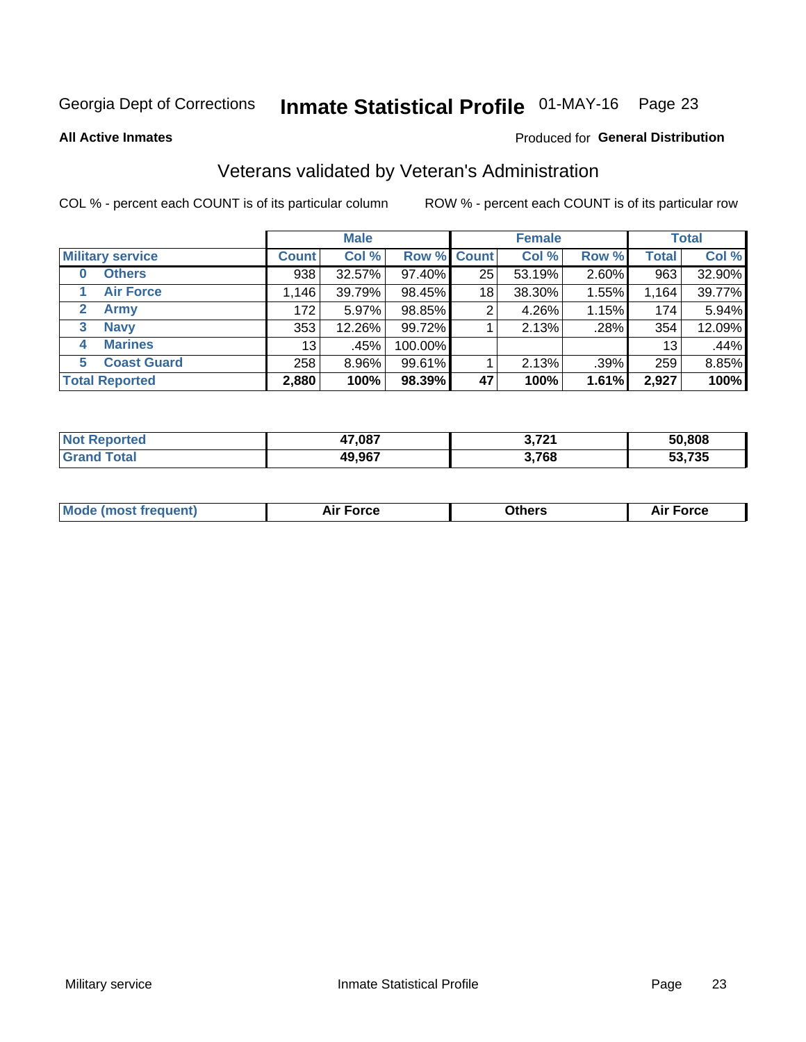Georgia Dept of Corrections **Inmate Statistical Profile** 01-MAY-16

**All Active Inmates**

Produced for **General Distribution**

## Veterans validated by Veteran's Administration

COL % - percent each COUNT is of its particular column ROW % - percent each COUNT is of its particular row

| | Male | | | Female | | | Total | |
|---|---|---|---|---|---|---|---|---|
| **Military service** | **Count** | **Col %** | **Row %** | **Count** | **Col %** | **Row %** | **Total** | **Col %** |
| 0 **Others** | 938 | 32.57% | 97.40% | 25 | 53.19% | 2.60% | 963 | 32.90% |
| 1 **Air Force** | 1,146 | 39.79% | 98.45% | 18 | 38.30% | 1.55% | 1,164 | 39.77% |
| 2 **Army** | 172 | 5.97% | 98.85% | 2 | 4.26% | 1.15% | 174 | 5.94% |
| 3 **Navy** | 353 | 12.26% | 99.72% | 1 | 2.13% | .28% | 354 | 12.09% |
| 4 **Marines** | 13 | .45% | 100.00% | | | | 13 | .44% |
| 5 **Coast Guard** | 258 | 8.96% | 99.61% | 1 | 2.13% | .39% | 259 | 8.85% |
| **Total Reported** | **2,880** | **100%** | **98.39%** | **47** | **100%** | **1.61%** | **2,927** | **100%** |

| | Male | Female | Total |
|---|---|---|---|
| **Not Reported** | **47,087** | **3,721** | **50,808** |
| **Grand Total** | **49,967** | **3,768** | **53,735** |

| | Male | Female | Total |
|---|---|---|---|
| **Mode (most frequent)** | **Air Force** | **Others** | **Air Force** |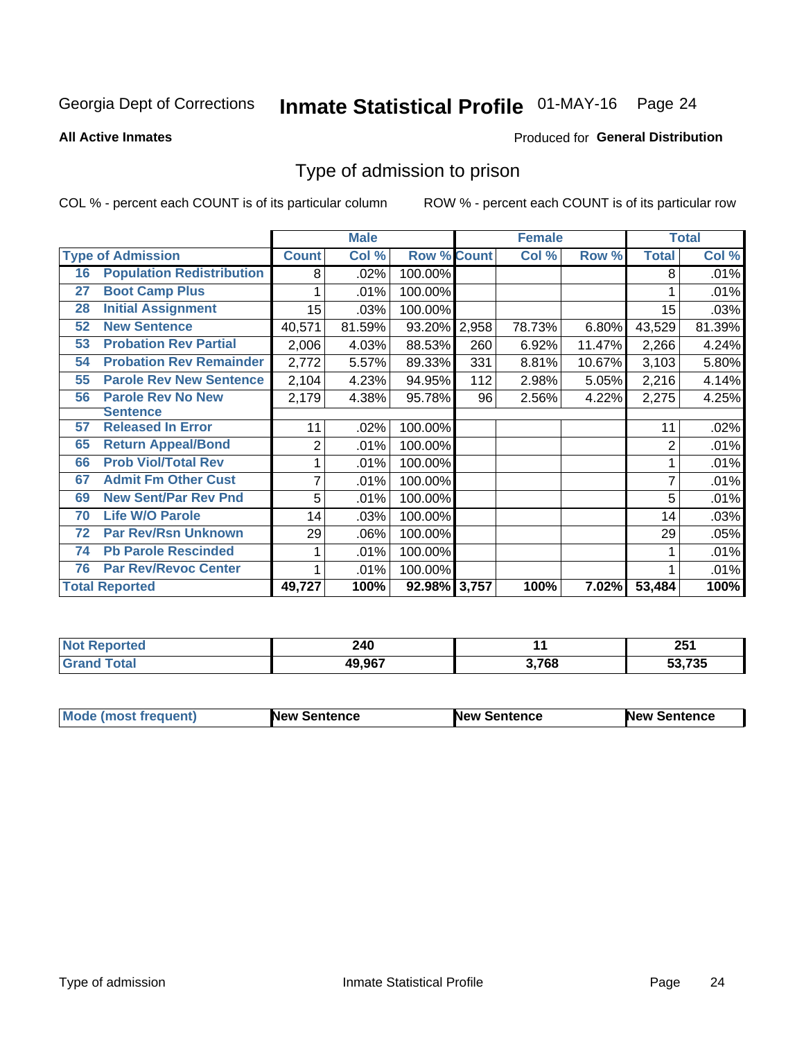Georgia Dept of Corrections **Inmate Statistical Profile** 01-MAY-16

**All Active Inmates**

Produced for **General Distribution**

## Type of admission to prison

COL % - percent each COUNT is of its particular column

ROW % - percent each COUNT is of its particular row

| Type of Admission | Male Count | Male Col % | Male Row % | Female Count | Female Col % | Female Row % | Total | Total Col % |
|---|---|---|---|---|---|---|---|---|
| 16 Population Redistribution | 8 | .02% | 100.00% | | | | 8 | .01% |
| 27 Boot Camp Plus | 1 | .01% | 100.00% | | | | 1 | .01% |
| 28 Initial Assignment | 15 | .03% | 100.00% | | | | 15 | .03% |
| 52 New Sentence | 40,571 | 81.59% | 93.20% | 2,958 | 78.73% | 6.80% | 43,529 | 81.39% |
| 53 Probation Rev Partial | 2,006 | 4.03% | 88.53% | 260 | 6.92% | 11.47% | 2,266 | 4.24% |
| 54 Probation Rev Remainder | 2,772 | 5.57% | 89.33% | 331 | 8.81% | 10.67% | 3,103 | 5.80% |
| 55 Parole Rev New Sentence | 2,104 | 4.23% | 94.95% | 112 | 2.98% | 5.05% | 2,216 | 4.14% |
| 56 Parole Rev No New Sentence | 2,179 | 4.38% | 95.78% | 96 | 2.56% | 4.22% | 2,275 | 4.25% |
| 57 Released In Error | 11 | .02% | 100.00% | | | | 11 | .02% |
| 65 Return Appeal/Bond | 2 | .01% | 100.00% | | | | 2 | .01% |
| 66 Prob Viol/Total Rev | 1 | .01% | 100.00% | | | | 1 | .01% |
| 67 Admit Fm Other Cust | 7 | .01% | 100.00% | | | | 7 | .01% |
| 69 New Sent/Par Rev Pnd | 5 | .01% | 100.00% | | | | 5 | .01% |
| 70 Life W/O Parole | 14 | .03% | 100.00% | | | | 14 | .03% |
| 72 Par Rev/Rsn Unknown | 29 | .06% | 100.00% | | | | 29 | .05% |
| 74 Pb Parole Rescinded | 1 | .01% | 100.00% | | | | 1 | .01% |
| 76 Par Rev/Revoc Center | 1 | .01% | 100.00% | | | | 1 | .01% |
| **Total Reported** | **49,727** | **100%** | **92.98%** | **3,757** | **100%** | **7.02%** | **53,484** | **100%** |

| | Male | Female | Total |
|---|---|---|---|
| Not Reported | 240 | 11 | 251 |
| Grand Total | 49,967 | 3,768 | 53,735 |

| | Male | Female | Total |
|---|---|---|---|
| Mode (most frequent) | New Sentence | New Sentence | New Sentence |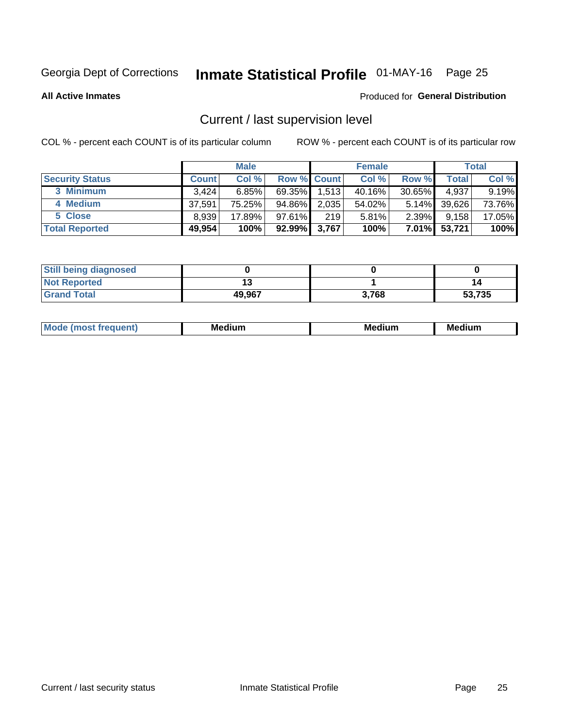Georgia Dept of Corrections **Inmate Statistical Profile** 01-MAY-16

**All Active Inmates**

Produced for **General Distribution**

## Current / last supervision level

COL % - percent each COUNT is of its particular column

ROW % - percent each COUNT is of its particular row

| | Male | | | Female | | | Total | |
|---|---|---|---|---|---|---|---|---|
| **Security Status** | **Count** | **Col %** | **Row %** | **Count** | **Col %** | **Row %** | **Total** | **Col %** |
| 3 Minimum | 3,424 | 6.85% | 69.35% | 1,513 | 40.16% | 30.65% | 4,937 | 9.19% |
| 4 Medium | 37,591 | 75.25% | 94.86% | 2,035 | 54.02% | 5.14% | 39,626 | 73.76% |
| 5 Close | 8,939 | 17.89% | 97.61% | 219 | 5.81% | 2.39% | 9,158 | 17.05% |
| **Total Reported** | **49,954** | **100%** | **92.99%** | **3,767** | **100%** | **7.01%** | **53,721** | **100%** |

| | Male | Female | Total |
|---|---|---|---|
| Still being diagnosed | 0 | 0 | 0 |
| Not Reported | 13 | 1 | 14 |
| Grand Total | 49,967 | 3,768 | 53,735 |

| | Male | Female | Total |
|---|---|---|---|
| Mode (most frequent) | Medium | Medium | Medium |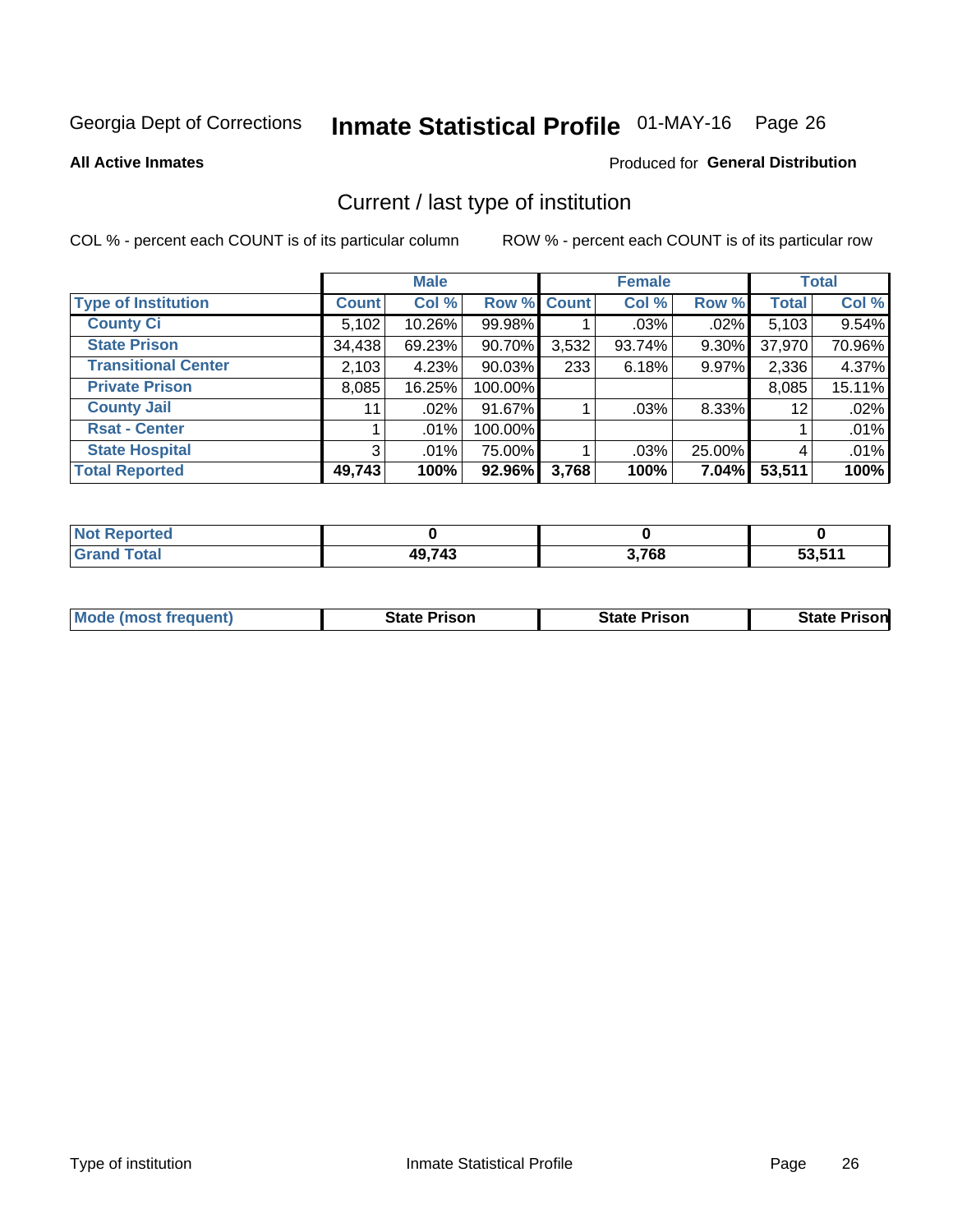Georgia Dept of Corrections **Inmate Statistical Profile** 01-MAY-16 Page 26

**All Active Inmates**

Produced for **General Distribution**

# Current / last type of institution

COL % - percent each COUNT is of its particular column     ROW % - percent each COUNT is of its particular row

| | Male | | | Female | | | Total | |
|---|---|---|---|---|---|---|---|---|
| **Type of Institution** | **Count** | **Col %** | **Row %** | **Count** | **Col %** | **Row %** | **Total** | **Col %** |
| **County Ci** | 5,102 | 10.26% | 99.98% | 1 | .03% | .02% | 5,103 | 9.54% |
| **State Prison** | 34,438 | 69.23% | 90.70% | 3,532 | 93.74% | 9.30% | 37,970 | 70.96% |
| **Transitional Center** | 2,103 | 4.23% | 90.03% | 233 | 6.18% | 9.97% | 2,336 | 4.37% |
| **Private Prison** | 8,085 | 16.25% | 100.00% | | | | 8,085 | 15.11% |
| **County Jail** | 11 | .02% | 91.67% | 1 | .03% | 8.33% | 12 | .02% |
| **Rsat - Center** | 1 | .01% | 100.00% | | | | 1 | .01% |
| **State Hospital** | 3 | .01% | 75.00% | 1 | .03% | 25.00% | 4 | .01% |
| **Total Reported** | **49,743** | **100%** | **92.96%** | **3,768** | **100%** | **7.04%** | **53,511** | **100%** |

| | Male | Female | Total |
|---|---|---|---|
| **Not Reported** | **0** | **0** | **0** |
| **Grand Total** | **49,743** | **3,768** | **53,511** |

| | Male | Female | Total |
|---|---|---|---|
| **Mode (most frequent)** | **State Prison** | **State Prison** | **State Prison** |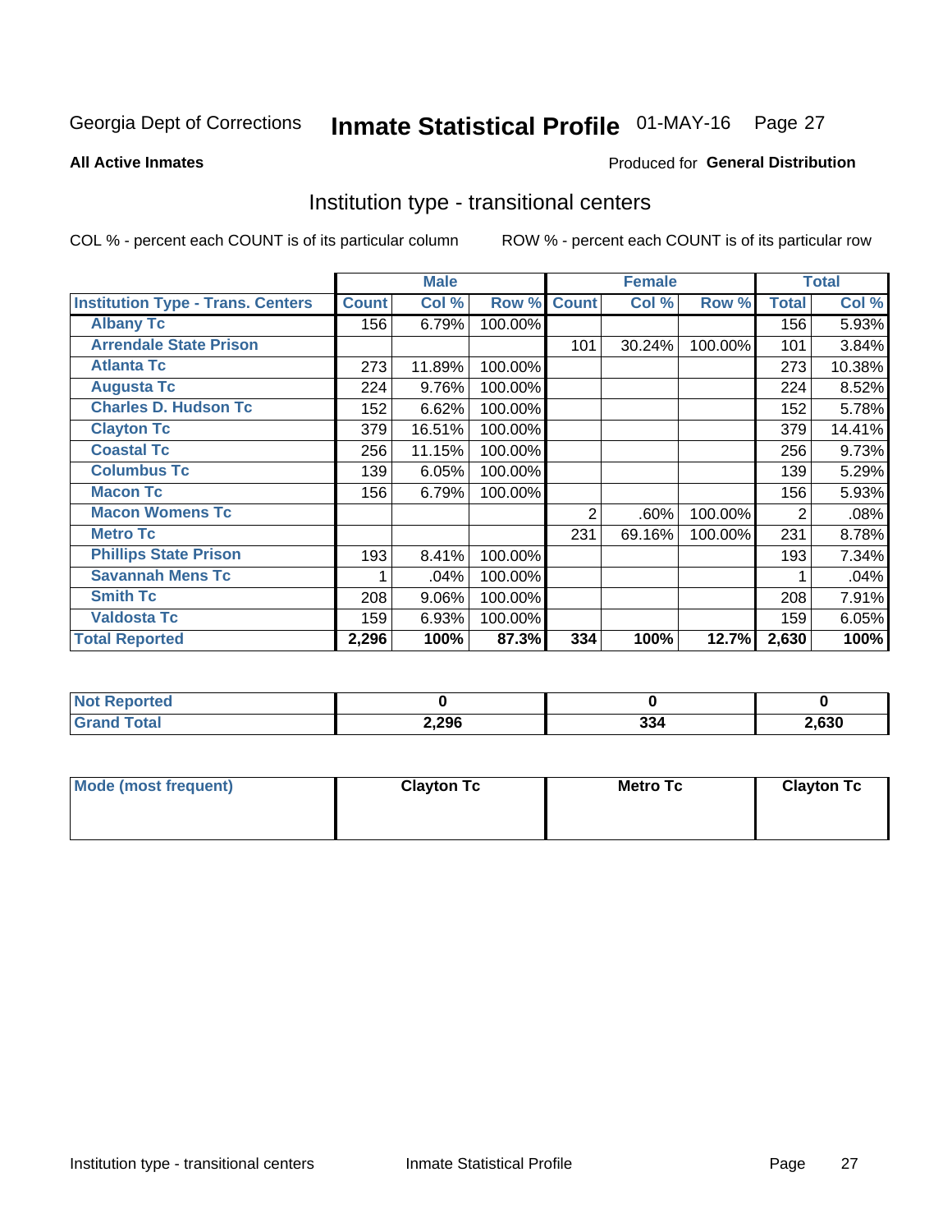Georgia Dept of Corrections **Inmate Statistical Profile** 01-MAY-16 Page 27

**All Active Inmates**

Produced for **General Distribution**

## Institution type - transitional centers

COL % - percent each COUNT is of its particular column

ROW % - percent each COUNT is of its particular row

| | Male | | | Female | | | Total | |
|---|---|---|---|---|---|---|---|---|
| **Institution Type - Trans. Centers** | **Count** | **Col %** | **Row %** | **Count** | **Col %** | **Row %** | **Total** | **Col %** |
| **Albany Tc** | 156 | 6.79% | 100.00% | | | | 156 | 5.93% |
| **Arrendale State Prison** | | | | 101 | 30.24% | 100.00% | 101 | 3.84% |
| **Atlanta Tc** | 273 | 11.89% | 100.00% | | | | 273 | 10.38% |
| **Augusta Tc** | 224 | 9.76% | 100.00% | | | | 224 | 8.52% |
| **Charles D. Hudson Tc** | 152 | 6.62% | 100.00% | | | | 152 | 5.78% |
| **Clayton Tc** | 379 | 16.51% | 100.00% | | | | 379 | 14.41% |
| **Coastal Tc** | 256 | 11.15% | 100.00% | | | | 256 | 9.73% |
| **Columbus Tc** | 139 | 6.05% | 100.00% | | | | 139 | 5.29% |
| **Macon Tc** | 156 | 6.79% | 100.00% | | | | 156 | 5.93% |
| **Macon Womens Tc** | | | | 2 | .60% | 100.00% | 2 | .08% |
| **Metro Tc** | | | | 231 | 69.16% | 100.00% | 231 | 8.78% |
| **Phillips State Prison** | 193 | 8.41% | 100.00% | | | | 193 | 7.34% |
| **Savannah Mens Tc** | 1 | .04% | 100.00% | | | | 1 | .04% |
| **Smith Tc** | 208 | 9.06% | 100.00% | | | | 208 | 7.91% |
| **Valdosta Tc** | 159 | 6.93% | 100.00% | | | | 159 | 6.05% |
| **Total Reported** | **2,296** | **100%** | **87.3%** | **334** | **100%** | **12.7%** | **2,630** | **100%** |

| | Male | Female | Total |
|---|---|---|---|
| **Not Reported** | **0** | **0** | **0** |
| **Grand Total** | **2,296** | **334** | **2,630** |

| | Male | Female | Total |
|---|---|---|---|
| **Mode (most frequent)** | **Clayton Tc** | **Metro Tc** | **Clayton Tc** |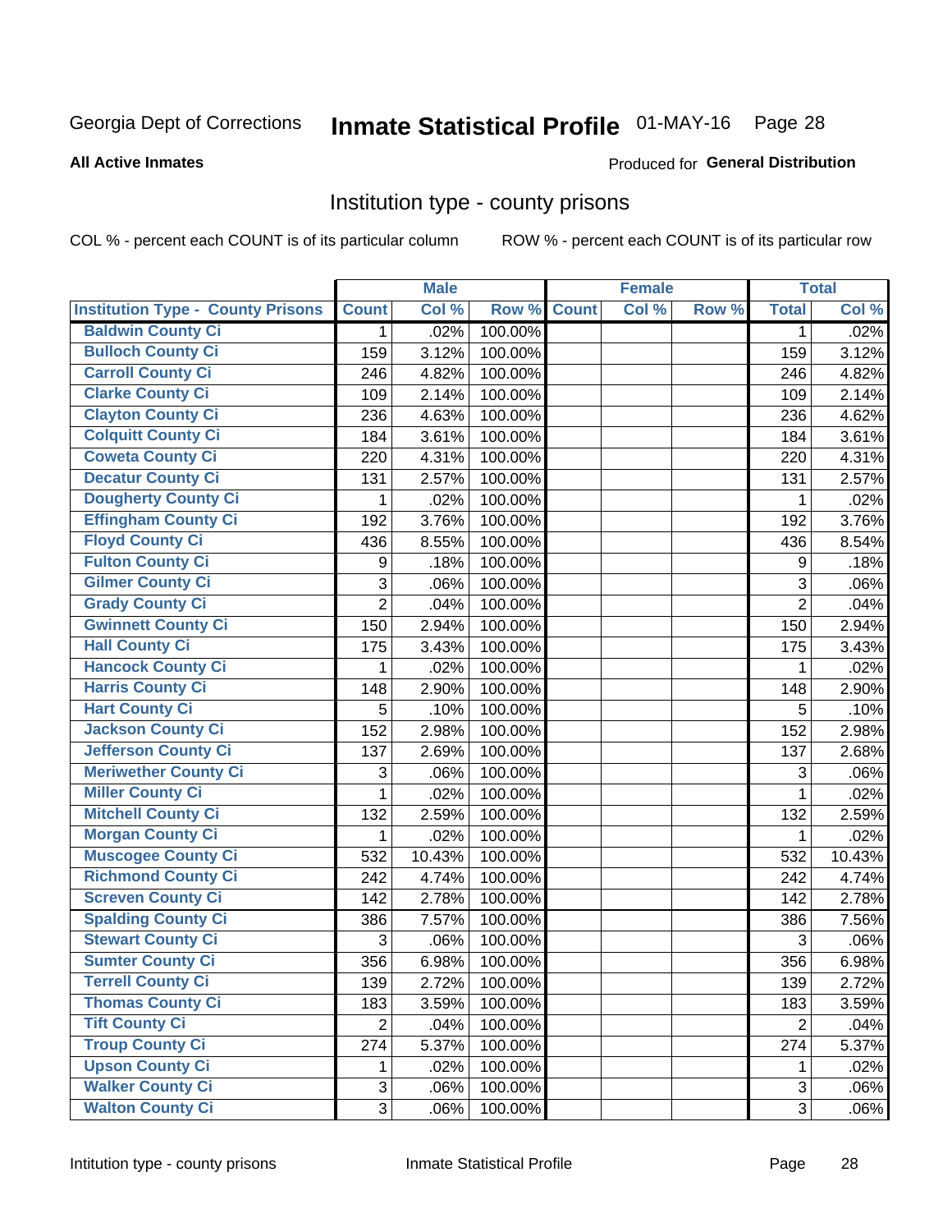Georgia Dept of Corrections **Inmate Statistical Profile** 01-MAY-16

**All Active Inmates**

Produced for **General Distribution**

## Institution type - county prisons

COL % - percent each COUNT is of its particular column ROW % - percent each COUNT is of its particular row

| Institution Type - County Prisons | Male | | | Female | | | Total | |
|---|---|---|---|---|---|---|---|---|
| | Count | Col % | Row % | Count | Col % | Row % | Total | Col % |
| Baldwin County Ci | 1 | .02% | 100.00% | | | | 1 | .02% |
| Bulloch County Ci | 159 | 3.12% | 100.00% | | | | 159 | 3.12% |
| Carroll County Ci | 246 | 4.82% | 100.00% | | | | 246 | 4.82% |
| Clarke County Ci | 109 | 2.14% | 100.00% | | | | 109 | 2.14% |
| Clayton County Ci | 236 | 4.63% | 100.00% | | | | 236 | 4.62% |
| Colquitt County Ci | 184 | 3.61% | 100.00% | | | | 184 | 3.61% |
| Coweta County Ci | 220 | 4.31% | 100.00% | | | | 220 | 4.31% |
| Decatur County Ci | 131 | 2.57% | 100.00% | | | | 131 | 2.57% |
| Dougherty County Ci | 1 | .02% | 100.00% | | | | 1 | .02% |
| Effingham County Ci | 192 | 3.76% | 100.00% | | | | 192 | 3.76% |
| Floyd County Ci | 436 | 8.55% | 100.00% | | | | 436 | 8.54% |
| Fulton County Ci | 9 | .18% | 100.00% | | | | 9 | .18% |
| Gilmer County Ci | 3 | .06% | 100.00% | | | | 3 | .06% |
| Grady County Ci | 2 | .04% | 100.00% | | | | 2 | .04% |
| Gwinnett County Ci | 150 | 2.94% | 100.00% | | | | 150 | 2.94% |
| Hall County Ci | 175 | 3.43% | 100.00% | | | | 175 | 3.43% |
| Hancock County Ci | 1 | .02% | 100.00% | | | | 1 | .02% |
| Harris County Ci | 148 | 2.90% | 100.00% | | | | 148 | 2.90% |
| Hart County Ci | 5 | .10% | 100.00% | | | | 5 | .10% |
| Jackson County Ci | 152 | 2.98% | 100.00% | | | | 152 | 2.98% |
| Jefferson County Ci | 137 | 2.69% | 100.00% | | | | 137 | 2.68% |
| Meriwether County Ci | 3 | .06% | 100.00% | | | | 3 | .06% |
| Miller County Ci | 1 | .02% | 100.00% | | | | 1 | .02% |
| Mitchell County Ci | 132 | 2.59% | 100.00% | | | | 132 | 2.59% |
| Morgan County Ci | 1 | .02% | 100.00% | | | | 1 | .02% |
| Muscogee County Ci | 532 | 10.43% | 100.00% | | | | 532 | 10.43% |
| Richmond County Ci | 242 | 4.74% | 100.00% | | | | 242 | 4.74% |
| Screven County Ci | 142 | 2.78% | 100.00% | | | | 142 | 2.78% |
| Spalding County Ci | 386 | 7.57% | 100.00% | | | | 386 | 7.56% |
| Stewart County Ci | 3 | .06% | 100.00% | | | | 3 | .06% |
| Sumter County Ci | 356 | 6.98% | 100.00% | | | | 356 | 6.98% |
| Terrell County Ci | 139 | 2.72% | 100.00% | | | | 139 | 2.72% |
| Thomas County Ci | 183 | 3.59% | 100.00% | | | | 183 | 3.59% |
| Tift County Ci | 2 | .04% | 100.00% | | | | 2 | .04% |
| Troup County Ci | 274 | 5.37% | 100.00% | | | | 274 | 5.37% |
| Upson County Ci | 1 | .02% | 100.00% | | | | 1 | .02% |
| Walker County Ci | 3 | .06% | 100.00% | | | | 3 | .06% |
| Walton County Ci | 3 | .06% | 100.00% | | | | 3 | .06% |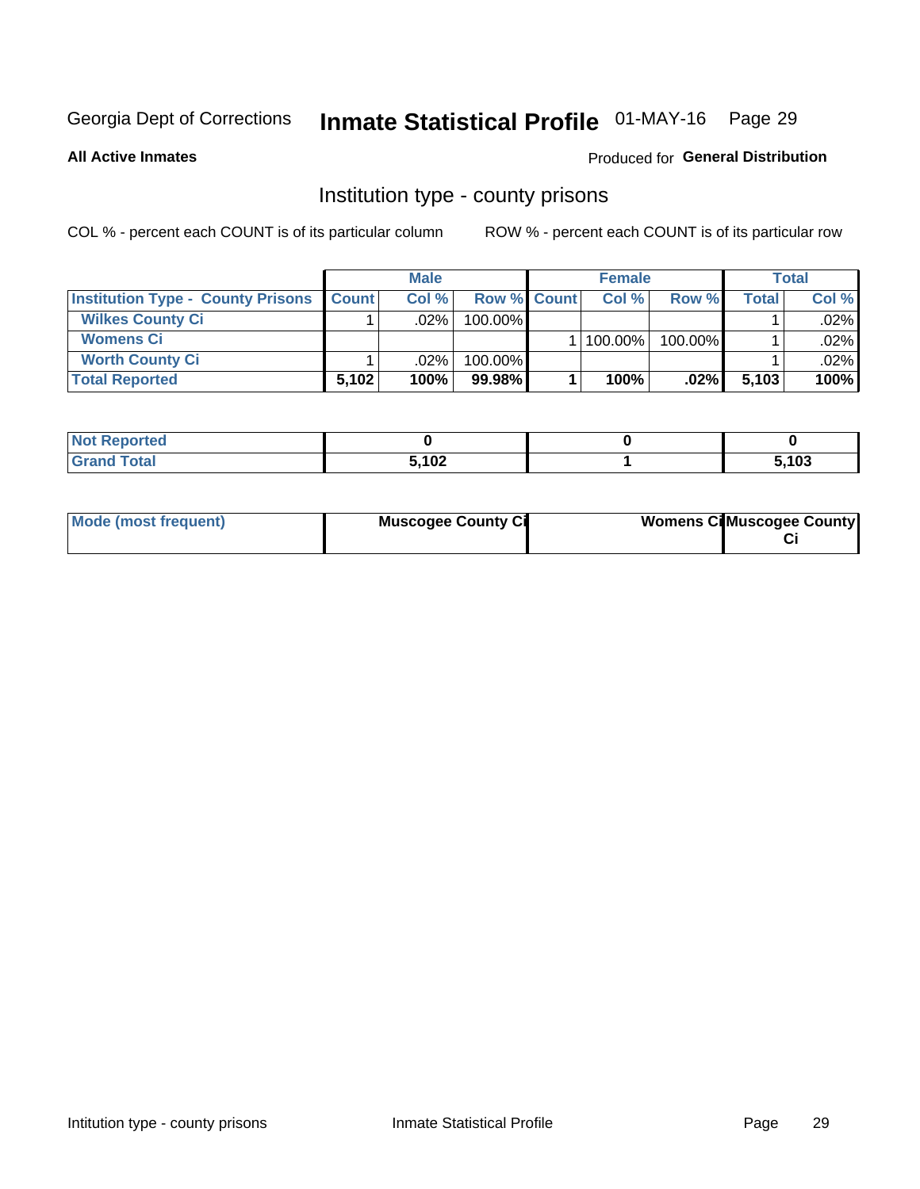Georgia Dept of Corrections **Inmate Statistical Profile** 01-MAY-16

**All Active Inmates**

Produced for **General Distribution**

## Institution type - county prisons

COL % - percent each COUNT is of its particular column

ROW % - percent each COUNT is of its particular row

| | Male | | | Female | | | Total | |
|---|---|---|---|---|---|---|---|---|
| **Institution Type - County Prisons** | **Count** | **Col %** | **Row %** | **Count** | **Col %** | **Row %** | **Total** | **Col %** |
| **Wilkes County Ci** | 1 | .02% | 100.00% | | | | 1 | .02% |
| **Womens Ci** | | | | 1 | 100.00% | 100.00% | 1 | .02% |
| **Worth County Ci** | 1 | .02% | 100.00% | | | | 1 | .02% |
| **Total Reported** | **5,102** | **100%** | **99.98%** | **1** | **100%** | **.02%** | **5,103** | **100%** |

| | Male | Female | Total |
|---|---|---|---|
| **Not Reported** | **0** | **0** | **0** |
| **Grand Total** | **5,102** | **1** | **5,103** |

| | Male | Female | Total |
|---|---|---|---|
| **Mode (most frequent)** | **Muscogee County Ci** | **Womens Ci** | **Muscogee County Ci** |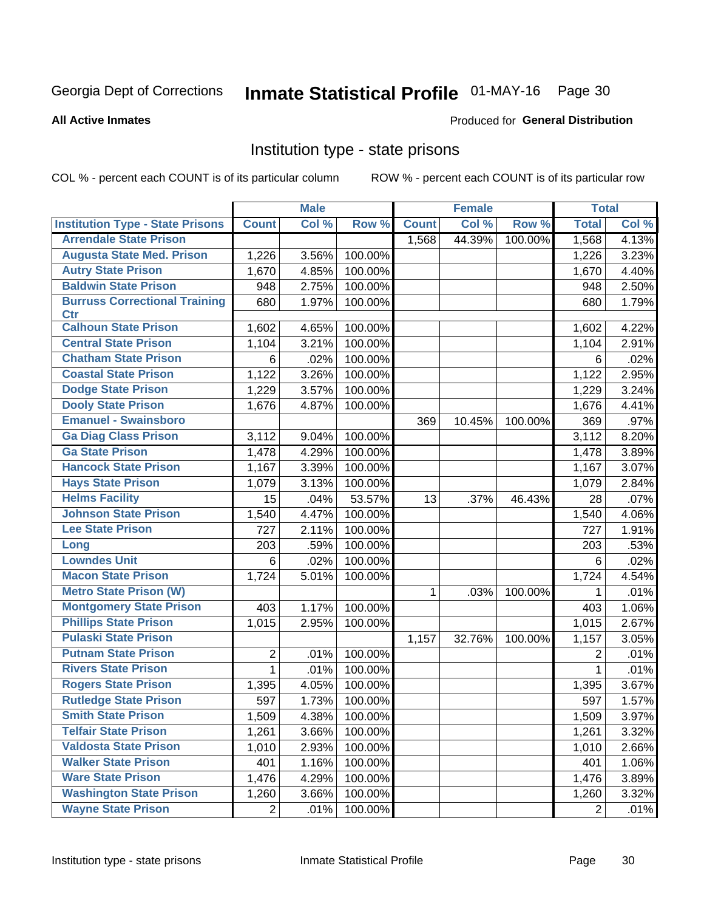Georgia Dept of Corrections **Inmate Statistical Profile** 01-MAY-16

**All Active Inmates**

Produced for **General Distribution**

## Institution type - state prisons

COL % - percent each COUNT is of its particular column

ROW % - percent each COUNT is of its particular row

| | Male | | | Female | | | Total | |
|---|---|---|---|---|---|---|---|---|
| **Institution Type - State Prisons** | **Count** | **Col %** | **Row %** | **Count** | **Col %** | **Row %** | **Total** | **Col %** |
| Arrendale State Prison | | | | 1,568 | 44.39% | 100.00% | 1,568 | 4.13% |
| Augusta State Med. Prison | 1,226 | 3.56% | 100.00% | | | | 1,226 | 3.23% |
| Autry State Prison | 1,670 | 4.85% | 100.00% | | | | 1,670 | 4.40% |
| Baldwin State Prison | 948 | 2.75% | 100.00% | | | | 948 | 2.50% |
| Burruss Correctional Training Ctr | 680 | 1.97% | 100.00% | | | | 680 | 1.79% |
| Calhoun State Prison | 1,602 | 4.65% | 100.00% | | | | 1,602 | 4.22% |
| Central State Prison | 1,104 | 3.21% | 100.00% | | | | 1,104 | 2.91% |
| Chatham State Prison | 6 | .02% | 100.00% | | | | 6 | .02% |
| Coastal State Prison | 1,122 | 3.26% | 100.00% | | | | 1,122 | 2.95% |
| Dodge State Prison | 1,229 | 3.57% | 100.00% | | | | 1,229 | 3.24% |
| Dooly State Prison | 1,676 | 4.87% | 100.00% | | | | 1,676 | 4.41% |
| Emanuel - Swainsboro | | | | 369 | 10.45% | 100.00% | 369 | .97% |
| Ga Diag Class Prison | 3,112 | 9.04% | 100.00% | | | | 3,112 | 8.20% |
| Ga State Prison | 1,478 | 4.29% | 100.00% | | | | 1,478 | 3.89% |
| Hancock State Prison | 1,167 | 3.39% | 100.00% | | | | 1,167 | 3.07% |
| Hays State Prison | 1,079 | 3.13% | 100.00% | | | | 1,079 | 2.84% |
| Helms Facility | 15 | .04% | 53.57% | 13 | .37% | 46.43% | 28 | .07% |
| Johnson State Prison | 1,540 | 4.47% | 100.00% | | | | 1,540 | 4.06% |
| Lee State Prison | 727 | 2.11% | 100.00% | | | | 727 | 1.91% |
| Long | 203 | .59% | 100.00% | | | | 203 | .53% |
| Lowndes Unit | 6 | .02% | 100.00% | | | | 6 | .02% |
| Macon State Prison | 1,724 | 5.01% | 100.00% | | | | 1,724 | 4.54% |
| Metro State Prison (W) | | | | 1 | .03% | 100.00% | 1 | .01% |
| Montgomery State Prison | 403 | 1.17% | 100.00% | | | | 403 | 1.06% |
| Phillips State Prison | 1,015 | 2.95% | 100.00% | | | | 1,015 | 2.67% |
| Pulaski State Prison | | | | 1,157 | 32.76% | 100.00% | 1,157 | 3.05% |
| Putnam State Prison | 2 | .01% | 100.00% | | | | 2 | .01% |
| Rivers State Prison | 1 | .01% | 100.00% | | | | 1 | .01% |
| Rogers State Prison | 1,395 | 4.05% | 100.00% | | | | 1,395 | 3.67% |
| Rutledge State Prison | 597 | 1.73% | 100.00% | | | | 597 | 1.57% |
| Smith State Prison | 1,509 | 4.38% | 100.00% | | | | 1,509 | 3.97% |
| Telfair State Prison | 1,261 | 3.66% | 100.00% | | | | 1,261 | 3.32% |
| Valdosta State Prison | 1,010 | 2.93% | 100.00% | | | | 1,010 | 2.66% |
| Walker State Prison | 401 | 1.16% | 100.00% | | | | 401 | 1.06% |
| Ware State Prison | 1,476 | 4.29% | 100.00% | | | | 1,476 | 3.89% |
| Washington State Prison | 1,260 | 3.66% | 100.00% | | | | 1,260 | 3.32% |
| Wayne State Prison | 2 | .01% | 100.00% | | | | 2 | .01% |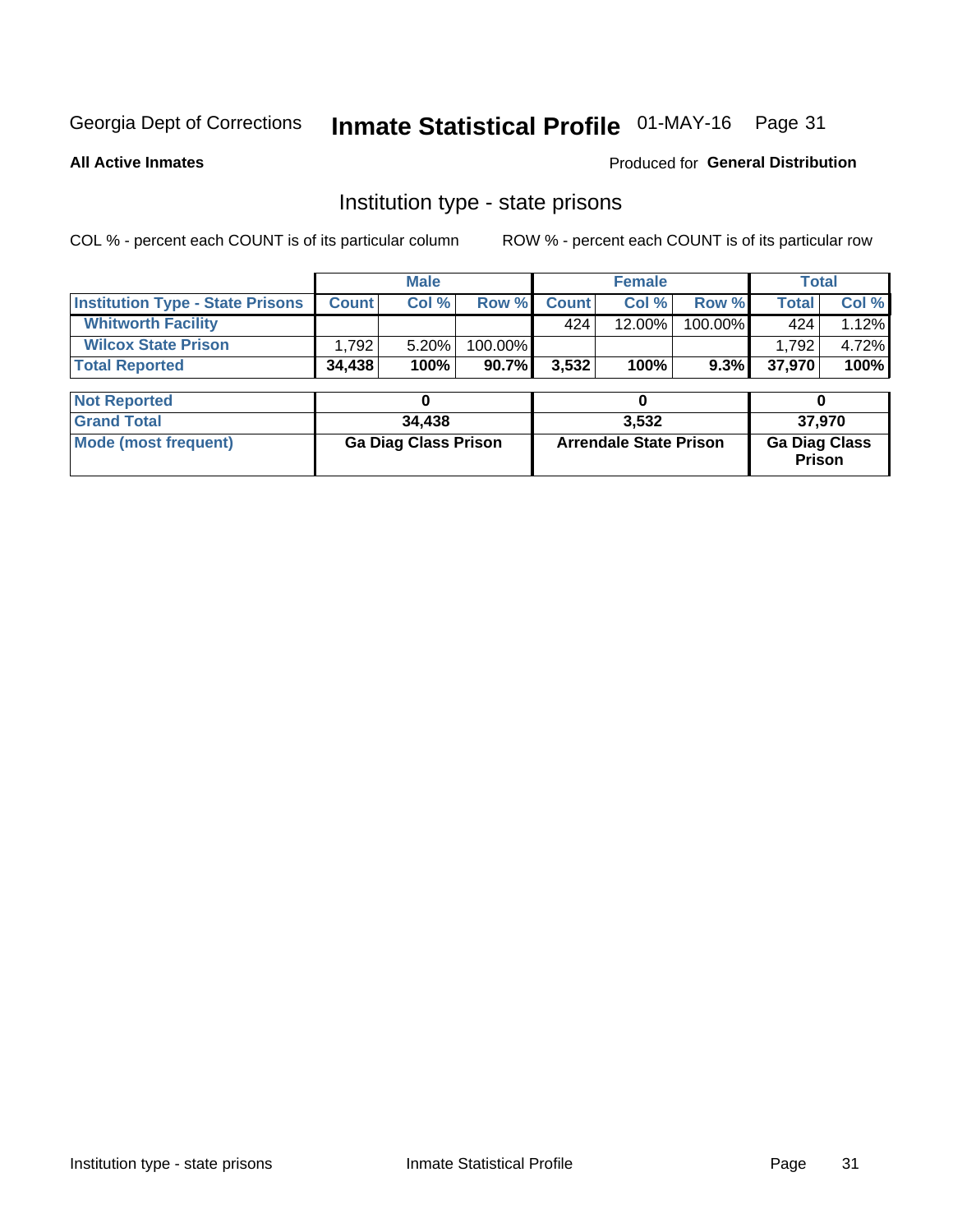Georgia Dept of Corrections **Inmate Statistical Profile** 01-MAY-16

**All Active Inmates**

Produced for **General Distribution**

## Institution type - state prisons

COL % - percent each COUNT is of its particular column    ROW % - percent each COUNT is of its particular row

| | Male | | | Female | | | Total | |
|---|---|---|---|---|---|---|---|---|
| **Institution Type - State Prisons** | **Count** | **Col %** | **Row %** | **Count** | **Col %** | **Row %** | **Total** | **Col %** |
| **Whitworth Facility** | | | | 424 | 12.00% | 100.00% | 424 | 1.12% |
| **Wilcox State Prison** | 1,792 | 5.20% | 100.00% | | | | 1,792 | 4.72% |
| **Total Reported** | **34,438** | **100%** | **90.7%** | **3,532** | **100%** | **9.3%** | **37,970** | **100%** |

| | Male | Female | Total |
|---|---|---|---|
| **Not Reported** | **0** | **0** | **0** |
| **Grand Total** | **34,438** | **3,532** | **37,970** |
| **Mode (most frequent)** | **Ga Diag Class Prison** | **Arrendale State Prison** | **Ga Diag Class Prison** |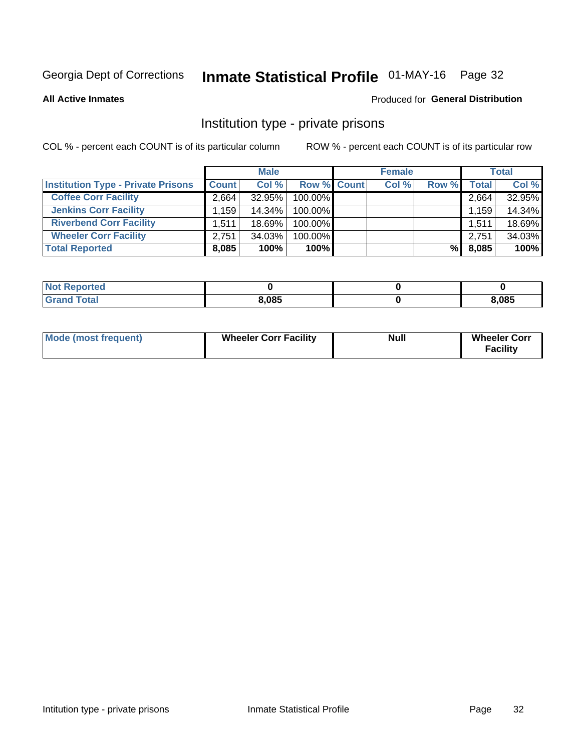Georgia Dept of Corrections **Inmate Statistical Profile** 01-MAY-16

**All Active Inmates**

Produced for **General Distribution**

## Institution type - private prisons

COL % - percent each COUNT is of its particular column

ROW % - percent each COUNT is of its particular row

| | Male | | | Female | | | Total | |
|---|---|---|---|---|---|---|---|---|
| **Institution Type - Private Prisons** | **Count** | **Col %** | **Row %** | **Count** | **Col %** | **Row %** | **Total** | **Col %** |
| **Coffee Corr Facility** | 2,664 | 32.95% | 100.00% | | | | 2,664 | 32.95% |
| **Jenkins Corr Facility** | 1,159 | 14.34% | 100.00% | | | | 1,159 | 14.34% |
| **Riverbend Corr Facility** | 1,511 | 18.69% | 100.00% | | | | 1,511 | 18.69% |
| **Wheeler Corr Facility** | 2,751 | 34.03% | 100.00% | | | | 2,751 | 34.03% |
| **Total Reported** | **8,085** | **100%** | **100%** | | | **%** | **8,085** | **100%** |

| | Male | Female | Total |
|---|---|---|---|
| **Not Reported** | **0** | **0** | **0** |
| **Grand Total** | **8,085** | **0** | **8,085** |

| | Male | Female | Total |
|---|---|---|---|
| **Mode (most frequent)** | **Wheeler Corr Facility** | **Null** | **Wheeler Corr Facility** |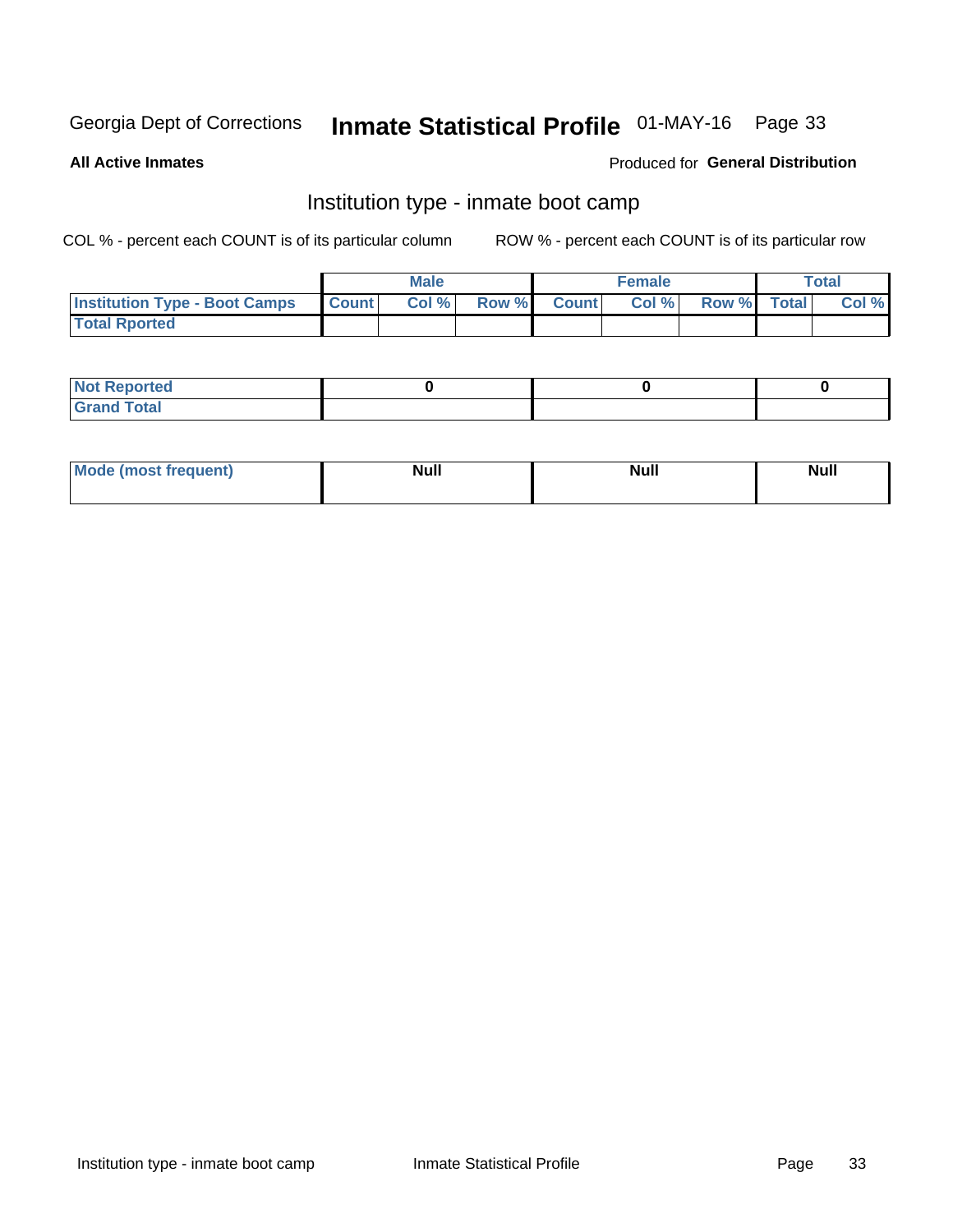Georgia Dept of Corrections **Inmate Statistical Profile** 01-MAY-16

**All Active Inmates**

Produced for **General Distribution**

## Institution type - inmate boot camp

COL % - percent each COUNT is of its particular column

ROW % - percent each COUNT is of its particular row

| | Male | | | Female | | | Total | |
|---|---|---|---|---|---|---|---|---|
| **Institution Type - Boot Camps** | **Count** | **Col %** | **Row %** | **Count** | **Col %** | **Row %** | **Total** | **Col %** |
| **Total Rported** | | | | | | | | |
| **Not Reported** | 0 | | | 0 | | | 0 | |
| **Grand Total** | | | | | | | | |

| | Male | Female | Total |
|---|---|---|---|
| **Mode (most frequent)** | **Null** | **Null** | **Null** |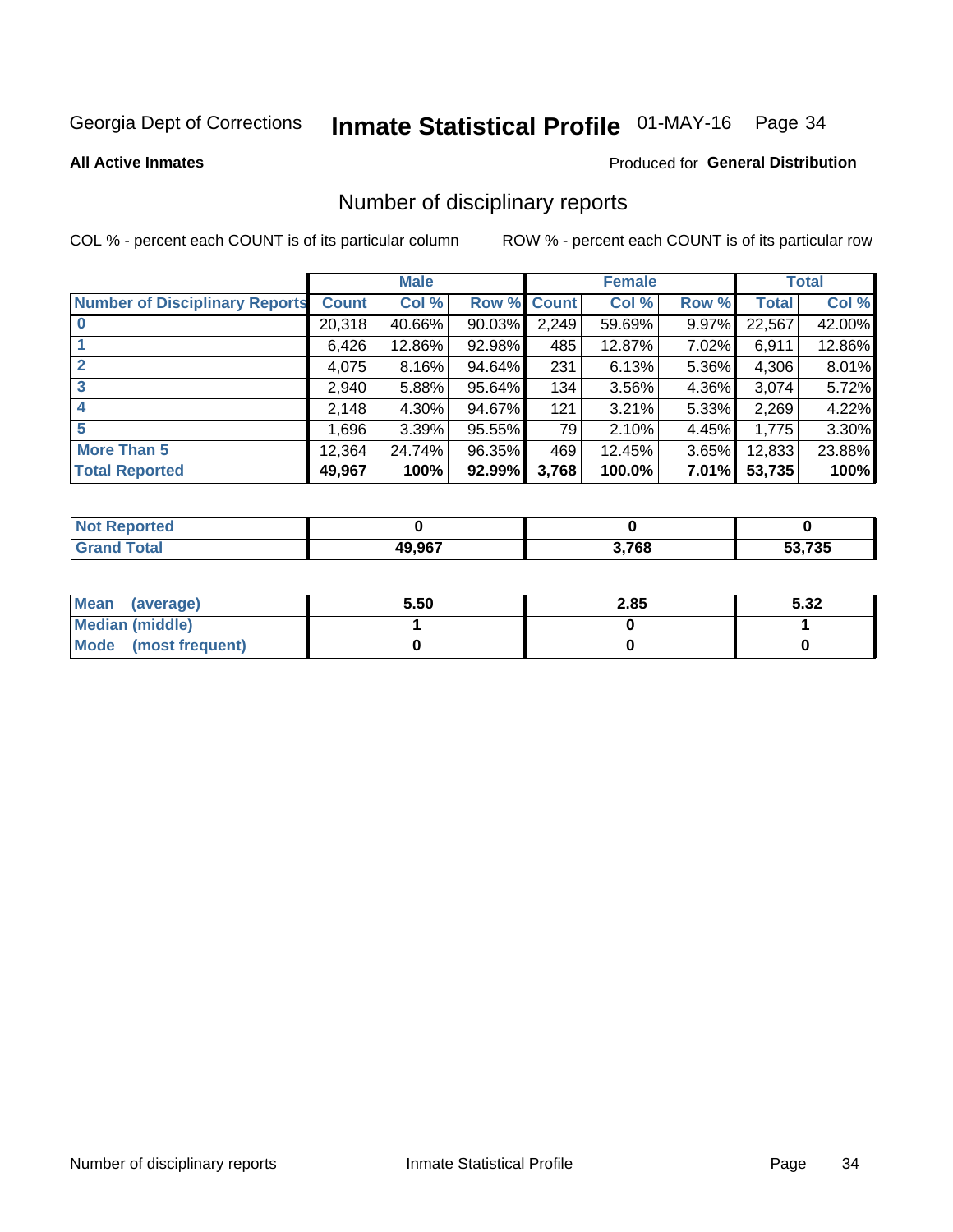Georgia Dept of Corrections **Inmate Statistical Profile** 01-MAY-16

**All Active Inmates**

Produced for **General Distribution**

## Number of disciplinary reports

COL % - percent each COUNT is of its particular column

ROW % - percent each COUNT is of its particular row

| | Male | | | Female | | | Total | |
|---|---|---|---|---|---|---|---|---|
| **Number of Disciplinary Reports** | **Count** | **Col %** | **Row %** | **Count** | **Col %** | **Row %** | **Total** | **Col %** |
| **0** | 20,318 | 40.66% | 90.03% | 2,249 | 59.69% | 9.97% | 22,567 | 42.00% |
| **1** | 6,426 | 12.86% | 92.98% | 485 | 12.87% | 7.02% | 6,911 | 12.86% |
| **2** | 4,075 | 8.16% | 94.64% | 231 | 6.13% | 5.36% | 4,306 | 8.01% |
| **3** | 2,940 | 5.88% | 95.64% | 134 | 3.56% | 4.36% | 3,074 | 5.72% |
| **4** | 2,148 | 4.30% | 94.67% | 121 | 3.21% | 5.33% | 2,269 | 4.22% |
| **5** | 1,696 | 3.39% | 95.55% | 79 | 2.10% | 4.45% | 1,775 | 3.30% |
| **More Than 5** | 12,364 | 24.74% | 96.35% | 469 | 12.45% | 3.65% | 12,833 | 23.88% |
| **Total Reported** | **49,967** | **100%** | **92.99%** | **3,768** | **100.0%** | **7.01%** | **53,735** | **100%** |

| | Male | Female | Total |
|---|---|---|---|
| **Not Reported** | **0** | **0** | **0** |
| **Grand Total** | **49,967** | **3,768** | **53,735** |

| | Male | Female | Total |
|---|---|---|---|
| **Mean (average)** | **5.50** | **2.85** | **5.32** |
| **Median (middle)** | **1** | **0** | **1** |
| **Mode (most frequent)** | **0** | **0** | **0** |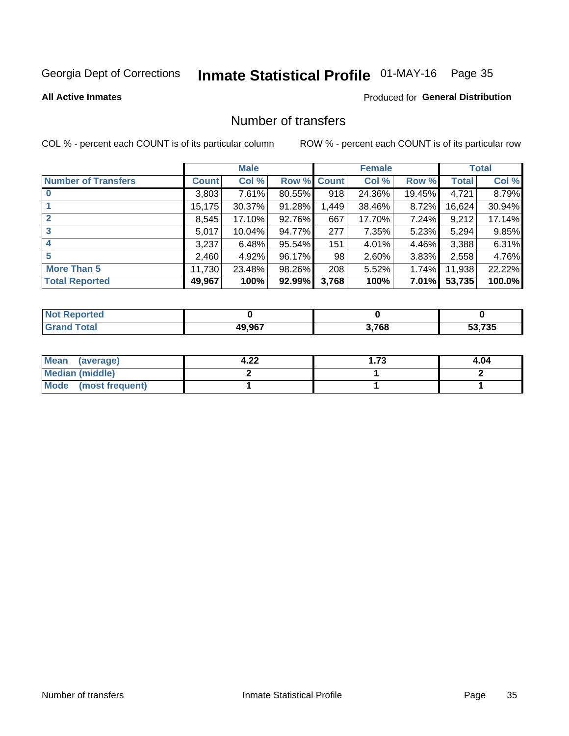Georgia Dept of Corrections **Inmate Statistical Profile** 01-MAY-16 Page 35

**All Active Inmates**

Produced for **General Distribution**

# Number of transfers

COL % - percent each COUNT is of its particular column

ROW % - percent each COUNT is of its particular row

| | Male | | | Female | | | Total | |
|---|---|---|---|---|---|---|---|---|
| **Number of Transfers** | **Count** | **Col %** | **Row %** | **Count** | **Col %** | **Row %** | **Total** | **Col %** |
| **0** | 3,803 | 7.61% | 80.55% | 918 | 24.36% | 19.45% | 4,721 | 8.79% |
| **1** | 15,175 | 30.37% | 91.28% | 1,449 | 38.46% | 8.72% | 16,624 | 30.94% |
| **2** | 8,545 | 17.10% | 92.76% | 667 | 17.70% | 7.24% | 9,212 | 17.14% |
| **3** | 5,017 | 10.04% | 94.77% | 277 | 7.35% | 5.23% | 5,294 | 9.85% |
| **4** | 3,237 | 6.48% | 95.54% | 151 | 4.01% | 4.46% | 3,388 | 6.31% |
| **5** | 2,460 | 4.92% | 96.17% | 98 | 2.60% | 3.83% | 2,558 | 4.76% |
| **More Than 5** | 11,730 | 23.48% | 98.26% | 208 | 5.52% | 1.74% | 11,938 | 22.22% |
| **Total Reported** | **49,967** | **100%** | **92.99%** | **3,768** | **100%** | **7.01%** | **53,735** | **100.0%** |

| | Male | Female | Total |
|---|---|---|---|
| **Not Reported** | **0** | **0** | **0** |
| **Grand Total** | **49,967** | **3,768** | **53,735** |

| | Male | Female | Total |
|---|---|---|---|
| **Mean (average)** | **4.22** | **1.73** | **4.04** |
| **Median (middle)** | **2** | **1** | **2** |
| **Mode (most frequent)** | **1** | **1** | **1** |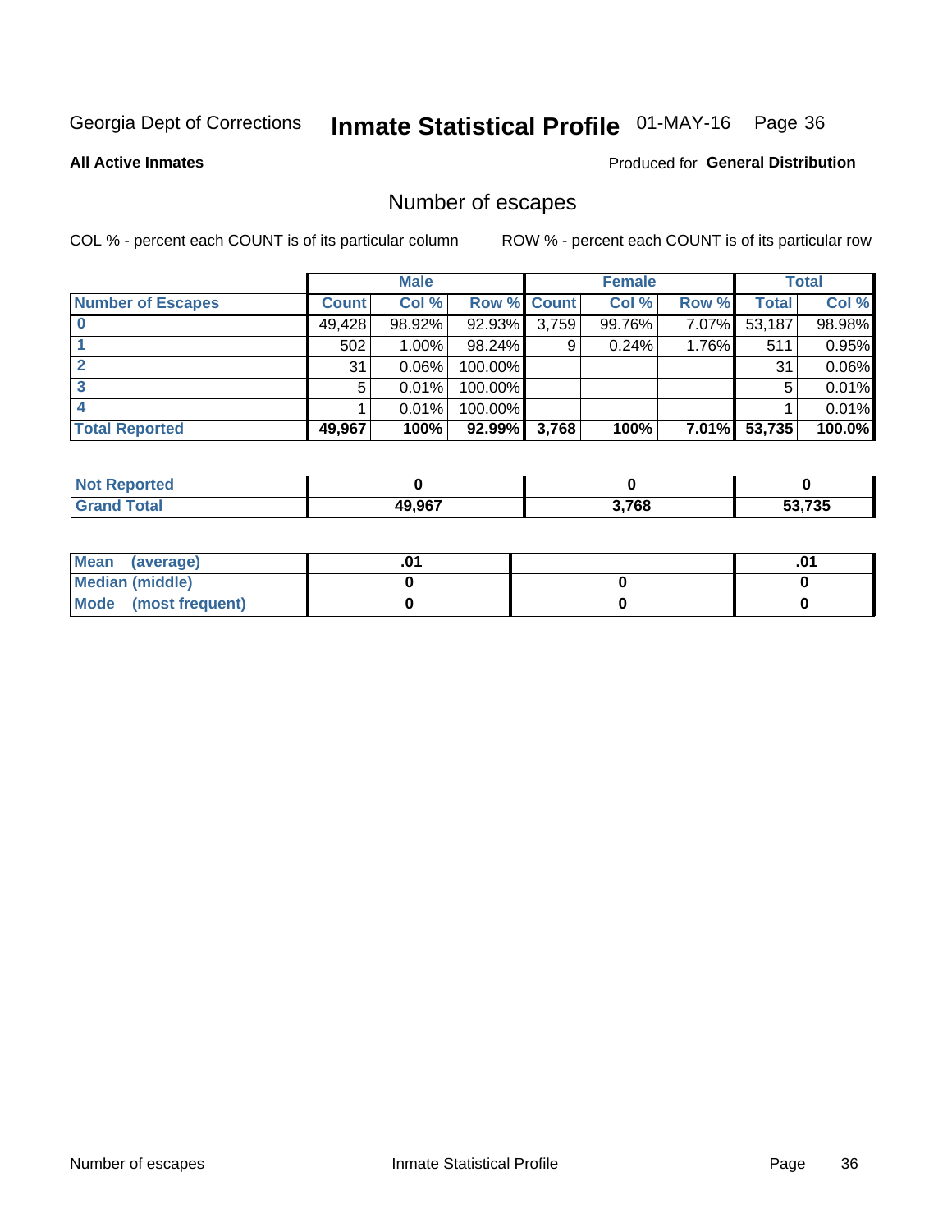Georgia Dept of Corrections **Inmate Statistical Profile** 01-MAY-16

**All Active Inmates** Produced for **General Distribution**

## Number of escapes

COL % - percent each COUNT is of its particular column ROW % - percent each COUNT is of its particular row

| | Male | | | Female | | | Total | |
|---|---|---|---|---|---|---|---|---|
| **Number of Escapes** | **Count** | **Col %** | **Row %** | **Count** | **Col %** | **Row %** | **Total** | **Col %** |
| **0** | 49,428 | 98.92% | 92.93% | 3,759 | 99.76% | 7.07% | 53,187 | 98.98% |
| **1** | 502 | 1.00% | 98.24% | 9 | 0.24% | 1.76% | 511 | 0.95% |
| **2** | 31 | 0.06% | 100.00% | | | | 31 | 0.06% |
| **3** | 5 | 0.01% | 100.00% | | | | 5 | 0.01% |
| **4** | 1 | 0.01% | 100.00% | | | | 1 | 0.01% |
| **Total Reported** | **49,967** | **100%** | **92.99%** | **3,768** | **100%** | **7.01%** | **53,735** | **100.0%** |

| | Male | Female | Total |
|---|---|---|---|
| **Not Reported** | **0** | **0** | **0** |
| **Grand Total** | **49,967** | **3,768** | **53,735** |

| | Male | Female | Total |
|---|---|---|---|
| **Mean (average)** | **.01** | | **.01** |
| **Median (middle)** | **0** | **0** | **0** |
| **Mode (most frequent)** | **0** | **0** | **0** |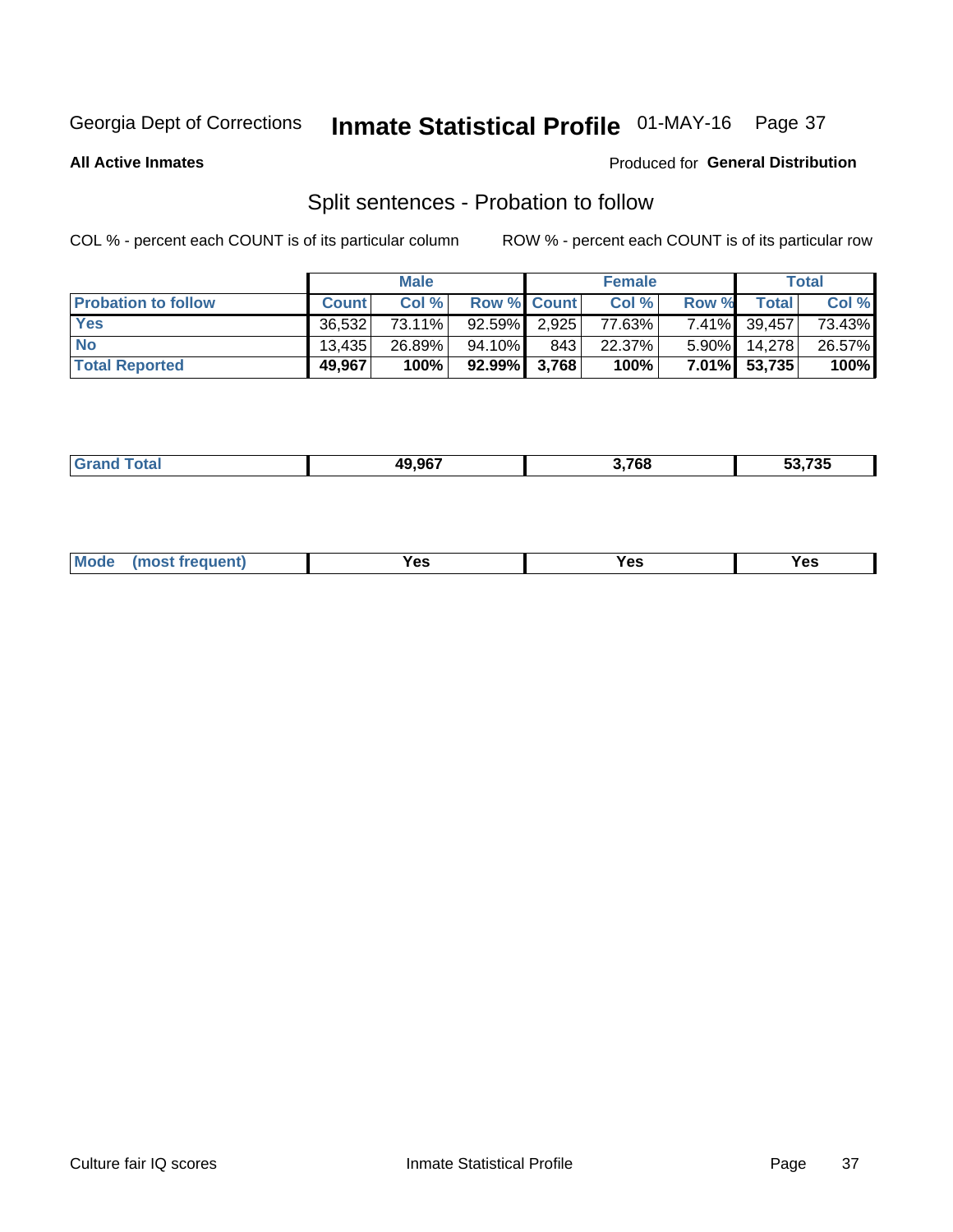Georgia Dept of Corrections **Inhate Statistical Profile** 01-MAY-16

**All Active Inmates**

Produced for **General Distribution**

## Split sentences - Probation to follow

COL % - percent each COUNT is of its particular column

ROW % - percent each COUNT is of its particular row

| | Male | | | Female | | | Total | |
|---|---|---|---|---|---|---|---|---|
| **Probation to follow** | **Count** | **Col %** | **Row %** | **Count** | **Col %** | **Row %** | **Total** | **Col %** |
| **Yes** | 36,532 | 73.11% | 92.59% | 2,925 | 77.63% | 7.41% | 39,457 | 73.43% |
| **No** | 13,435 | 26.89% | 94.10% | 843 | 22.37% | 5.90% | 14,278 | 26.57% |
| **Total Reported** | **49,967** | **100%** | **92.99%** | **3,768** | **100%** | **7.01%** | **53,735** | **100%** |

| | | | |
|---|---|---|---|
| **Grand Total** | **49,967** | **3,768** | **53,735** |

| | | | |
|---|---|---|---|
| **Mode (most frequent)** | **Yes** | **Yes** | **Yes** |

Culture fair IQ scores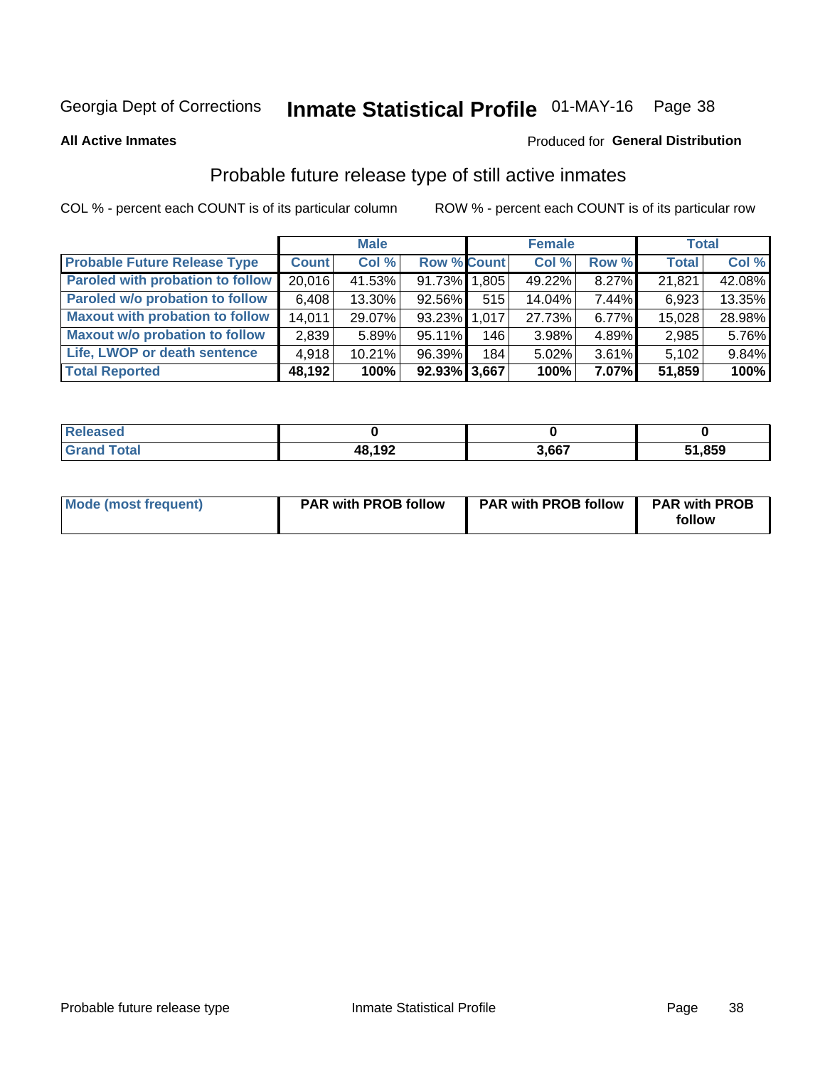# Georgia Dept of Corrections — Inmate Statistical Profile 01-MAY-16

**All Active Inmates** — Produced for **General Distribution**

## Probable future release type of still active inmates

COL % - percent each COUNT is of its particular column — ROW % - percent each COUNT is of its particular row

| | Male | | | Female | | | Total | |
|---|---|---|---|---|---|---|---|---|
| **Probable Future Release Type** | **Count** | **Col %** | **Row %** | **Count** | **Col %** | **Row %** | **Total** | **Col %** |
| Paroled with probation to follow | 20,016 | 41.53% | 91.73% | 1,805 | 49.22% | 8.27% | 21,821 | 42.08% |
| Paroled w/o probation to follow | 6,408 | 13.30% | 92.56% | 515 | 14.04% | 7.44% | 6,923 | 13.35% |
| Maxout with probation to follow | 14,011 | 29.07% | 93.23% | 1,017 | 27.73% | 6.77% | 15,028 | 28.98% |
| Maxout w/o probation to follow | 2,839 | 5.89% | 95.11% | 146 | 3.98% | 4.89% | 2,985 | 5.76% |
| Life, LWOP or death sentence | 4,918 | 10.21% | 96.39% | 184 | 5.02% | 3.61% | 5,102 | 9.84% |
| **Total Reported** | **48,192** | **100%** | **92.93%** | **3,667** | **100%** | **7.07%** | **51,859** | **100%** |

| | Male | Female | Total |
|---|---|---|---|
| Released | 0 | 0 | 0 |
| Grand Total | 48,192 | 3,667 | 51,859 |

| | Male | Female | Total |
|---|---|---|---|
| Mode (most frequent) | PAR with PROB follow | PAR with PROB follow | PAR with PROB follow |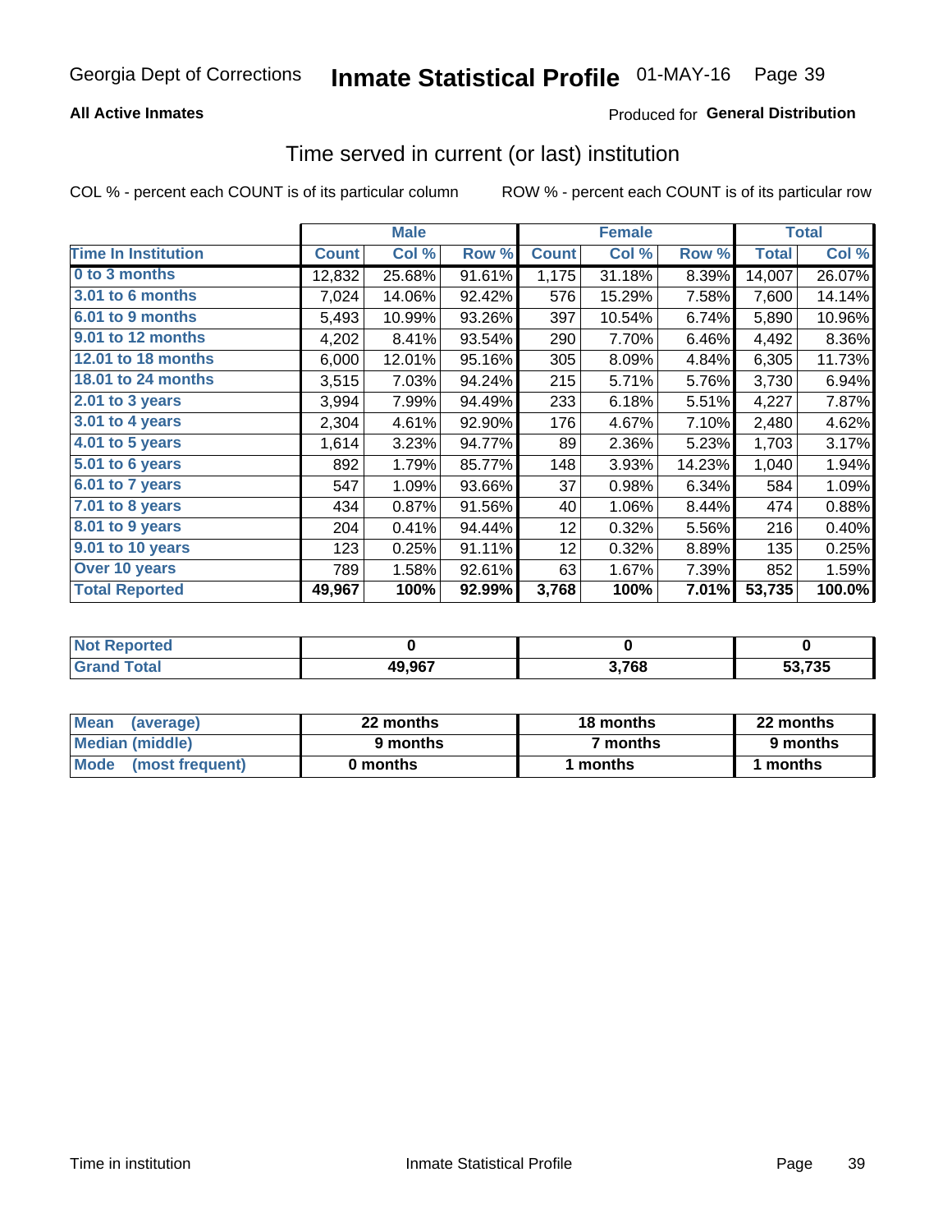Georgia Dept of Corrections **Inmate Statistical Profile** 01-MAY-16

**All Active Inmates**

Produced for **General Distribution**

## Time served in current (or last) institution

COL % - percent each COUNT is of its particular column    ROW % - percent each COUNT is of its particular row

| | Male | | | Female | | | Total | |
|---|---|---|---|---|---|---|---|---|
| **Time In Institution** | **Count** | **Col %** | **Row %** | **Count** | **Col %** | **Row %** | **Total** | **Col %** |
| **0 to 3 months** | 12,832 | 25.68% | 91.61% | 1,175 | 31.18% | 8.39% | 14,007 | 26.07% |
| **3.01 to 6 months** | 7,024 | 14.06% | 92.42% | 576 | 15.29% | 7.58% | 7,600 | 14.14% |
| **6.01 to 9 months** | 5,493 | 10.99% | 93.26% | 397 | 10.54% | 6.74% | 5,890 | 10.96% |
| **9.01 to 12 months** | 4,202 | 8.41% | 93.54% | 290 | 7.70% | 6.46% | 4,492 | 8.36% |
| **12.01 to 18 months** | 6,000 | 12.01% | 95.16% | 305 | 8.09% | 4.84% | 6,305 | 11.73% |
| **18.01 to 24 months** | 3,515 | 7.03% | 94.24% | 215 | 5.71% | 5.76% | 3,730 | 6.94% |
| **2.01 to 3 years** | 3,994 | 7.99% | 94.49% | 233 | 6.18% | 5.51% | 4,227 | 7.87% |
| **3.01 to 4 years** | 2,304 | 4.61% | 92.90% | 176 | 4.67% | 7.10% | 2,480 | 4.62% |
| **4.01 to 5 years** | 1,614 | 3.23% | 94.77% | 89 | 2.36% | 5.23% | 1,703 | 3.17% |
| **5.01 to 6 years** | 892 | 1.79% | 85.77% | 148 | 3.93% | 14.23% | 1,040 | 1.94% |
| **6.01 to 7 years** | 547 | 1.09% | 93.66% | 37 | 0.98% | 6.34% | 584 | 1.09% |
| **7.01 to 8 years** | 434 | 0.87% | 91.56% | 40 | 1.06% | 8.44% | 474 | 0.88% |
| **8.01 to 9 years** | 204 | 0.41% | 94.44% | 12 | 0.32% | 5.56% | 216 | 0.40% |
| **9.01 to 10 years** | 123 | 0.25% | 91.11% | 12 | 0.32% | 8.89% | 135 | 0.25% |
| **Over 10 years** | 789 | 1.58% | 92.61% | 63 | 1.67% | 7.39% | 852 | 1.59% |
| **Total Reported** | **49,967** | **100%** | **92.99%** | **3,768** | **100%** | **7.01%** | **53,735** | **100.0%** |

| | Male | Female | Total |
|---|---|---|---|
| **Not Reported** | **0** | **0** | **0** |
| **Grand Total** | **49,967** | **3,768** | **53,735** |

| | Male | Female | Total |
|---|---|---|---|
| **Mean (average)** | **22 months** | **18 months** | **22 months** |
| **Median (middle)** | **9 months** | **7 months** | **9 months** |
| **Mode (most frequent)** | **0 months** | **1 months** | **1 months** |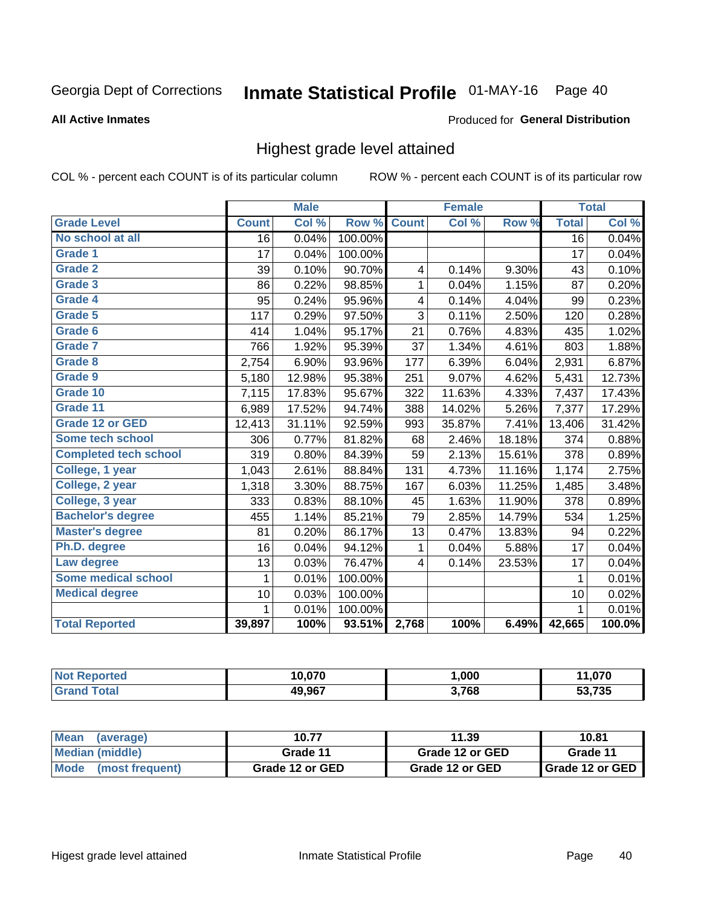Georgia Dept of Corrections **Inmate Statistical Profile** 01-MAY-16 Page 40

**All Active Inmates**

Produced for **General Distribution**

## Highest grade level attained

COL % - percent each COUNT is of its particular column ROW % - percent each COUNT is of its particular row

| | Male | | | Female | | | Total | |
|---|---|---|---|---|---|---|---|---|
| **Grade Level** | **Count** | **Col %** | **Row %** | **Count** | **Col %** | **Row %** | **Total** | **Col %** |
| No school at all | 16 | 0.04% | 100.00% | | | | 16 | 0.04% |
| Grade 1 | 17 | 0.04% | 100.00% | | | | 17 | 0.04% |
| Grade 2 | 39 | 0.10% | 90.70% | 4 | 0.14% | 9.30% | 43 | 0.10% |
| Grade 3 | 86 | 0.22% | 98.85% | 1 | 0.04% | 1.15% | 87 | 0.20% |
| Grade 4 | 95 | 0.24% | 95.96% | 4 | 0.14% | 4.04% | 99 | 0.23% |
| Grade 5 | 117 | 0.29% | 97.50% | 3 | 0.11% | 2.50% | 120 | 0.28% |
| Grade 6 | 414 | 1.04% | 95.17% | 21 | 0.76% | 4.83% | 435 | 1.02% |
| Grade 7 | 766 | 1.92% | 95.39% | 37 | 1.34% | 4.61% | 803 | 1.88% |
| Grade 8 | 2,754 | 6.90% | 93.96% | 177 | 6.39% | 6.04% | 2,931 | 6.87% |
| Grade 9 | 5,180 | 12.98% | 95.38% | 251 | 9.07% | 4.62% | 5,431 | 12.73% |
| Grade 10 | 7,115 | 17.83% | 95.67% | 322 | 11.63% | 4.33% | 7,437 | 17.43% |
| Grade 11 | 6,989 | 17.52% | 94.74% | 388 | 14.02% | 5.26% | 7,377 | 17.29% |
| Grade 12 or GED | 12,413 | 31.11% | 92.59% | 993 | 35.87% | 7.41% | 13,406 | 31.42% |
| Some tech school | 306 | 0.77% | 81.82% | 68 | 2.46% | 18.18% | 374 | 0.88% |
| Completed tech school | 319 | 0.80% | 84.39% | 59 | 2.13% | 15.61% | 378 | 0.89% |
| College, 1 year | 1,043 | 2.61% | 88.84% | 131 | 4.73% | 11.16% | 1,174 | 2.75% |
| College, 2 year | 1,318 | 3.30% | 88.75% | 167 | 6.03% | 11.25% | 1,485 | 3.48% |
| College, 3 year | 333 | 0.83% | 88.10% | 45 | 1.63% | 11.90% | 378 | 0.89% |
| Bachelor's degree | 455 | 1.14% | 85.21% | 79 | 2.85% | 14.79% | 534 | 1.25% |
| Master's degree | 81 | 0.20% | 86.17% | 13 | 0.47% | 13.83% | 94 | 0.22% |
| Ph.D. degree | 16 | 0.04% | 94.12% | 1 | 0.04% | 5.88% | 17 | 0.04% |
| Law degree | 13 | 0.03% | 76.47% | 4 | 0.14% | 23.53% | 17 | 0.04% |
| Some medical school | 1 | 0.01% | 100.00% | | | | 1 | 0.01% |
| Medical degree | 10 | 0.03% | 100.00% | | | | 10 | 0.02% |
| | 1 | 0.01% | 100.00% | | | | 1 | 0.01% |
| **Total Reported** | **39,897** | **100%** | **93.51%** | **2,768** | **100%** | **6.49%** | **42,665** | **100.0%** |

| | Male | Female | Total |
|---|---|---|---|
| Not Reported | 10,070 | 1,000 | 11,070 |
| Grand Total | 49,967 | 3,768 | 53,735 |

| | Male | Female | Total |
|---|---|---|---|
| Mean (average) | 10.77 | 11.39 | 10.81 |
| Median (middle) | Grade 11 | Grade 12 or GED | Grade 11 |
| Mode (most frequent) | Grade 12 or GED | Grade 12 or GED | Grade 12 or GED |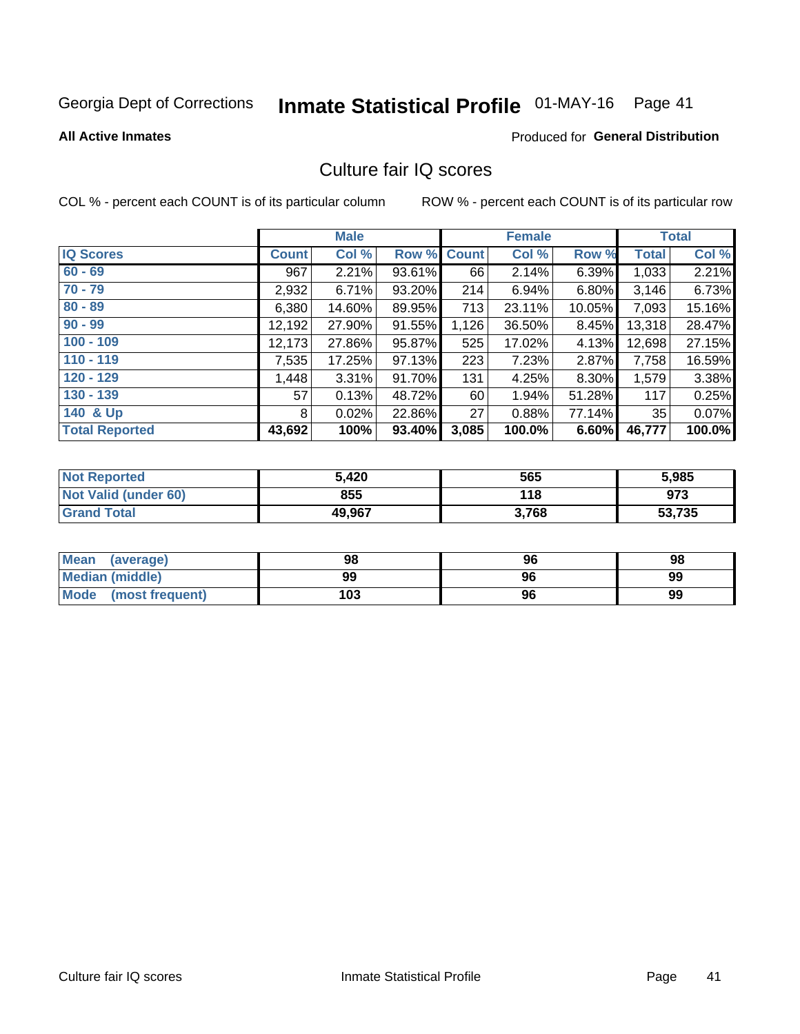Georgia Dept of Corrections **Inmate Statistical Profile** 01-MAY-16

**All Active Inmates**

Produced for **General Distribution**

## Culture fair IQ scores

COL % - percent each COUNT is of its particular column

ROW % - percent each COUNT is of its particular row

| | Male | | | Female | | | Total | |
|---|---|---|---|---|---|---|---|---|
| **IQ Scores** | **Count** | **Col %** | **Row %** | **Count** | **Col %** | **Row %** | **Total** | **Col %** |
| **60 - 69** | 967 | 2.21% | 93.61% | 66 | 2.14% | 6.39% | 1,033 | 2.21% |
| **70 - 79** | 2,932 | 6.71% | 93.20% | 214 | 6.94% | 6.80% | 3,146 | 6.73% |
| **80 - 89** | 6,380 | 14.60% | 89.95% | 713 | 23.11% | 10.05% | 7,093 | 15.16% |
| **90 - 99** | 12,192 | 27.90% | 91.55% | 1,126 | 36.50% | 8.45% | 13,318 | 28.47% |
| **100 - 109** | 12,173 | 27.86% | 95.87% | 525 | 17.02% | 4.13% | 12,698 | 27.15% |
| **110 - 119** | 7,535 | 17.25% | 97.13% | 223 | 7.23% | 2.87% | 7,758 | 16.59% |
| **120 - 129** | 1,448 | 3.31% | 91.70% | 131 | 4.25% | 8.30% | 1,579 | 3.38% |
| **130 - 139** | 57 | 0.13% | 48.72% | 60 | 1.94% | 51.28% | 117 | 0.25% |
| **140 & Up** | 8 | 0.02% | 22.86% | 27 | 0.88% | 77.14% | 35 | 0.07% |
| **Total Reported** | **43,692** | **100%** | **93.40%** | **3,085** | **100.0%** | **6.60%** | **46,777** | **100.0%** |

| | Male | Female | Total |
|---|---|---|---|
| **Not Reported** | **5,420** | **565** | **5,985** |
| **Not Valid (under 60)** | **855** | **118** | **973** |
| **Grand Total** | **49,967** | **3,768** | **53,735** |

| | Male | Female | Total |
|---|---|---|---|
| **Mean (average)** | **98** | **96** | **98** |
| **Median (middle)** | **99** | **96** | **99** |
| **Mode (most frequent)** | **103** | **96** | **99** |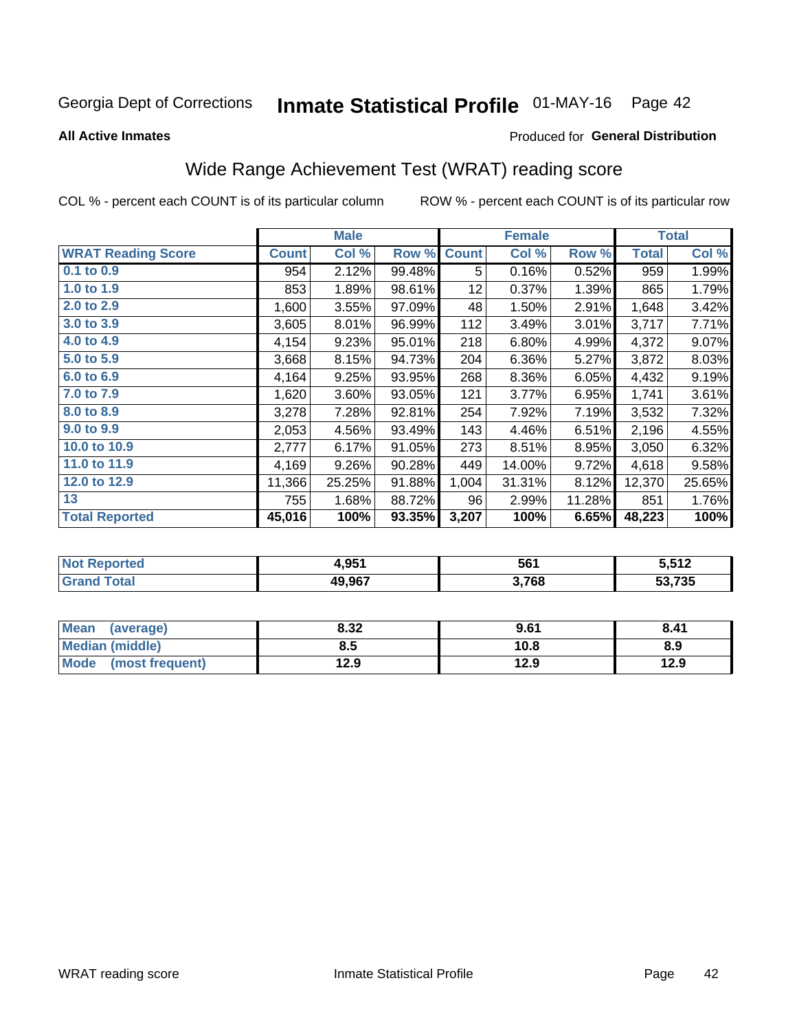Georgia Dept of Corrections **Inmate Statistical Profile** 01-MAY-16 Page 42

**All Active Inmates**

Produced for **General Distribution**

## Wide Range Achievement Test (WRAT) reading score

COL % - percent each COUNT is of its particular column

ROW % - percent each COUNT is of its particular row

| | Male | | | Female | | | Total | |
|---|---|---|---|---|---|---|---|---|
| **WRAT Reading Score** | **Count** | **Col %** | **Row %** | **Count** | **Col %** | **Row %** | **Total** | **Col %** |
| 0.1 to 0.9 | 954 | 2.12% | 99.48% | 5 | 0.16% | 0.52% | 959 | 1.99% |
| 1.0 to 1.9 | 853 | 1.89% | 98.61% | 12 | 0.37% | 1.39% | 865 | 1.79% |
| 2.0 to 2.9 | 1,600 | 3.55% | 97.09% | 48 | 1.50% | 2.91% | 1,648 | 3.42% |
| 3.0 to 3.9 | 3,605 | 8.01% | 96.99% | 112 | 3.49% | 3.01% | 3,717 | 7.71% |
| 4.0 to 4.9 | 4,154 | 9.23% | 95.01% | 218 | 6.80% | 4.99% | 4,372 | 9.07% |
| 5.0 to 5.9 | 3,668 | 8.15% | 94.73% | 204 | 6.36% | 5.27% | 3,872 | 8.03% |
| 6.0 to 6.9 | 4,164 | 9.25% | 93.95% | 268 | 8.36% | 6.05% | 4,432 | 9.19% |
| 7.0 to 7.9 | 1,620 | 3.60% | 93.05% | 121 | 3.77% | 6.95% | 1,741 | 3.61% |
| 8.0 to 8.9 | 3,278 | 7.28% | 92.81% | 254 | 7.92% | 7.19% | 3,532 | 7.32% |
| 9.0 to 9.9 | 2,053 | 4.56% | 93.49% | 143 | 4.46% | 6.51% | 2,196 | 4.55% |
| 10.0 to 10.9 | 2,777 | 6.17% | 91.05% | 273 | 8.51% | 8.95% | 3,050 | 6.32% |
| 11.0 to 11.9 | 4,169 | 9.26% | 90.28% | 449 | 14.00% | 9.72% | 4,618 | 9.58% |
| 12.0 to 12.9 | 11,366 | 25.25% | 91.88% | 1,004 | 31.31% | 8.12% | 12,370 | 25.65% |
| 13 | 755 | 1.68% | 88.72% | 96 | 2.99% | 11.28% | 851 | 1.76% |
| **Total Reported** | **45,016** | **100%** | **93.35%** | **3,207** | **100%** | **6.65%** | **48,223** | **100%** |

| | Male | Female | Total |
|---|---|---|---|
| Not Reported | 4,951 | 561 | 5,512 |
| Grand Total | 49,967 | 3,768 | 53,735 |

| | Male | Female | Total |
|---|---|---|---|
| Mean (average) | 8.32 | 9.61 | 8.41 |
| Median (middle) | 8.5 | 10.8 | 8.9 |
| Mode (most frequent) | 12.9 | 12.9 | 12.9 |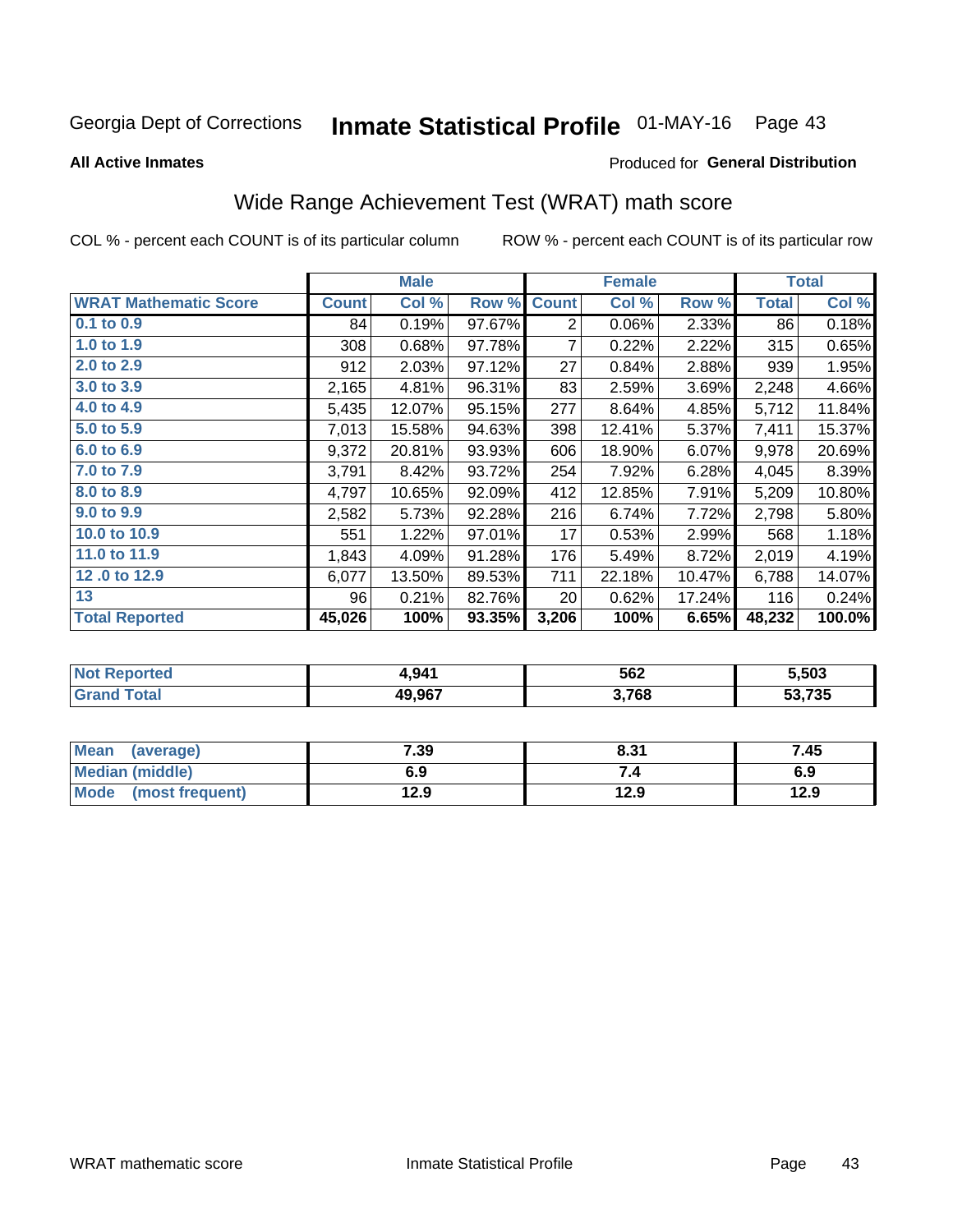Georgia Dept of Corrections **Inmate Statistical Profile** 01-MAY-16

**All Active Inmates**

Produced for **General Distribution**

## Wide Range Achievement Test (WRAT) math score

COL % - percent each COUNT is of its particular column

ROW % - percent each COUNT is of its particular row

| | Male | | | Female | | | Total | |
|---|---|---|---|---|---|---|---|---|
| **WRAT Mathematic Score** | **Count** | **Col %** | **Row %** | **Count** | **Col %** | **Row %** | **Total** | **Col %** |
| 0.1 to 0.9 | 84 | 0.19% | 97.67% | 2 | 0.06% | 2.33% | 86 | 0.18% |
| 1.0 to 1.9 | 308 | 0.68% | 97.78% | 7 | 0.22% | 2.22% | 315 | 0.65% |
| 2.0 to 2.9 | 912 | 2.03% | 97.12% | 27 | 0.84% | 2.88% | 939 | 1.95% |
| 3.0 to 3.9 | 2,165 | 4.81% | 96.31% | 83 | 2.59% | 3.69% | 2,248 | 4.66% |
| 4.0 to 4.9 | 5,435 | 12.07% | 95.15% | 277 | 8.64% | 4.85% | 5,712 | 11.84% |
| 5.0 to 5.9 | 7,013 | 15.58% | 94.63% | 398 | 12.41% | 5.37% | 7,411 | 15.37% |
| 6.0 to 6.9 | 9,372 | 20.81% | 93.93% | 606 | 18.90% | 6.07% | 9,978 | 20.69% |
| 7.0 to 7.9 | 3,791 | 8.42% | 93.72% | 254 | 7.92% | 6.28% | 4,045 | 8.39% |
| 8.0 to 8.9 | 4,797 | 10.65% | 92.09% | 412 | 12.85% | 7.91% | 5,209 | 10.80% |
| 9.0 to 9.9 | 2,582 | 5.73% | 92.28% | 216 | 6.74% | 7.72% | 2,798 | 5.80% |
| 10.0 to 10.9 | 551 | 1.22% | 97.01% | 17 | 0.53% | 2.99% | 568 | 1.18% |
| 11.0 to 11.9 | 1,843 | 4.09% | 91.28% | 176 | 5.49% | 8.72% | 2,019 | 4.19% |
| 12 .0 to 12.9 | 6,077 | 13.50% | 89.53% | 711 | 22.18% | 10.47% | 6,788 | 14.07% |
| 13 | 96 | 0.21% | 82.76% | 20 | 0.62% | 17.24% | 116 | 0.24% |
| **Total Reported** | **45,026** | **100%** | **93.35%** | **3,206** | **100%** | **6.65%** | **48,232** | **100.0%** |

| | Male | Female | Total |
|---|---|---|---|
| **Not Reported** | **4,941** | **562** | **5,503** |
| **Grand Total** | **49,967** | **3,768** | **53,735** |

| | Male | Female | Total |
|---|---|---|---|
| **Mean (average)** | **7.39** | **8.31** | **7.45** |
| **Median (middle)** | **6.9** | **7.4** | **6.9** |
| **Mode (most frequent)** | **12.9** | **12.9** | **12.9** |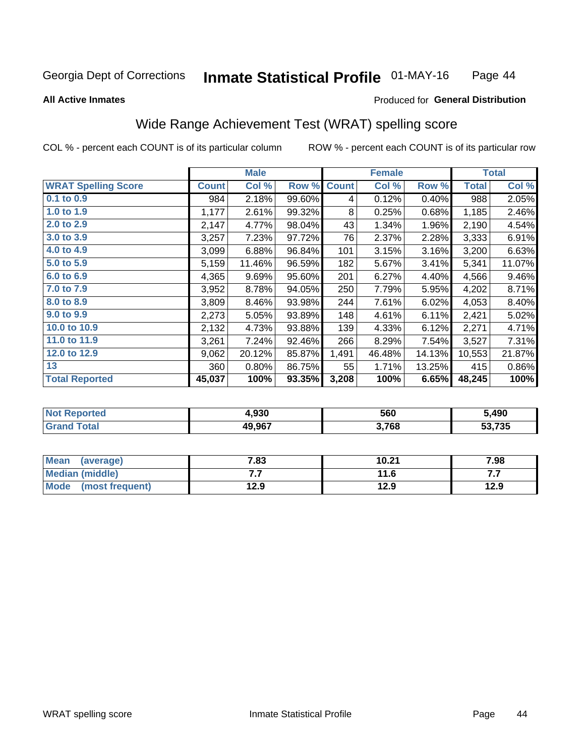Georgia Dept of Corrections **Inmate Statistical Profile** 01-MAY-16

**All Active Inmates**

Produced for **General Distribution**

## Wide Range Achievement Test (WRAT) spelling score

COL % - percent each COUNT is of its particular column ROW % - percent each COUNT is of its particular row

| | Male | | | Female | | | Total | |
|---|---|---|---|---|---|---|---|---|
| **WRAT Spelling Score** | **Count** | **Col %** | **Row %** | **Count** | **Col %** | **Row %** | **Total** | **Col %** |
| **0.1 to 0.9** | 984 | 2.18% | 99.60% | 4 | 0.12% | 0.40% | 988 | 2.05% |
| **1.0 to 1.9** | 1,177 | 2.61% | 99.32% | 8 | 0.25% | 0.68% | 1,185 | 2.46% |
| **2.0 to 2.9** | 2,147 | 4.77% | 98.04% | 43 | 1.34% | 1.96% | 2,190 | 4.54% |
| **3.0 to 3.9** | 3,257 | 7.23% | 97.72% | 76 | 2.37% | 2.28% | 3,333 | 6.91% |
| **4.0 to 4.9** | 3,099 | 6.88% | 96.84% | 101 | 3.15% | 3.16% | 3,200 | 6.63% |
| **5.0 to 5.9** | 5,159 | 11.46% | 96.59% | 182 | 5.67% | 3.41% | 5,341 | 11.07% |
| **6.0 to 6.9** | 4,365 | 9.69% | 95.60% | 201 | 6.27% | 4.40% | 4,566 | 9.46% |
| **7.0 to 7.9** | 3,952 | 8.78% | 94.05% | 250 | 7.79% | 5.95% | 4,202 | 8.71% |
| **8.0 to 8.9** | 3,809 | 8.46% | 93.98% | 244 | 7.61% | 6.02% | 4,053 | 8.40% |
| **9.0 to 9.9** | 2,273 | 5.05% | 93.89% | 148 | 4.61% | 6.11% | 2,421 | 5.02% |
| **10.0 to 10.9** | 2,132 | 4.73% | 93.88% | 139 | 4.33% | 6.12% | 2,271 | 4.71% |
| **11.0 to 11.9** | 3,261 | 7.24% | 92.46% | 266 | 8.29% | 7.54% | 3,527 | 7.31% |
| **12.0 to 12.9** | 9,062 | 20.12% | 85.87% | 1,491 | 46.48% | 14.13% | 10,553 | 21.87% |
| **13** | 360 | 0.80% | 86.75% | 55 | 1.71% | 13.25% | 415 | 0.86% |
| **Total Reported** | **45,037** | **100%** | **93.35%** | **3,208** | **100%** | **6.65%** | **48,245** | **100%** |

| | Male | Female | Total |
|---|---|---|---|
| **Not Reported** | **4,930** | **560** | **5,490** |
| **Grand Total** | **49,967** | **3,768** | **53,735** |

| | Male | Female | Total |
|---|---|---|---|
| **Mean (average)** | **7.83** | **10.21** | **7.98** |
| **Median (middle)** | **7.7** | **11.6** | **7.7** |
| **Mode (most frequent)** | **12.9** | **12.9** | **12.9** |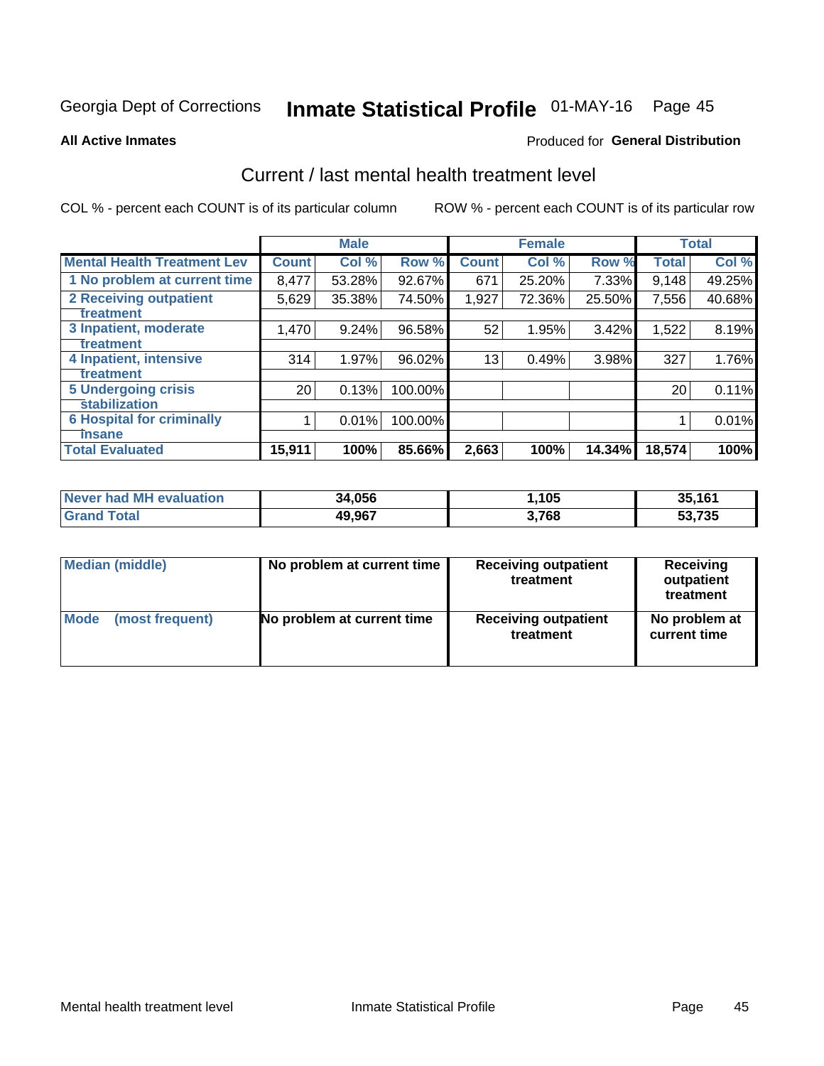Georgia Dept of Corrections **Inmate Statistical Profile** 01-MAY-16 Page 45

**All Active Inmates**

Produced for **General Distribution**

## Current / last mental health treatment level

COL % - percent each COUNT is of its particular column

ROW % - percent each COUNT is of its particular row

| | Male | | | Female | | | Total | |
|---|---|---|---|---|---|---|---|---|
| **Mental Health Treatment Lev** | **Count** | **Col %** | **Row %** | **Count** | **Col %** | **Row %** | **Total** | **Col %** |
| 1 No problem at current time | 8,477 | 53.28% | 92.67% | 671 | 25.20% | 7.33% | 9,148 | 49.25% |
| 2 Receiving outpatient treatment | 5,629 | 35.38% | 74.50% | 1,927 | 72.36% | 25.50% | 7,556 | 40.68% |
| 3 Inpatient, moderate treatment | 1,470 | 9.24% | 96.58% | 52 | 1.95% | 3.42% | 1,522 | 8.19% |
| 4 Inpatient, intensive treatment | 314 | 1.97% | 96.02% | 13 | 0.49% | 3.98% | 327 | 1.76% |
| 5 Undergoing crisis stabilization | 20 | 0.13% | 100.00% | | | | 20 | 0.11% |
| 6 Hospital for criminally insane | 1 | 0.01% | 100.00% | | | | 1 | 0.01% |
| **Total Evaluated** | **15,911** | **100%** | **85.66%** | **2,663** | **100%** | **14.34%** | **18,574** | **100%** |

| | Male | Female | Total |
|---|---|---|---|
| **Never had MH evaluation** | **34,056** | **1,105** | **35,161** |
| **Grand Total** | **49,967** | **3,768** | **53,735** |

| | Male | Female | Total |
|---|---|---|---|
| **Median (middle)** | **No problem at current time** | **Receiving outpatient treatment** | **Receiving outpatient treatment** |
| **Mode (most frequent)** | **No problem at current time** | **Receiving outpatient treatment** | **No problem at current time** |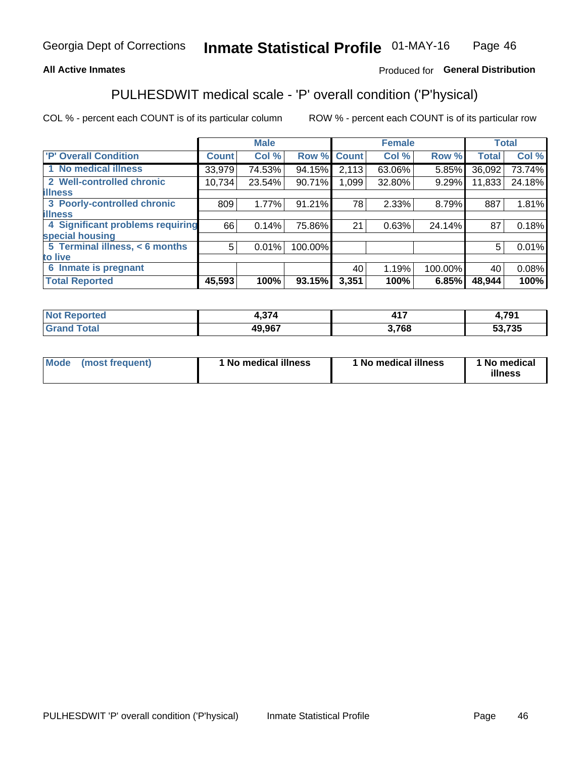Georgia Dept of Corrections **Inmate Statistical Profile** 01-MAY-16

**All Active Inmates**

Produced for **General Distribution**

## PULHESDWIT medical scale - 'P' overall condition ('P'hysical)

COL % - percent each COUNT is of its particular column

ROW % - percent each COUNT is of its particular row

| | Male | | | Female | | | Total | |
|---|---|---|---|---|---|---|---|---|
| **'P' Overall Condition** | **Count** | **Col %** | **Row %** | **Count** | **Col %** | **Row %** | **Total** | **Col %** |
| **1 No medical illness** | 33,979 | 74.53% | 94.15% | 2,113 | 63.06% | 5.85% | 36,092 | 73.74% |
| **2 Well-controlled chronic illness** | 10,734 | 23.54% | 90.71% | 1,099 | 32.80% | 9.29% | 11,833 | 24.18% |
| **3 Poorly-controlled chronic illness** | 809 | 1.77% | 91.21% | 78 | 2.33% | 8.79% | 887 | 1.81% |
| **4 Significant problems requiring special housing** | 66 | 0.14% | 75.86% | 21 | 0.63% | 24.14% | 87 | 0.18% |
| **5 Terminal illness, < 6 months to live** | 5 | 0.01% | 100.00% | | | | 5 | 0.01% |
| **6 Inmate is pregnant** | | | | 40 | 1.19% | 100.00% | 40 | 0.08% |
| **Total Reported** | **45,593** | **100%** | **93.15%** | **3,351** | **100%** | **6.85%** | **48,944** | **100%** |

| | Male | Female | Total |
|---|---|---|---|
| **Not Reported** | **4,374** | **417** | **4,791** |
| **Grand Total** | **49,967** | **3,768** | **53,735** |

| | Male | Female | Total |
|---|---|---|---|
| **Mode (most frequent)** | **1 No medical illness** | **1 No medical illness** | **1 No medical illness** |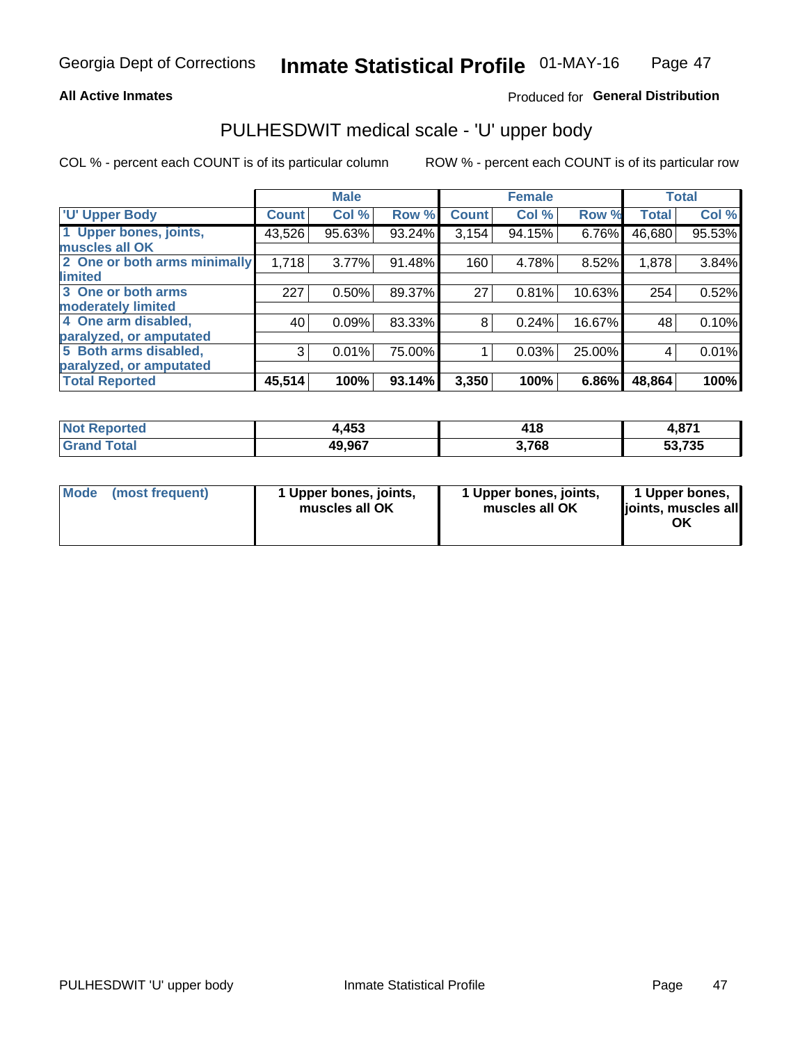**All Active Inmates**

Produced for **General Distribution**

## PULHESDWIT medical scale - 'U' upper body

COL % - percent each COUNT is of its particular column

ROW % - percent each COUNT is of its particular row

| | Male | | | Female | | | Total | |
|---|---|---|---|---|---|---|---|---|
| 'U' Upper Body | Count | Col % | Row % | Count | Col % | Row % | Total | Col % |
| 1 Upper bones, joints, muscles all OK | 43,526 | 95.63% | 93.24% | 3,154 | 94.15% | 6.76% | 46,680 | 95.53% |
| 2 One or both arms minimally limited | 1,718 | 3.77% | 91.48% | 160 | 4.78% | 8.52% | 1,878 | 3.84% |
| 3 One or both arms moderately limited | 227 | 0.50% | 89.37% | 27 | 0.81% | 10.63% | 254 | 0.52% |
| 4 One arm disabled, paralyzed, or amputated | 40 | 0.09% | 83.33% | 8 | 0.24% | 16.67% | 48 | 0.10% |
| 5 Both arms disabled, paralyzed, or amputated | 3 | 0.01% | 75.00% | 1 | 0.03% | 25.00% | 4 | 0.01% |
| **Total Reported** | **45,514** | **100%** | **93.14%** | **3,350** | **100%** | **6.86%** | **48,864** | **100%** |

| | Male | Female | Total |
|---|---|---|---|
| Not Reported | 4,453 | 418 | 4,871 |
| Grand Total | 49,967 | 3,768 | 53,735 |

| | Male | Female | Total |
|---|---|---|---|
| Mode (most frequent) | 1 Upper bones, joints, muscles all OK | 1 Upper bones, joints, muscles all OK | 1 Upper bones, joints, muscles all OK |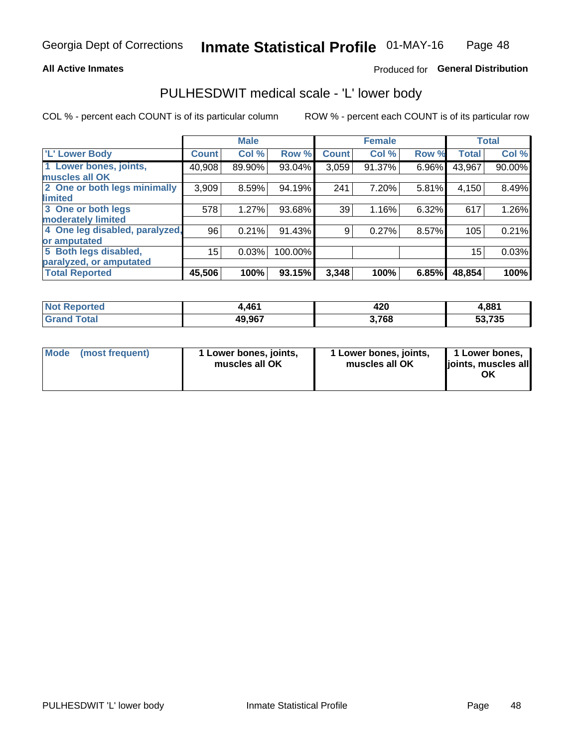Georgia Dept of Corrections **Inmate Statistical Profile** 01-MAY-16

**All Active Inmates**

Produced for **General Distribution**

## PULHESDWIT medical scale - 'L' lower body

COL % - percent each COUNT is of its particular column

ROW % - percent each COUNT is of its particular row

| | Male | | | Female | | | Total | |
|---|---|---|---|---|---|---|---|---|
| 'L' Lower Body | Count | Col % | Row % | Count | Col % | Row % | Total | Col % |
| 1 Lower bones, joints, muscles all OK | 40,908 | 89.90% | 93.04% | 3,059 | 91.37% | 6.96% | 43,967 | 90.00% |
| 2 One or both legs minimally limited | 3,909 | 8.59% | 94.19% | 241 | 7.20% | 5.81% | 4,150 | 8.49% |
| 3 One or both legs moderately limited | 578 | 1.27% | 93.68% | 39 | 1.16% | 6.32% | 617 | 1.26% |
| 4 One leg disabled, paralyzed, or amputated | 96 | 0.21% | 91.43% | 9 | 0.27% | 8.57% | 105 | 0.21% |
| 5 Both legs disabled, paralyzed, or amputated | 15 | 0.03% | 100.00% | | | | 15 | 0.03% |
| **Total Reported** | **45,506** | **100%** | **93.15%** | **3,348** | **100%** | **6.85%** | **48,854** | **100%** |

| | Male | Female | Total |
|---|---|---|---|
| **Not Reported** | **4,461** | **420** | **4,881** |
| **Grand Total** | **49,967** | **3,768** | **53,735** |

| | Male | Female | Total |
|---|---|---|---|
| **Mode (most frequent)** | **1 Lower bones, joints, muscles all OK** | **1 Lower bones, joints, muscles all OK** | **1 Lower bones, joints, muscles all OK** |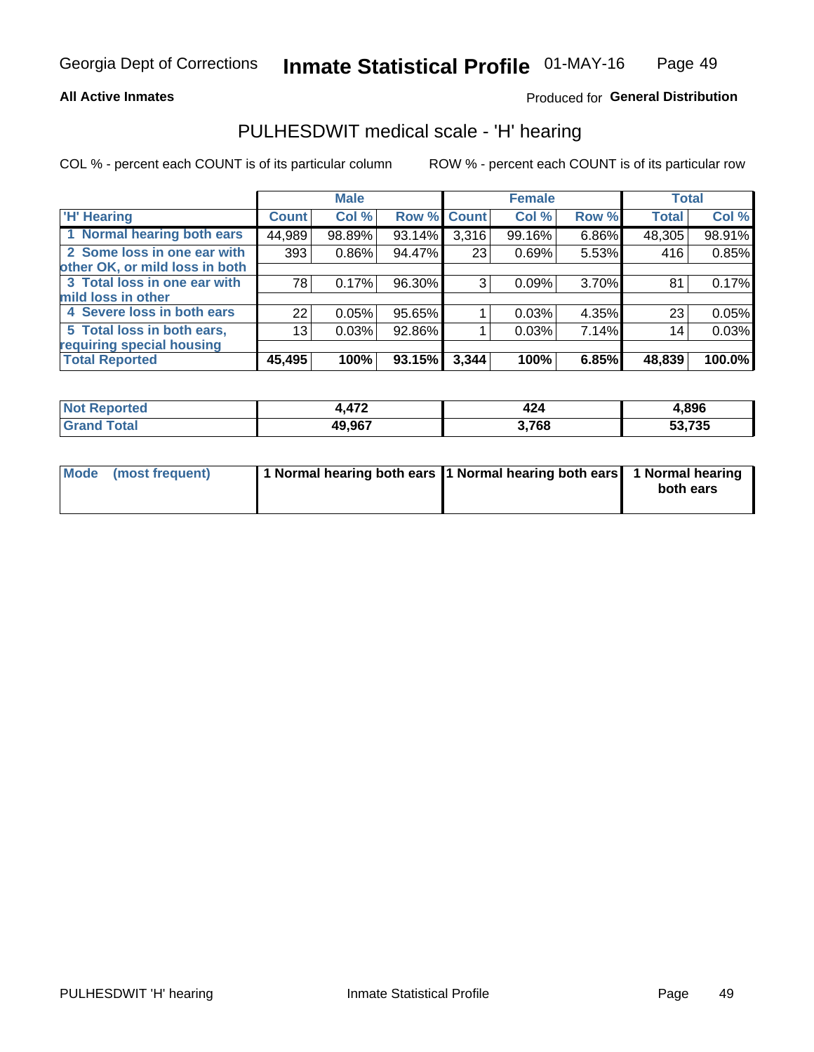Georgia Dept of Corrections **Inmate Statistical Profile** 01-MAY-16

**All Active Inmates**

Produced for **General Distribution**

## PULHESDWIT medical scale - 'H' hearing

COL % - percent each COUNT is of its particular column ROW % - percent each COUNT is of its particular row

| | Male | | | Female | | | Total | |
|---|---|---|---|---|---|---|---|---|
| 'H' Hearing | Count | Col % | Row % | Count | Col % | Row % | Total | Col % |
| 1 Normal hearing both ears | 44,989 | 98.89% | 93.14% | 3,316 | 99.16% | 6.86% | 48,305 | 98.91% |
| 2 Some loss in one ear with other OK, or mild loss in both | 393 | 0.86% | 94.47% | 23 | 0.69% | 5.53% | 416 | 0.85% |
| 3 Total loss in one ear with mild loss in other | 78 | 0.17% | 96.30% | 3 | 0.09% | 3.70% | 81 | 0.17% |
| 4 Severe loss in both ears | 22 | 0.05% | 95.65% | 1 | 0.03% | 4.35% | 23 | 0.05% |
| 5 Total loss in both ears, requiring special housing | 13 | 0.03% | 92.86% | 1 | 0.03% | 7.14% | 14 | 0.03% |
| **Total Reported** | **45,495** | **100%** | **93.15%** | **3,344** | **100%** | **6.85%** | **48,839** | **100.0%** |

| | Male | Female | Total |
|---|---|---|---|
| **Not Reported** | **4,472** | **424** | **4,896** |
| **Grand Total** | **49,967** | **3,768** | **53,735** |

| | Male | Female | Total |
|---|---|---|---|
| **Mode (most frequent)** | **1 Normal hearing both ears** | **1 Normal hearing both ears** | **1 Normal hearing both ears** |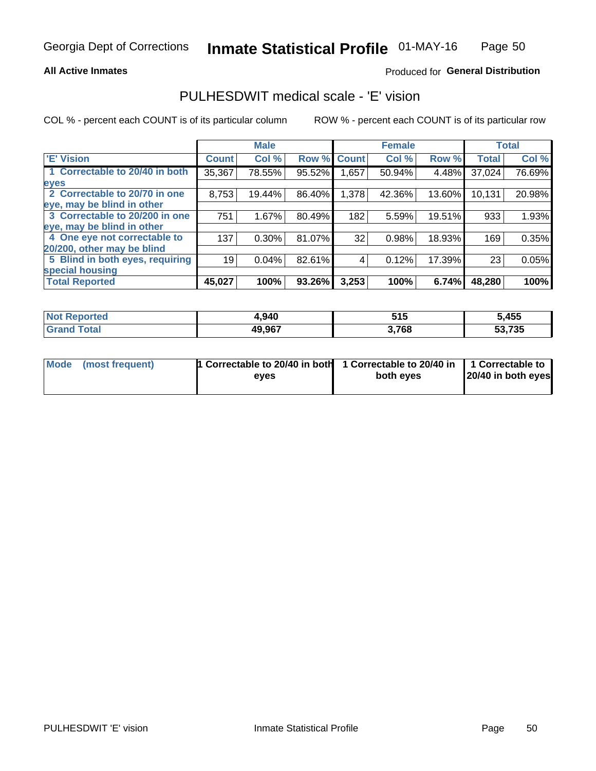Georgia Dept of Corrections **Inmate Statistical Profile** 01-MAY-16

**All Active Inmates**

Produced for **General Distribution**

## PULHESDWIT medical scale - 'E' vision

COL % - percent each COUNT is of its particular column

ROW % - percent each COUNT is of its particular row

| | Male | | | Female | | | Total | |
|---|---|---|---|---|---|---|---|---|
| 'E' Vision | Count | Col % | Row % | Count | Col % | Row % | Total | Col % |
| 1 Correctable to 20/40 in both eyes | 35,367 | 78.55% | 95.52% | 1,657 | 50.94% | 4.48% | 37,024 | 76.69% |
| 2 Correctable to 20/70 in one eye, may be blind in other | 8,753 | 19.44% | 86.40% | 1,378 | 42.36% | 13.60% | 10,131 | 20.98% |
| 3 Correctable to 20/200 in one eye, may be blind in other | 751 | 1.67% | 80.49% | 182 | 5.59% | 19.51% | 933 | 1.93% |
| 4 One eye not correctable to 20/200, other may be blind | 137 | 0.30% | 81.07% | 32 | 0.98% | 18.93% | 169 | 0.35% |
| 5 Blind in both eyes, requiring special housing | 19 | 0.04% | 82.61% | 4 | 0.12% | 17.39% | 23 | 0.05% |
| **Total Reported** | **45,027** | **100%** | **93.26%** | **3,253** | **100%** | **6.74%** | **48,280** | **100%** |

| | Male | Female | Total |
|---|---|---|---|
| **Not Reported** | **4,940** | **515** | **5,455** |
| **Grand Total** | **49,967** | **3,768** | **53,735** |

| | Male | Female | Total |
|---|---|---|---|
| **Mode (most frequent)** | **1 Correctable to 20/40 in both eyes** | **1 Correctable to 20/40 in both eyes** | **1 Correctable to 20/40 in both eyes** |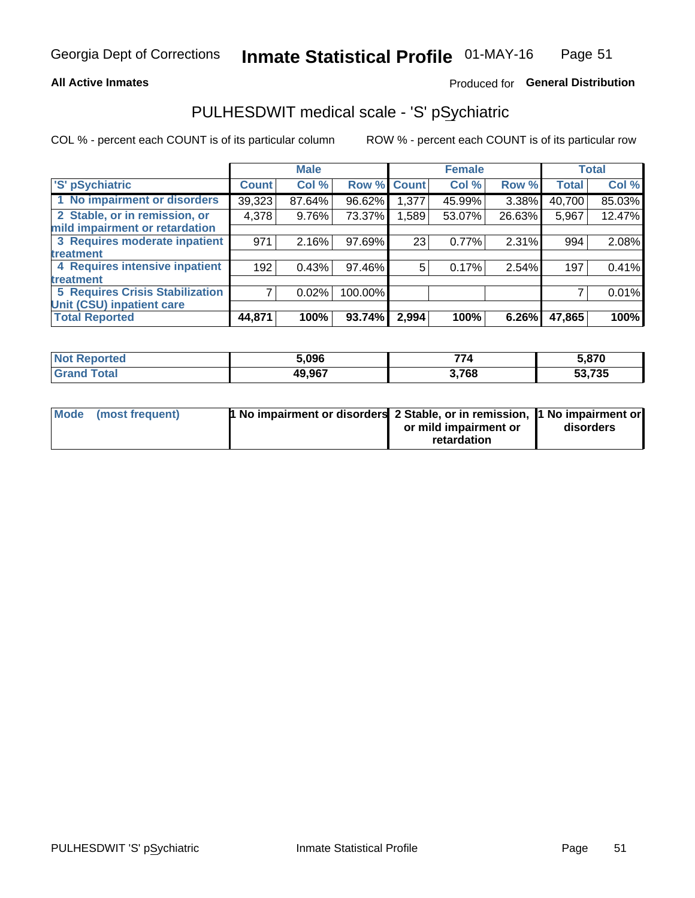# PULHESDWIT medical scale - 'S' pSychiatric

**All Active Inmates**

Produced for **General Distribution**

COL % - percent each COUNT is of its particular column

ROW % - percent each COUNT is of its particular row

| 'S' pSychiatric | Male | | | Female | | | Total | |
|---|---|---|---|---|---|---|---|---|
| | Count | Col % | Row % | Count | Col % | Row % | Total | Col % |
| 1 No impairment or disorders | 39,323 | 87.64% | 96.62% | 1,377 | 45.99% | 3.38% | 40,700 | 85.03% |
| 2 Stable, or in remission, or mild impairment or retardation | 4,378 | 9.76% | 73.37% | 1,589 | 53.07% | 26.63% | 5,967 | 12.47% |
| 3 Requires moderate inpatient treatment | 971 | 2.16% | 97.69% | 23 | 0.77% | 2.31% | 994 | 2.08% |
| 4 Requires intensive inpatient treatment | 192 | 0.43% | 97.46% | 5 | 0.17% | 2.54% | 197 | 0.41% |
| 5 Requires Crisis Stabilization Unit (CSU) inpatient care | 7 | 0.02% | 100.00% | | | | 7 | 0.01% |
| **Total Reported** | **44,871** | **100%** | **93.74%** | **2,994** | **100%** | **6.26%** | **47,865** | **100%** |

| | Male | Female | Total |
|---|---|---|---|
| Not Reported | 5,096 | 774 | 5,870 |
| Grand Total | 49,967 | 3,768 | 53,735 |

| | Male | Female | Total |
|---|---|---|---|
| Mode (most frequent) | 1 No impairment or disorders | 2 Stable, or in remission, or mild impairment or retardation | 1 No impairment or disorders |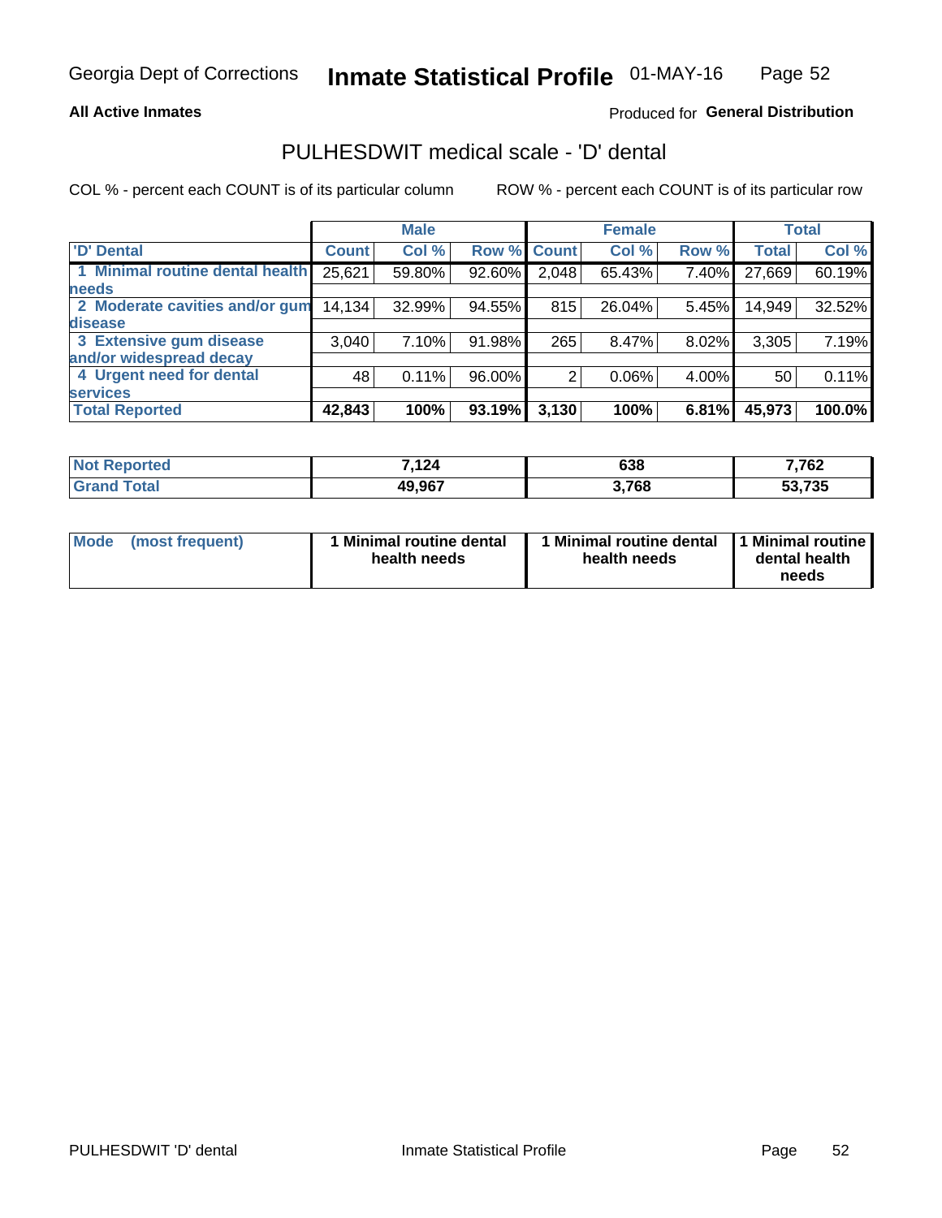Georgia Dept of Corrections **Inmate Statistical Profile** 01-MAY-16

**All Active Inmates**

Produced for **General Distribution**

## PULHESDWIT medical scale - 'D' dental

COL % - percent each COUNT is of its particular column ROW % - percent each COUNT is of its particular row

| | Male | | | Female | | | Total | |
|---|---|---|---|---|---|---|---|---|
| 'D' Dental | Count | Col % | Row % | Count | Col % | Row % | Total | Col % |
| 1 Minimal routine dental health needs | 25,621 | 59.80% | 92.60% | 2,048 | 65.43% | 7.40% | 27,669 | 60.19% |
| 2 Moderate cavities and/or gum disease | 14,134 | 32.99% | 94.55% | 815 | 26.04% | 5.45% | 14,949 | 32.52% |
| 3 Extensive gum disease and/or widespread decay | 3,040 | 7.10% | 91.98% | 265 | 8.47% | 8.02% | 3,305 | 7.19% |
| 4 Urgent need for dental services | 48 | 0.11% | 96.00% | 2 | 0.06% | 4.00% | 50 | 0.11% |
| **Total Reported** | **42,843** | **100%** | **93.19%** | **3,130** | **100%** | **6.81%** | **45,973** | **100.0%** |

| | Male | Female | Total |
|---|---|---|---|
| **Not Reported** | **7,124** | **638** | **7,762** |
| **Grand Total** | **49,967** | **3,768** | **53,735** |

| | Male | Female | Total |
|---|---|---|---|
| **Mode (most frequent)** | **1 Minimal routine dental health needs** | **1 Minimal routine dental health needs** | **1 Minimal routine dental health needs** |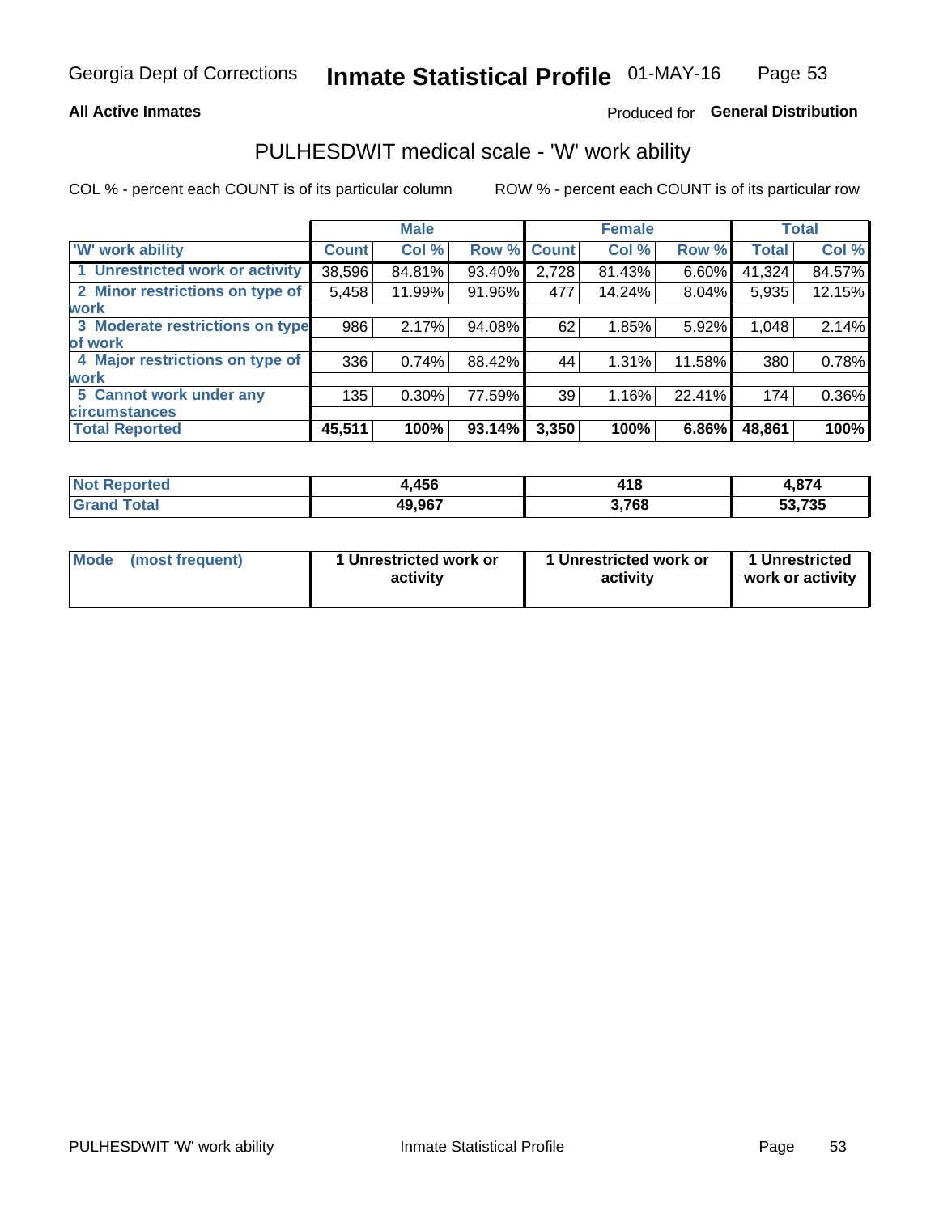Georgia Dept of Corrections **Inmate Statistical Profile** 01-MAY-16

**All Active Inmates**

Produced for **General Distribution**

## PULHESDWIT medical scale - 'W' work ability

COL % - percent each COUNT is of its particular column

ROW % - percent each COUNT is of its particular row

| | Male | | | Female | | | Total | |
|---|---|---|---|---|---|---|---|---|
| **'W' work ability** | **Count** | **Col %** | **Row %** | **Count** | **Col %** | **Row %** | **Total** | **Col %** |
| 1 Unrestricted work or activity | 38,596 | 84.81% | 93.40% | 2,728 | 81.43% | 6.60% | 41,324 | 84.57% |
| 2 Minor restrictions on type of work | 5,458 | 11.99% | 91.96% | 477 | 14.24% | 8.04% | 5,935 | 12.15% |
| 3 Moderate restrictions on type of work | 986 | 2.17% | 94.08% | 62 | 1.85% | 5.92% | 1,048 | 2.14% |
| 4 Major restrictions on type of work | 336 | 0.74% | 88.42% | 44 | 1.31% | 11.58% | 380 | 0.78% |
| 5 Cannot work under any circumstances | 135 | 0.30% | 77.59% | 39 | 1.16% | 22.41% | 174 | 0.36% |
| **Total Reported** | **45,511** | **100%** | **93.14%** | **3,350** | **100%** | **6.86%** | **48,861** | **100%** |

| | Male | Female | Total |
|---|---|---|---|
| **Not Reported** | **4,456** | **418** | **4,874** |
| **Grand Total** | **49,967** | **3,768** | **53,735** |

| | Male | Female | Total |
|---|---|---|---|
| **Mode (most frequent)** | **1 Unrestricted work or activity** | **1 Unrestricted work or activity** | **1 Unrestricted work or activity** |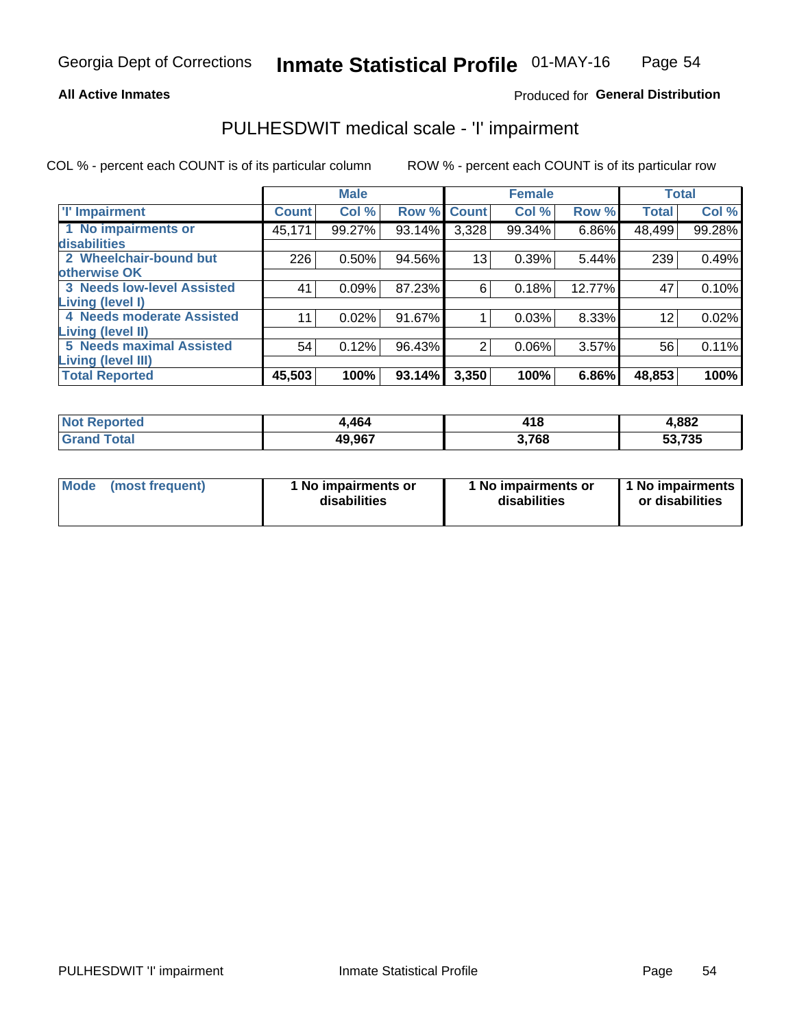Georgia Dept of Corrections **Inmate Statistical Profile** 01-MAY-16

**All Active Inmates**

Produced for **General Distribution**

## PULHESDWIT medical scale - 'I' impairment

COL % - percent each COUNT is of its particular column ROW % - percent each COUNT is of its particular row

| | Male | | | Female | | | Total | |
|---|---|---|---|---|---|---|---|---|
| 'I' Impairment | Count | Col % | Row % | Count | Col % | Row % | Total | Col % |
| 1 No impairments or disabilities | 45,171 | 99.27% | 93.14% | 3,328 | 99.34% | 6.86% | 48,499 | 99.28% |
| 2 Wheelchair-bound but otherwise OK | 226 | 0.50% | 94.56% | 13 | 0.39% | 5.44% | 239 | 0.49% |
| 3 Needs low-level Assisted Living (level I) | 41 | 0.09% | 87.23% | 6 | 0.18% | 12.77% | 47 | 0.10% |
| 4 Needs moderate Assisted Living (level II) | 11 | 0.02% | 91.67% | 1 | 0.03% | 8.33% | 12 | 0.02% |
| 5 Needs maximal Assisted Living (level III) | 54 | 0.12% | 96.43% | 2 | 0.06% | 3.57% | 56 | 0.11% |
| **Total Reported** | **45,503** | **100%** | **93.14%** | **3,350** | **100%** | **6.86%** | **48,853** | **100%** |

| | Male | Female | Total |
|---|---|---|---|
| Not Reported | 4,464 | 418 | 4,882 |
| Grand Total | 49,967 | 3,768 | 53,735 |

| | Male | Female | Total |
|---|---|---|---|
| Mode (most frequent) | 1 No impairments or disabilities | 1 No impairments or disabilities | 1 No impairments or disabilities |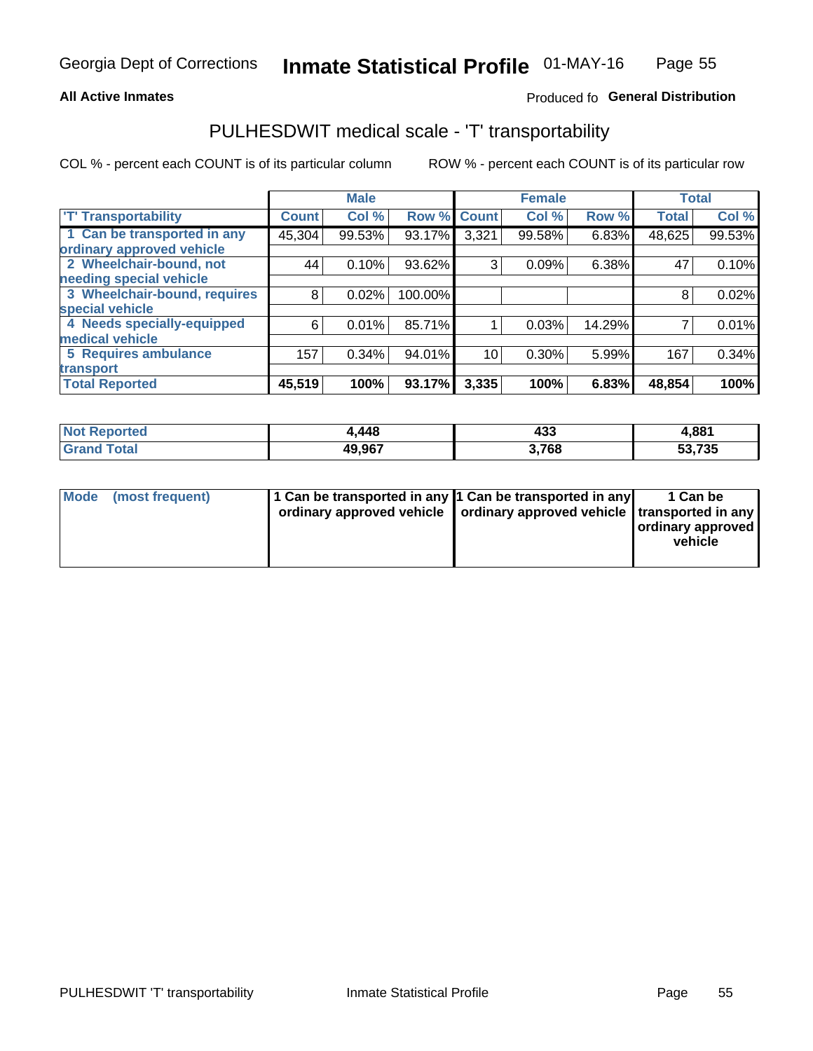**All Active Inmates**

Produced fo **General Distribution**

# PULHESDWIT medical scale - 'T' transportability

COL % - percent each COUNT is of its particular column

ROW % - percent each COUNT is of its particular row

| | Male | | | Female | | | Total | |
|---|---|---|---|---|---|---|---|---|
| 'T' Transportability | Count | Col % | Row % | Count | Col % | Row % | Total | Col % |
| 1 Can be transported in any ordinary approved vehicle | 45,304 | 99.53% | 93.17% | 3,321 | 99.58% | 6.83% | 48,625 | 99.53% |
| 2 Wheelchair-bound, not needing special vehicle | 44 | 0.10% | 93.62% | 3 | 0.09% | 6.38% | 47 | 0.10% |
| 3 Wheelchair-bound, requires special vehicle | 8 | 0.02% | 100.00% | | | | 8 | 0.02% |
| 4 Needs specially-equipped medical vehicle | 6 | 0.01% | 85.71% | 1 | 0.03% | 14.29% | 7 | 0.01% |
| 5 Requires ambulance transport | 157 | 0.34% | 94.01% | 10 | 0.30% | 5.99% | 167 | 0.34% |
| **Total Reported** | **45,519** | **100%** | **93.17%** | **3,335** | **100%** | **6.83%** | **48,854** | **100%** |

| | Male | Female | Total |
|---|---|---|---|
| Not Reported | 4,448 | 433 | 4,881 |
| Grand Total | 49,967 | 3,768 | 53,735 |

| | Male | Female | Total |
|---|---|---|---|
| Mode (most frequent) | 1 Can be transported in any ordinary approved vehicle | 1 Can be transported in any ordinary approved vehicle | 1 Can be transported in any ordinary approved vehicle |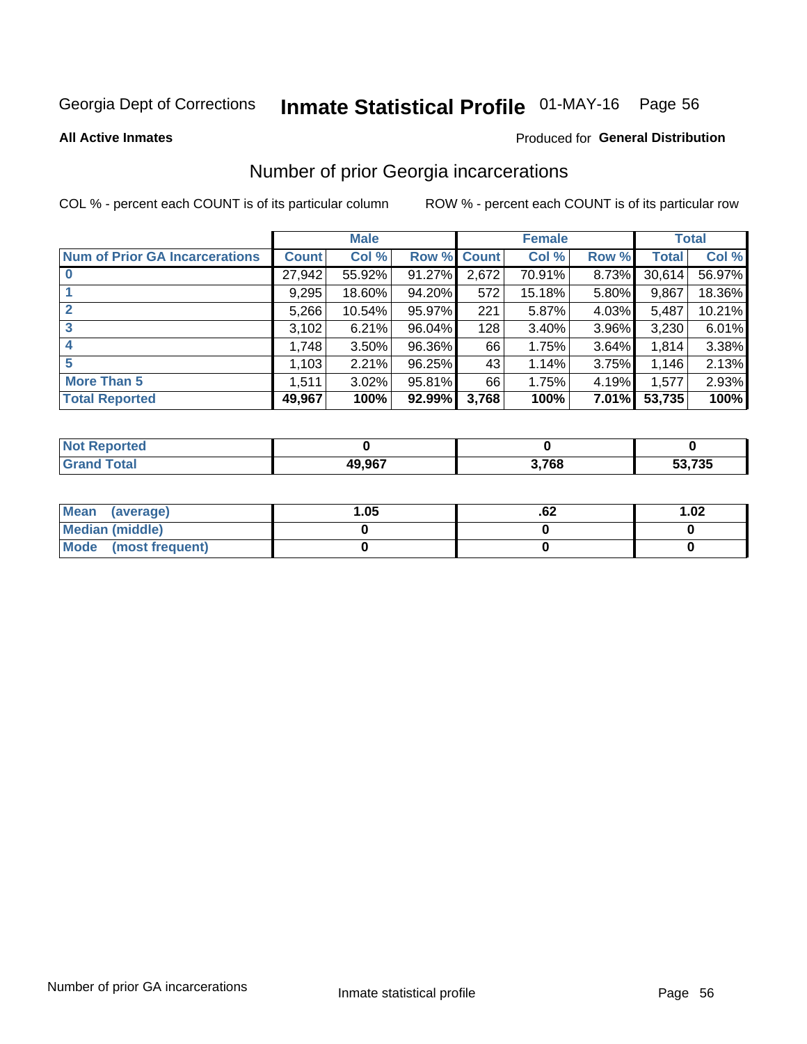Georgia Dept of Corrections **Inmate Statistical Profile** 01-MAY-16

**All Active Inmates**

Produced for **General Distribution**

## Number of prior Georgia incarcerations

COL % - percent each COUNT is of its particular column ROW % - percent each COUNT is of its particular row

| | Male | | | Female | | | Total | |
|---|---|---|---|---|---|---|---|---|
| **Num of Prior GA Incarcerations** | **Count** | **Col %** | **Row %** | **Count** | **Col %** | **Row %** | **Total** | **Col %** |
| **0** | 27,942 | 55.92% | 91.27% | 2,672 | 70.91% | 8.73% | 30,614 | 56.97% |
| **1** | 9,295 | 18.60% | 94.20% | 572 | 15.18% | 5.80% | 9,867 | 18.36% |
| **2** | 5,266 | 10.54% | 95.97% | 221 | 5.87% | 4.03% | 5,487 | 10.21% |
| **3** | 3,102 | 6.21% | 96.04% | 128 | 3.40% | 3.96% | 3,230 | 6.01% |
| **4** | 1,748 | 3.50% | 96.36% | 66 | 1.75% | 3.64% | 1,814 | 3.38% |
| **5** | 1,103 | 2.21% | 96.25% | 43 | 1.14% | 3.75% | 1,146 | 2.13% |
| **More Than 5** | 1,511 | 3.02% | 95.81% | 66 | 1.75% | 4.19% | 1,577 | 2.93% |
| **Total Reported** | **49,967** | **100%** | **92.99%** | **3,768** | **100%** | **7.01%** | **53,735** | **100%** |

| | Male | Female | Total |
|---|---|---|---|
| **Not Reported** | **0** | **0** | **0** |
| **Grand Total** | **49,967** | **3,768** | **53,735** |

| | Male | Female | Total |
|---|---|---|---|
| **Mean (average)** | **1.05** | **.62** | **1.02** |
| **Median (middle)** | **0** | **0** | **0** |
| **Mode (most frequent)** | **0** | **0** | **0** |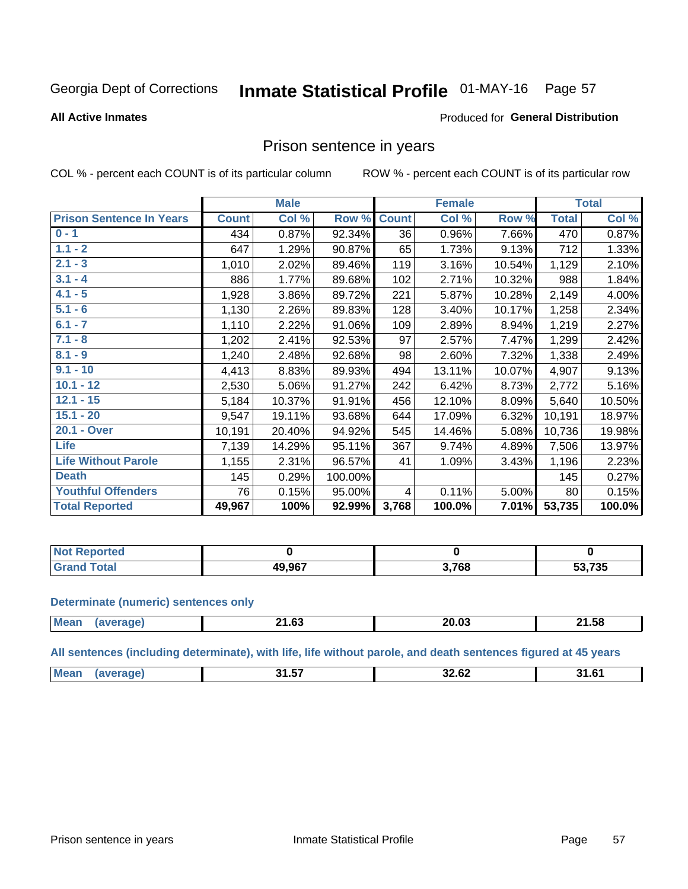Georgia Dept of Corrections **Inmate Statistical Profile** 01-MAY-16

**All Active Inmates**

Produced for **General Distribution**

## Prison sentence in years

COL % - percent each COUNT is of its particular column ROW % - percent each COUNT is of its particular row

| | Male | | | Female | | | Total | |
|---|---|---|---|---|---|---|---|---|
| **Prison Sentence In Years** | **Count** | **Col %** | **Row %** | **Count** | **Col %** | **Row %** | **Total** | **Col %** |
| 0 - 1 | 434 | 0.87% | 92.34% | 36 | 0.96% | 7.66% | 470 | 0.87% |
| 1.1 - 2 | 647 | 1.29% | 90.87% | 65 | 1.73% | 9.13% | 712 | 1.33% |
| 2.1 - 3 | 1,010 | 2.02% | 89.46% | 119 | 3.16% | 10.54% | 1,129 | 2.10% |
| 3.1 - 4 | 886 | 1.77% | 89.68% | 102 | 2.71% | 10.32% | 988 | 1.84% |
| 4.1 - 5 | 1,928 | 3.86% | 89.72% | 221 | 5.87% | 10.28% | 2,149 | 4.00% |
| 5.1 - 6 | 1,130 | 2.26% | 89.83% | 128 | 3.40% | 10.17% | 1,258 | 2.34% |
| 6.1 - 7 | 1,110 | 2.22% | 91.06% | 109 | 2.89% | 8.94% | 1,219 | 2.27% |
| 7.1 - 8 | 1,202 | 2.41% | 92.53% | 97 | 2.57% | 7.47% | 1,299 | 2.42% |
| 8.1 - 9 | 1,240 | 2.48% | 92.68% | 98 | 2.60% | 7.32% | 1,338 | 2.49% |
| 9.1 - 10 | 4,413 | 8.83% | 89.93% | 494 | 13.11% | 10.07% | 4,907 | 9.13% |
| 10.1 - 12 | 2,530 | 5.06% | 91.27% | 242 | 6.42% | 8.73% | 2,772 | 5.16% |
| 12.1 - 15 | 5,184 | 10.37% | 91.91% | 456 | 12.10% | 8.09% | 5,640 | 10.50% |
| 15.1 - 20 | 9,547 | 19.11% | 93.68% | 644 | 17.09% | 6.32% | 10,191 | 18.97% |
| 20.1 - Over | 10,191 | 20.40% | 94.92% | 545 | 14.46% | 5.08% | 10,736 | 19.98% |
| Life | 7,139 | 14.29% | 95.11% | 367 | 9.74% | 4.89% | 7,506 | 13.97% |
| Life Without Parole | 1,155 | 2.31% | 96.57% | 41 | 1.09% | 3.43% | 1,196 | 2.23% |
| Death | 145 | 0.29% | 100.00% | | | | 145 | 0.27% |
| Youthful Offenders | 76 | 0.15% | 95.00% | 4 | 0.11% | 5.00% | 80 | 0.15% |
| **Total Reported** | **49,967** | **100%** | **92.99%** | **3,768** | **100.0%** | **7.01%** | **53,735** | **100.0%** |

| | Male | Female | Total |
|---|---|---|---|
| Not Reported | **0** | **0** | **0** |
| Grand Total | **49,967** | **3,768** | **53,735** |

**Determinate (numeric) sentences only**

| | Male | Female | Total |
|---|---|---|---|
| Mean (average) | **21.63** | **20.03** | **21.58** |

**All sentences (including determinate), with life, life without parole, and death sentences figured at 45 years**

| | Male | Female | Total |
|---|---|---|---|
| Mean (average) | **31.57** | **32.62** | **31.61** |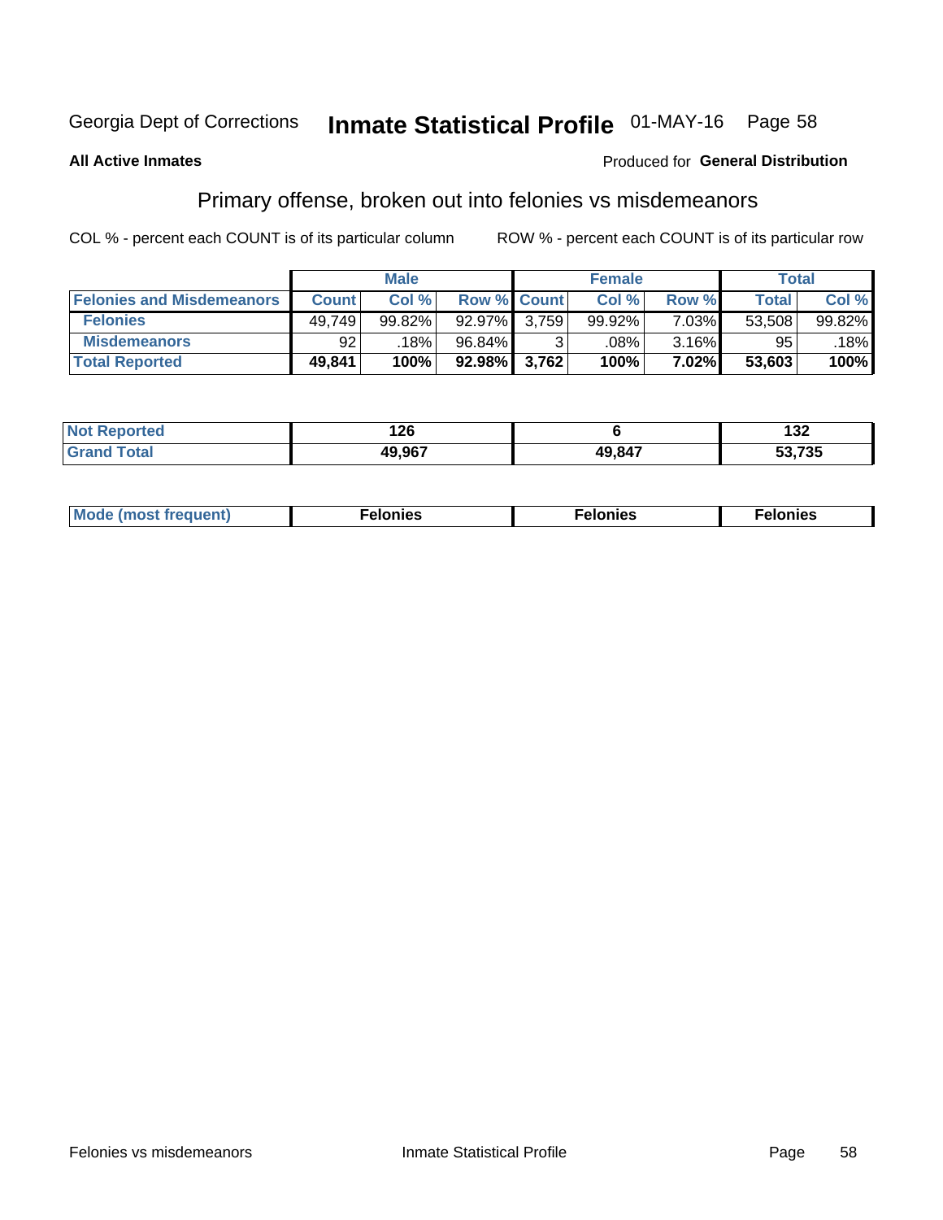Georgia Dept of Corrections **Inmate Statistical Profile** 01-MAY-16

**All Active Inmates**

Produced for **General Distribution**

## Primary offense, broken out into felonies vs misdemeanors

COL % - percent each COUNT is of its particular column

ROW % - percent each COUNT is of its particular row

| | Male | | | Female | | | Total | |
|---|---|---|---|---|---|---|---|---|
| **Felonies and Misdemeanors** | **Count** | **Col %** | **Row %** | **Count** | **Col %** | **Row %** | **Total** | **Col %** |
| **Felonies** | 49,749 | 99.82% | 92.97% | 3,759 | 99.92% | 7.03% | 53,508 | 99.82% |
| **Misdemeanors** | 92 | .18% | 96.84% | 3 | .08% | 3.16% | 95 | .18% |
| **Total Reported** | **49,841** | **100%** | **92.98%** | **3,762** | **100%** | **7.02%** | **53,603** | **100%** |

| | Male | Female | Total |
|---|---|---|---|
| **Not Reported** | **126** | **6** | **132** |
| **Grand Total** | **49,967** | **49,847** | **53,735** |

| | Male | Female | Total |
|---|---|---|---|
| **Mode (most frequent)** | **Felonies** | **Felonies** | **Felonies** |

Felonies vs misdemeanors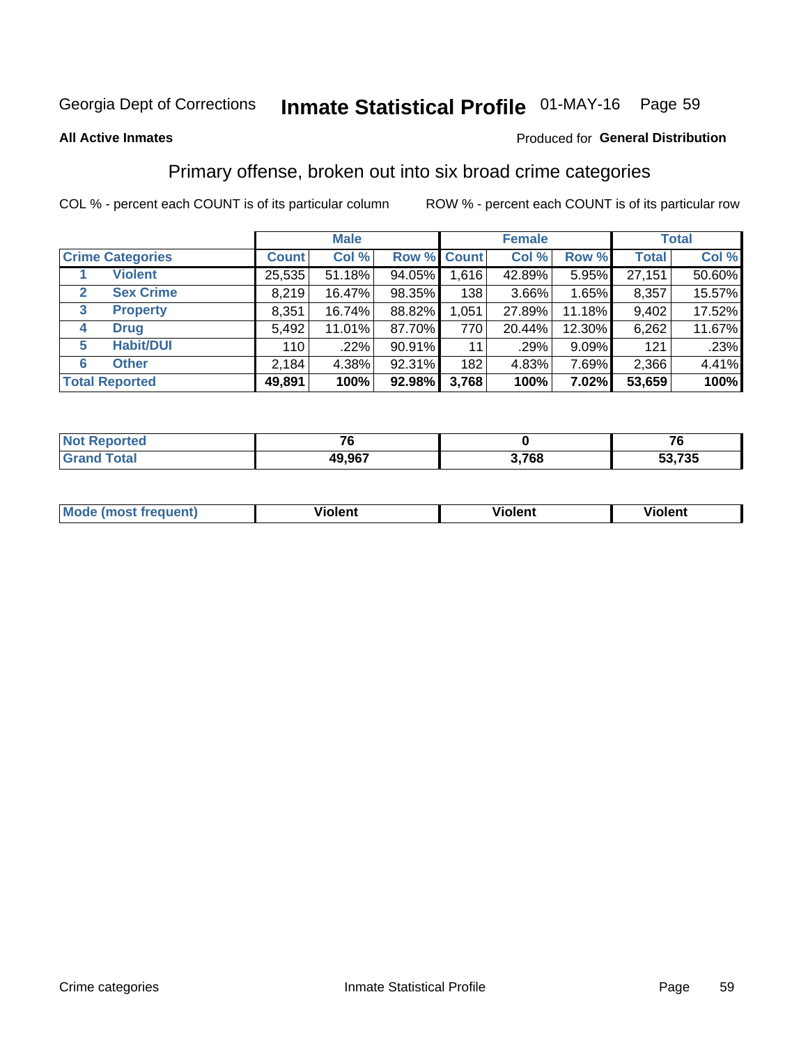Georgia Dept of Corrections **Inmate Statistical Profile** 01-MAY-16

**All Active Inmates**

Produced for **General Distribution**

## Primary offense, broken out into six broad crime categories

COL % - percent each COUNT is of its particular column

ROW % - percent each COUNT is of its particular row

| | | Male | | | Female | | | Total | |
|---|---|---|---|---|---|---|---|---|---|
| **Crime Categories** | | **Count** | **Col %** | **Row %** | **Count** | **Col %** | **Row %** | **Total** | **Col %** |
| 1 | **Violent** | 25,535 | 51.18% | 94.05% | 1,616 | 42.89% | 5.95% | 27,151 | 50.60% |
| 2 | **Sex Crime** | 8,219 | 16.47% | 98.35% | 138 | 3.66% | 1.65% | 8,357 | 15.57% |
| 3 | **Property** | 8,351 | 16.74% | 88.82% | 1,051 | 27.89% | 11.18% | 9,402 | 17.52% |
| 4 | **Drug** | 5,492 | 11.01% | 87.70% | 770 | 20.44% | 12.30% | 6,262 | 11.67% |
| 5 | **Habit/DUI** | 110 | .22% | 90.91% | 11 | .29% | 9.09% | 121 | .23% |
| 6 | **Other** | 2,184 | 4.38% | 92.31% | 182 | 4.83% | 7.69% | 2,366 | 4.41% |
| **Total Reported** | | **49,891** | **100%** | **92.98%** | **3,768** | **100%** | **7.02%** | **53,659** | **100%** |

| | Male | Female | Total |
|---|---|---|---|
| **Not Reported** | **76** | **0** | **76** |
| **Grand Total** | **49,967** | **3,768** | **53,735** |

| | Male | Female | Total |
|---|---|---|---|
| **Mode (most frequent)** | **Violent** | **Violent** | **Violent** |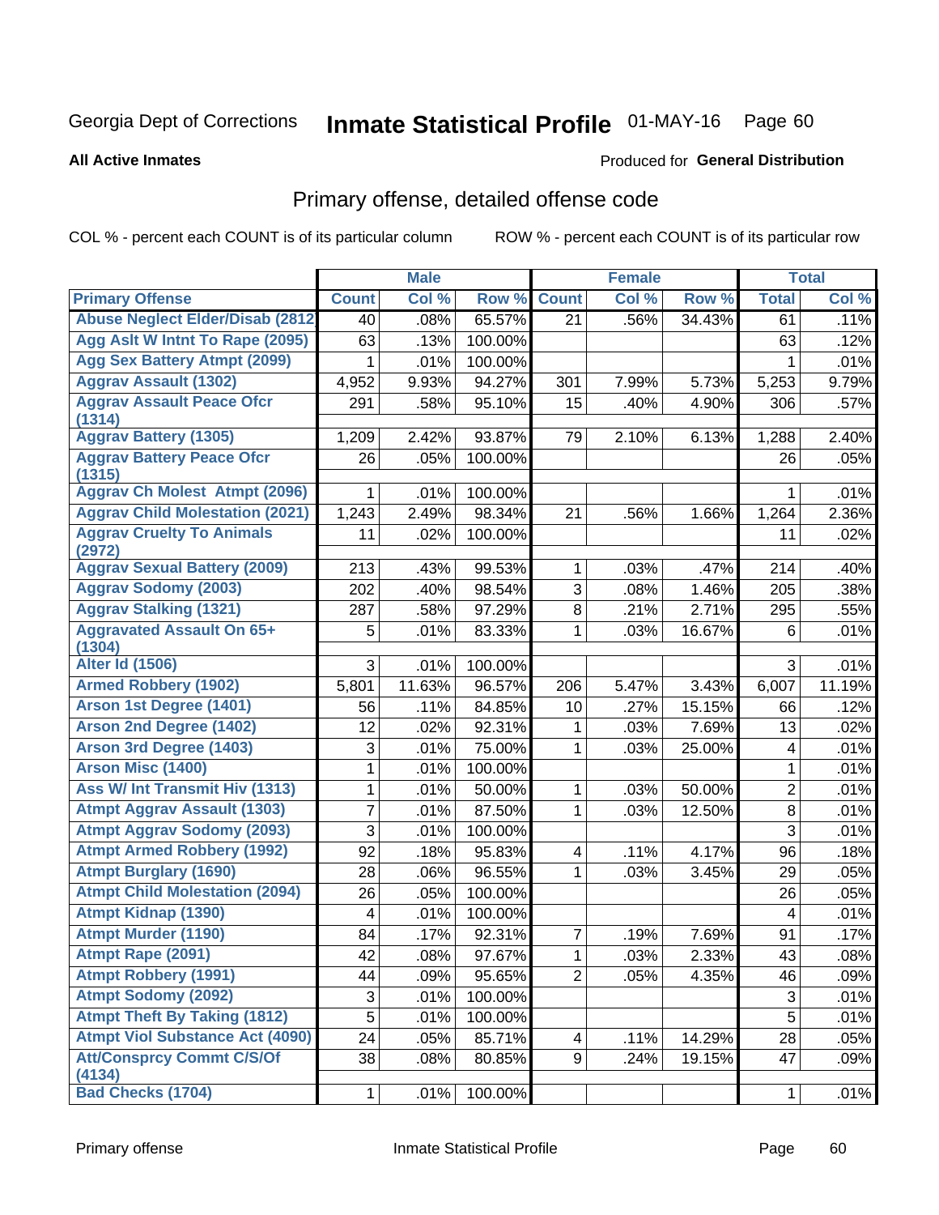Georgia Dept of Corrections **Inmate Statistical Profile** 01-MAY-16 Page 60

**All Active Inmates**

Produced for **General Distribution**

## Primary offense, detailed offense code

COL % - percent each COUNT is of its particular column ROW % - percent each COUNT is of its particular row

| | Male | | | Female | | | Total | |
|---|---|---|---|---|---|---|---|---|
| **Primary Offense** | **Count** | **Col %** | **Row %** | **Count** | **Col %** | **Row %** | **Total** | **Col %** |
| Abuse Neglect Elder/Disab (2812 | 40 | .08% | 65.57% | 21 | .56% | 34.43% | 61 | .11% |
| Agg Aslt W Intnt To Rape (2095) | 63 | .13% | 100.00% | | | | 63 | .12% |
| Agg Sex Battery Atmpt (2099) | 1 | .01% | 100.00% | | | | 1 | .01% |
| Aggrav Assault (1302) | 4,952 | 9.93% | 94.27% | 301 | 7.99% | 5.73% | 5,253 | 9.79% |
| Aggrav Assault Peace Ofcr (1314) | 291 | .58% | 95.10% | 15 | .40% | 4.90% | 306 | .57% |
| Aggrav Battery (1305) | 1,209 | 2.42% | 93.87% | 79 | 2.10% | 6.13% | 1,288 | 2.40% |
| Aggrav Battery Peace Ofcr (1315) | 26 | .05% | 100.00% | | | | 26 | .05% |
| Aggrav Ch Molest Atmpt (2096) | 1 | .01% | 100.00% | | | | 1 | .01% |
| Aggrav Child Molestation (2021) | 1,243 | 2.49% | 98.34% | 21 | .56% | 1.66% | 1,264 | 2.36% |
| Aggrav Cruelty To Animals (2972) | 11 | .02% | 100.00% | | | | 11 | .02% |
| Aggrav Sexual Battery (2009) | 213 | .43% | 99.53% | 1 | .03% | .47% | 214 | .40% |
| Aggrav Sodomy (2003) | 202 | .40% | 98.54% | 3 | .08% | 1.46% | 205 | .38% |
| Aggrav Stalking (1321) | 287 | .58% | 97.29% | 8 | .21% | 2.71% | 295 | .55% |
| Aggravated Assault On 65+ (1304) | 5 | .01% | 83.33% | 1 | .03% | 16.67% | 6 | .01% |
| Alter Id (1506) | 3 | .01% | 100.00% | | | | 3 | .01% |
| Armed Robbery (1902) | 5,801 | 11.63% | 96.57% | 206 | 5.47% | 3.43% | 6,007 | 11.19% |
| Arson 1st Degree (1401) | 56 | .11% | 84.85% | 10 | .27% | 15.15% | 66 | .12% |
| Arson 2nd Degree (1402) | 12 | .02% | 92.31% | 1 | .03% | 7.69% | 13 | .02% |
| Arson 3rd Degree (1403) | 3 | .01% | 75.00% | 1 | .03% | 25.00% | 4 | .01% |
| Arson Misc (1400) | 1 | .01% | 100.00% | | | | 1 | .01% |
| Ass W/ Int Transmit Hiv (1313) | 1 | .01% | 50.00% | 1 | .03% | 50.00% | 2 | .01% |
| Atmpt Aggrav Assault (1303) | 7 | .01% | 87.50% | 1 | .03% | 12.50% | 8 | .01% |
| Atmpt Aggrav Sodomy (2093) | 3 | .01% | 100.00% | | | | 3 | .01% |
| Atmpt Armed Robbery (1992) | 92 | .18% | 95.83% | 4 | .11% | 4.17% | 96 | .18% |
| Atmpt Burglary (1690) | 28 | .06% | 96.55% | 1 | .03% | 3.45% | 29 | .05% |
| Atmpt Child Molestation (2094) | 26 | .05% | 100.00% | | | | 26 | .05% |
| Atmpt Kidnap (1390) | 4 | .01% | 100.00% | | | | 4 | .01% |
| Atmpt Murder (1190) | 84 | .17% | 92.31% | 7 | .19% | 7.69% | 91 | .17% |
| Atmpt Rape (2091) | 42 | .08% | 97.67% | 1 | .03% | 2.33% | 43 | .08% |
| Atmpt Robbery (1991) | 44 | .09% | 95.65% | 2 | .05% | 4.35% | 46 | .09% |
| Atmpt Sodomy (2092) | 3 | .01% | 100.00% | | | | 3 | .01% |
| Atmpt Theft By Taking (1812) | 5 | .01% | 100.00% | | | | 5 | .01% |
| Atmpt Viol Substance Act (4090) | 24 | .05% | 85.71% | 4 | .11% | 14.29% | 28 | .05% |
| Att/Consprcy Commt C/S/Of (4134) | 38 | .08% | 80.85% | 9 | .24% | 19.15% | 47 | .09% |
| Bad Checks (1704) | 1 | .01% | 100.00% | | | | 1 | .01% |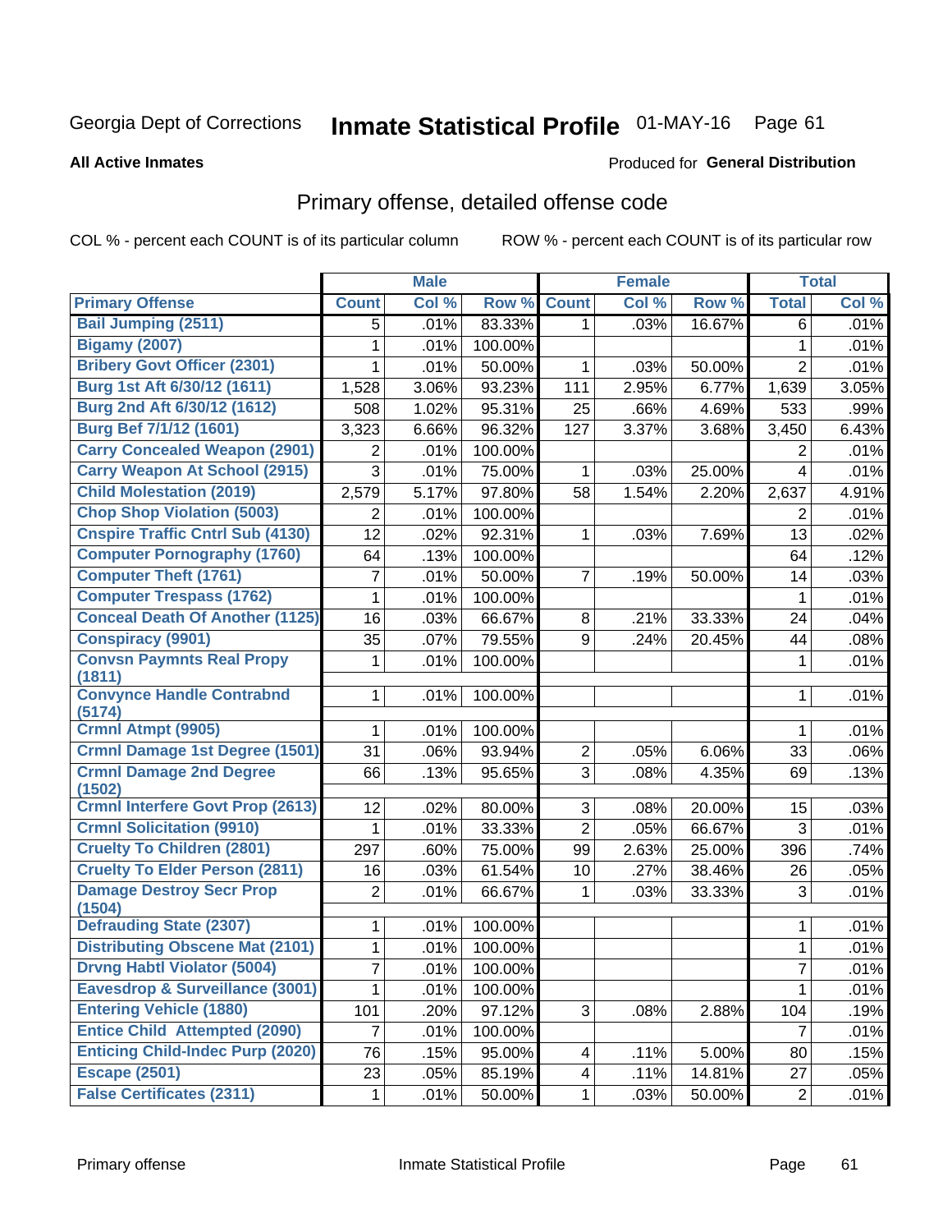Georgia Dept of Corrections **Inmate Statistical Profile** 01-MAY-16

**All Active Inmates**

Produced for **General Distribution**

## Primary offense, detailed offense code

COL % - percent each COUNT is of its particular column

ROW % - percent each COUNT is of its particular row

| | Male | | | Female | | | Total | |
|---|---|---|---|---|---|---|---|---|
| **Primary Offense** | **Count** | **Col %** | **Row %** | **Count** | **Col %** | **Row %** | **Total** | **Col %** |
| Bail Jumping (2511) | 5 | .01% | 83.33% | 1 | .03% | 16.67% | 6 | .01% |
| Bigamy (2007) | 1 | .01% | 100.00% | | | | 1 | .01% |
| Bribery Govt Officer (2301) | 1 | .01% | 50.00% | 1 | .03% | 50.00% | 2 | .01% |
| Burg 1st Aft 6/30/12 (1611) | 1,528 | 3.06% | 93.23% | 111 | 2.95% | 6.77% | 1,639 | 3.05% |
| Burg 2nd Aft 6/30/12 (1612) | 508 | 1.02% | 95.31% | 25 | .66% | 4.69% | 533 | .99% |
| Burg Bef 7/1/12 (1601) | 3,323 | 6.66% | 96.32% | 127 | 3.37% | 3.68% | 3,450 | 6.43% |
| Carry Concealed Weapon (2901) | 2 | .01% | 100.00% | | | | 2 | .01% |
| Carry Weapon At School (2915) | 3 | .01% | 75.00% | 1 | .03% | 25.00% | 4 | .01% |
| Child Molestation (2019) | 2,579 | 5.17% | 97.80% | 58 | 1.54% | 2.20% | 2,637 | 4.91% |
| Chop Shop Violation (5003) | 2 | .01% | 100.00% | | | | 2 | .01% |
| Cnspire Traffic Cntrl Sub (4130) | 12 | .02% | 92.31% | 1 | .03% | 7.69% | 13 | .02% |
| Computer Pornography (1760) | 64 | .13% | 100.00% | | | | 64 | .12% |
| Computer Theft (1761) | 7 | .01% | 50.00% | 7 | .19% | 50.00% | 14 | .03% |
| Computer Trespass (1762) | 1 | .01% | 100.00% | | | | 1 | .01% |
| Conceal Death Of Another (1125) | 16 | .03% | 66.67% | 8 | .21% | 33.33% | 24 | .04% |
| Conspiracy (9901) | 35 | .07% | 79.55% | 9 | .24% | 20.45% | 44 | .08% |
| Convsn Paymnts Real Propy (1811) | 1 | .01% | 100.00% | | | | 1 | .01% |
| Convynce Handle Contrabnd (5174) | 1 | .01% | 100.00% | | | | 1 | .01% |
| Crmnl Atmpt (9905) | 1 | .01% | 100.00% | | | | 1 | .01% |
| Crmnl Damage 1st Degree (1501) | 31 | .06% | 93.94% | 2 | .05% | 6.06% | 33 | .06% |
| Crmnl Damage 2nd Degree (1502) | 66 | .13% | 95.65% | 3 | .08% | 4.35% | 69 | .13% |
| Crmnl Interfere Govt Prop (2613) | 12 | .02% | 80.00% | 3 | .08% | 20.00% | 15 | .03% |
| Crmnl Solicitation (9910) | 1 | .01% | 33.33% | 2 | .05% | 66.67% | 3 | .01% |
| Cruelty To Children (2801) | 297 | .60% | 75.00% | 99 | 2.63% | 25.00% | 396 | .74% |
| Cruelty To Elder Person (2811) | 16 | .03% | 61.54% | 10 | .27% | 38.46% | 26 | .05% |
| Damage Destroy Secr Prop (1504) | 2 | .01% | 66.67% | 1 | .03% | 33.33% | 3 | .01% |
| Defrauding State (2307) | 1 | .01% | 100.00% | | | | 1 | .01% |
| Distributing Obscene Mat (2101) | 1 | .01% | 100.00% | | | | 1 | .01% |
| Drvng Habtl Violator (5004) | 7 | .01% | 100.00% | | | | 7 | .01% |
| Eavesdrop & Surveillance (3001) | 1 | .01% | 100.00% | | | | 1 | .01% |
| Entering Vehicle (1880) | 101 | .20% | 97.12% | 3 | .08% | 2.88% | 104 | .19% |
| Entice Child Attempted (2090) | 7 | .01% | 100.00% | | | | 7 | .01% |
| Enticing Child-Indec Purp (2020) | 76 | .15% | 95.00% | 4 | .11% | 5.00% | 80 | .15% |
| Escape (2501) | 23 | .05% | 85.19% | 4 | .11% | 14.81% | 27 | .05% |
| False Certificates (2311) | 1 | .01% | 50.00% | 1 | .03% | 50.00% | 2 | .01% |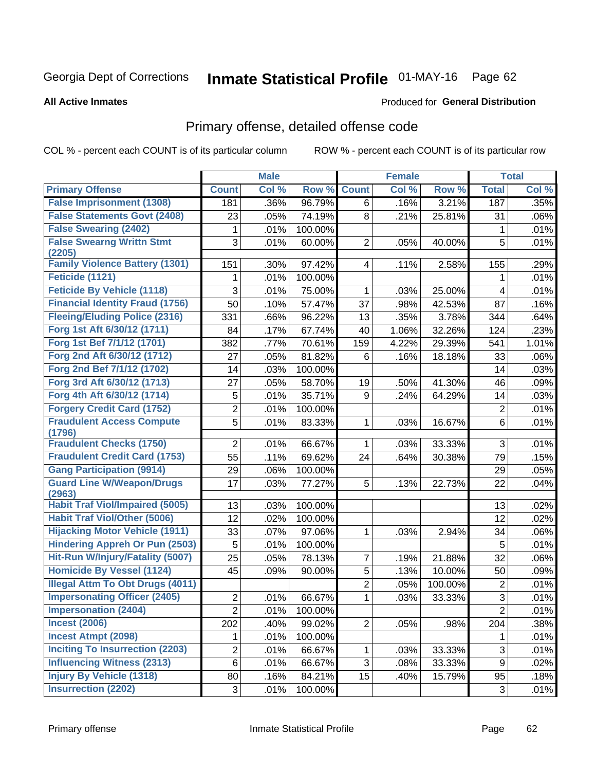Georgia Dept of Corrections **Inmate Statistical Profile** 01-MAY-16

**All Active Inmates**

Produced for **General Distribution**

## Primary offense, detailed offense code

COL % - percent each COUNT is of its particular column     ROW % - percent each COUNT is of its particular row

| | Male | | | Female | | | Total | |
|---|---|---|---|---|---|---|---|---|
| **Primary Offense** | **Count** | **Col %** | **Row %** | **Count** | **Col %** | **Row %** | **Total** | **Col %** |
| False Imprisonment (1308) | 181 | .36% | 96.79% | 6 | .16% | 3.21% | 187 | .35% |
| False Statements Govt (2408) | 23 | .05% | 74.19% | 8 | .21% | 25.81% | 31 | .06% |
| False Swearing (2402) | 1 | .01% | 100.00% | | | | 1 | .01% |
| False Swearng Writtn Stmt (2205) | 3 | .01% | 60.00% | 2 | .05% | 40.00% | 5 | .01% |
| Family Violence Battery (1301) | 151 | .30% | 97.42% | 4 | .11% | 2.58% | 155 | .29% |
| Feticide (1121) | 1 | .01% | 100.00% | | | | 1 | .01% |
| Feticide By Vehicle (1118) | 3 | .01% | 75.00% | 1 | .03% | 25.00% | 4 | .01% |
| Financial Identity Fraud (1756) | 50 | .10% | 57.47% | 37 | .98% | 42.53% | 87 | .16% |
| Fleeing/Eluding Police (2316) | 331 | .66% | 96.22% | 13 | .35% | 3.78% | 344 | .64% |
| Forg 1st Aft 6/30/12 (1711) | 84 | .17% | 67.74% | 40 | 1.06% | 32.26% | 124 | .23% |
| Forg 1st Bef 7/1/12 (1701) | 382 | .77% | 70.61% | 159 | 4.22% | 29.39% | 541 | 1.01% |
| Forg 2nd Aft 6/30/12 (1712) | 27 | .05% | 81.82% | 6 | .16% | 18.18% | 33 | .06% |
| Forg 2nd Bef 7/1/12 (1702) | 14 | .03% | 100.00% | | | | 14 | .03% |
| Forg 3rd Aft 6/30/12 (1713) | 27 | .05% | 58.70% | 19 | .50% | 41.30% | 46 | .09% |
| Forg 4th Aft 6/30/12 (1714) | 5 | .01% | 35.71% | 9 | .24% | 64.29% | 14 | .03% |
| Forgery Credit Card (1752) | 2 | .01% | 100.00% | | | | 2 | .01% |
| Fraudulent Access Compute (1796) | 5 | .01% | 83.33% | 1 | .03% | 16.67% | 6 | .01% |
| Fraudulent Checks (1750) | 2 | .01% | 66.67% | 1 | .03% | 33.33% | 3 | .01% |
| Fraudulent Credit Card (1753) | 55 | .11% | 69.62% | 24 | .64% | 30.38% | 79 | .15% |
| Gang Participation (9914) | 29 | .06% | 100.00% | | | | 29 | .05% |
| Guard Line W/Weapon/Drugs (2963) | 17 | .03% | 77.27% | 5 | .13% | 22.73% | 22 | .04% |
| Habit Traf Viol/Impaired (5005) | 13 | .03% | 100.00% | | | | 13 | .02% |
| Habit Traf Viol/Other (5006) | 12 | .02% | 100.00% | | | | 12 | .02% |
| Hijacking Motor Vehicle (1911) | 33 | .07% | 97.06% | 1 | .03% | 2.94% | 34 | .06% |
| Hindering Appreh Or Pun (2503) | 5 | .01% | 100.00% | | | | 5 | .01% |
| Hit-Run W/Injury/Fatality (5007) | 25 | .05% | 78.13% | 7 | .19% | 21.88% | 32 | .06% |
| Homicide By Vessel (1124) | 45 | .09% | 90.00% | 5 | .13% | 10.00% | 50 | .09% |
| Illegal Attm To Obt Drugs (4011) | | | | 2 | .05% | 100.00% | 2 | .01% |
| Impersonating Officer (2405) | 2 | .01% | 66.67% | 1 | .03% | 33.33% | 3 | .01% |
| Impersonation (2404) | 2 | .01% | 100.00% | | | | 2 | .01% |
| Incest (2006) | 202 | .40% | 99.02% | 2 | .05% | .98% | 204 | .38% |
| Incest Atmpt (2098) | 1 | .01% | 100.00% | | | | 1 | .01% |
| Inciting To Insurrection (2203) | 2 | .01% | 66.67% | 1 | .03% | 33.33% | 3 | .01% |
| Influencing Witness (2313) | 6 | .01% | 66.67% | 3 | .08% | 33.33% | 9 | .02% |
| Injury By Vehicle (1318) | 80 | .16% | 84.21% | 15 | .40% | 15.79% | 95 | .18% |
| Insurrection (2202) | 3 | .01% | 100.00% | | | | 3 | .01% |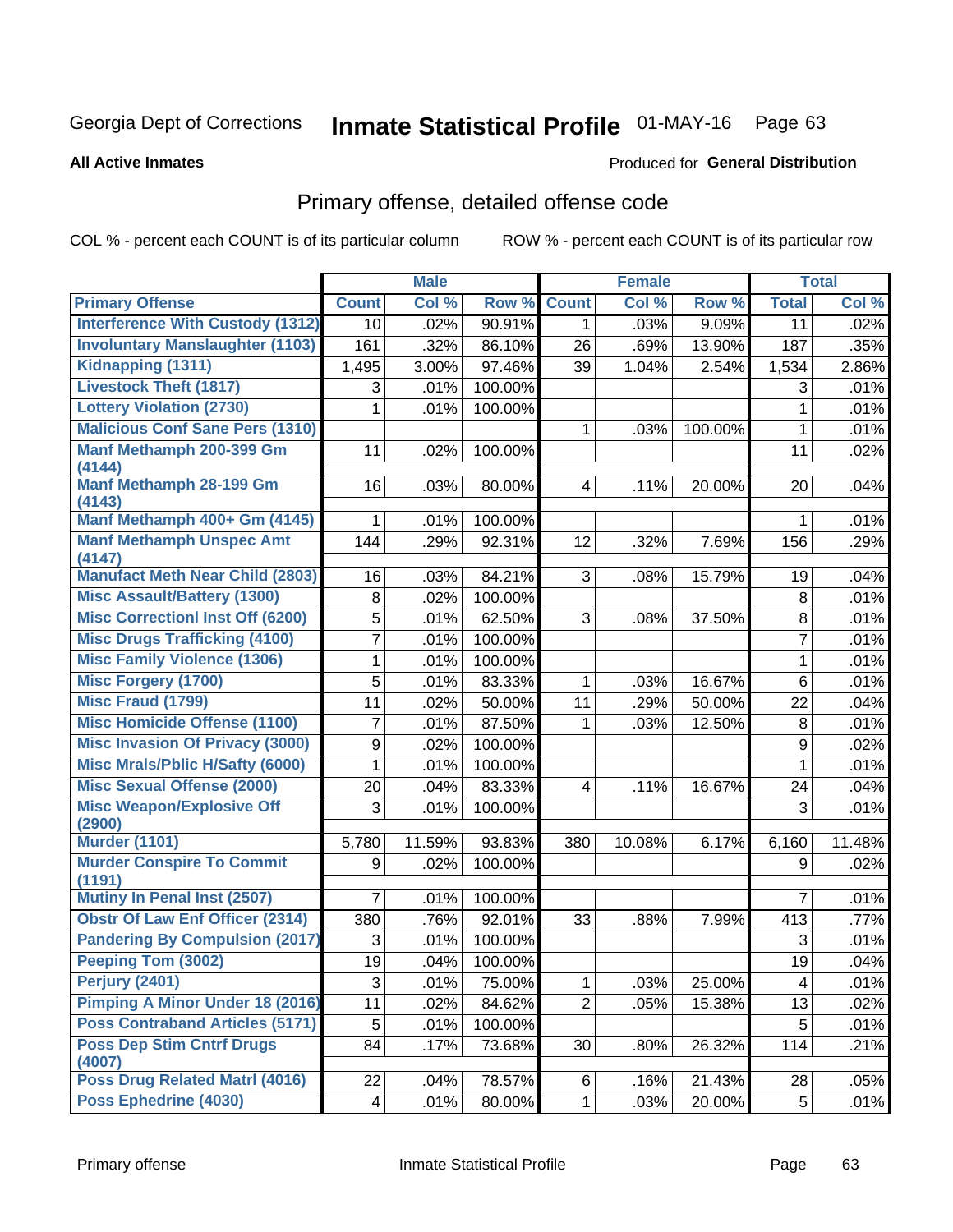Georgia Dept of Corrections **Inmate Statistical Profile** 01-MAY-16

**All Active Inmates**

Produced for **General Distribution**

## Primary offense, detailed offense code

COL % - percent each COUNT is of its particular column

ROW % - percent each COUNT is of its particular row

| | Male | | | Female | | | Total | |
|---|---|---|---|---|---|---|---|---|
| **Primary Offense** | **Count** | **Col %** | **Row %** | **Count** | **Col %** | **Row %** | **Total** | **Col %** |
| Interference With Custody (1312) | 10 | .02% | 90.91% | 1 | .03% | 9.09% | 11 | .02% |
| Involuntary Manslaughter (1103) | 161 | .32% | 86.10% | 26 | .69% | 13.90% | 187 | .35% |
| Kidnapping (1311) | 1,495 | 3.00% | 97.46% | 39 | 1.04% | 2.54% | 1,534 | 2.86% |
| Livestock Theft (1817) | 3 | .01% | 100.00% | | | | 3 | .01% |
| Lottery Violation (2730) | 1 | .01% | 100.00% | | | | 1 | .01% |
| Malicious Conf Sane Pers (1310) | | | | 1 | .03% | 100.00% | 1 | .01% |
| Manf Methamph 200-399 Gm (4144) | 11 | .02% | 100.00% | | | | 11 | .02% |
| Manf Methamph 28-199 Gm (4143) | 16 | .03% | 80.00% | 4 | .11% | 20.00% | 20 | .04% |
| Manf Methamph 400+ Gm (4145) | 1 | .01% | 100.00% | | | | 1 | .01% |
| Manf Methamph Unspec Amt (4147) | 144 | .29% | 92.31% | 12 | .32% | 7.69% | 156 | .29% |
| Manufact Meth Near Child (2803) | 16 | .03% | 84.21% | 3 | .08% | 15.79% | 19 | .04% |
| Misc Assault/Battery (1300) | 8 | .02% | 100.00% | | | | 8 | .01% |
| Misc Correctionl Inst Off (6200) | 5 | .01% | 62.50% | 3 | .08% | 37.50% | 8 | .01% |
| Misc Drugs Trafficking (4100) | 7 | .01% | 100.00% | | | | 7 | .01% |
| Misc Family Violence (1306) | 1 | .01% | 100.00% | | | | 1 | .01% |
| Misc Forgery (1700) | 5 | .01% | 83.33% | 1 | .03% | 16.67% | 6 | .01% |
| Misc Fraud (1799) | 11 | .02% | 50.00% | 11 | .29% | 50.00% | 22 | .04% |
| Misc Homicide Offense (1100) | 7 | .01% | 87.50% | 1 | .03% | 12.50% | 8 | .01% |
| Misc Invasion Of Privacy (3000) | 9 | .02% | 100.00% | | | | 9 | .02% |
| Misc Mrals/Pblic H/Safty (6000) | 1 | .01% | 100.00% | | | | 1 | .01% |
| Misc Sexual Offense (2000) | 20 | .04% | 83.33% | 4 | .11% | 16.67% | 24 | .04% |
| Misc Weapon/Explosive Off (2900) | 3 | .01% | 100.00% | | | | 3 | .01% |
| Murder (1101) | 5,780 | 11.59% | 93.83% | 380 | 10.08% | 6.17% | 6,160 | 11.48% |
| Murder Conspire To Commit (1191) | 9 | .02% | 100.00% | | | | 9 | .02% |
| Mutiny In Penal Inst (2507) | 7 | .01% | 100.00% | | | | 7 | .01% |
| Obstr Of Law Enf Officer (2314) | 380 | .76% | 92.01% | 33 | .88% | 7.99% | 413 | .77% |
| Pandering By Compulsion (2017) | 3 | .01% | 100.00% | | | | 3 | .01% |
| Peeping Tom (3002) | 19 | .04% | 100.00% | | | | 19 | .04% |
| Perjury (2401) | 3 | .01% | 75.00% | 1 | .03% | 25.00% | 4 | .01% |
| Pimping A Minor Under 18 (2016) | 11 | .02% | 84.62% | 2 | .05% | 15.38% | 13 | .02% |
| Poss Contraband Articles (5171) | 5 | .01% | 100.00% | | | | 5 | .01% |
| Poss Dep Stim Cntrf Drugs (4007) | 84 | .17% | 73.68% | 30 | .80% | 26.32% | 114 | .21% |
| Poss Drug Related Matrl (4016) | 22 | .04% | 78.57% | 6 | .16% | 21.43% | 28 | .05% |
| Poss Ephedrine (4030) | 4 | .01% | 80.00% | 1 | .03% | 20.00% | 5 | .01% |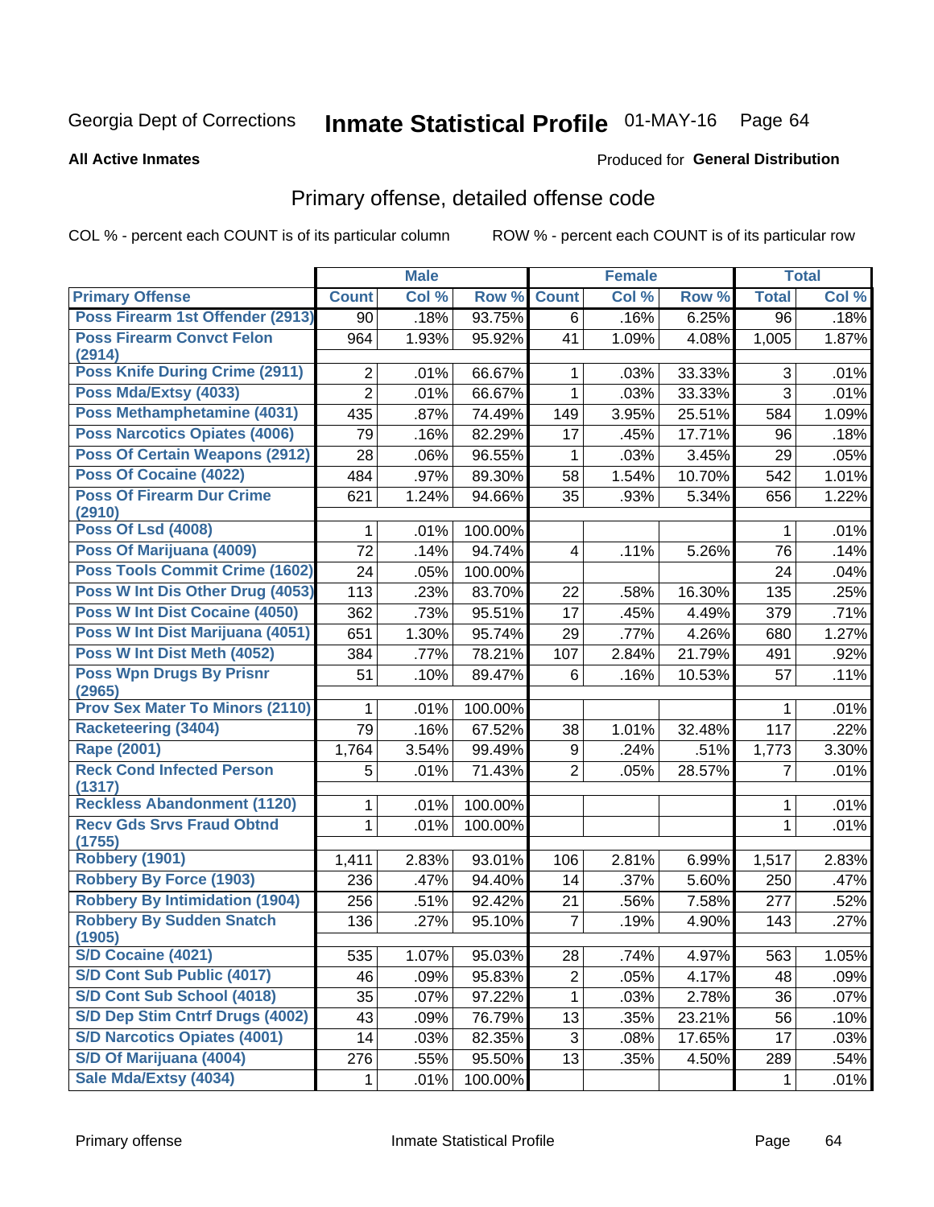Georgia Dept of Corrections **Inmate Statistical Profile** 01-MAY-16 Page 64

**All Active Inmates** Produced for **General Distribution**

## Primary offense, detailed offense code

COL % - percent each COUNT is of its particular column ROW % - percent each COUNT is of its particular row

| | Male | | | Female | | | Total | |
|---|---|---|---|---|---|---|---|---|
| **Primary Offense** | **Count** | **Col %** | **Row %** | **Count** | **Col %** | **Row %** | **Total** | **Col %** |
| Poss Firearm 1st Offender (2913) | 90 | .18% | 93.75% | 6 | .16% | 6.25% | 96 | .18% |
| Poss Firearm Convct Felon (2914) | 964 | 1.93% | 95.92% | 41 | 1.09% | 4.08% | 1,005 | 1.87% |
| Poss Knife During Crime (2911) | 2 | .01% | 66.67% | 1 | .03% | 33.33% | 3 | .01% |
| Poss Mda/Extsy (4033) | 2 | .01% | 66.67% | 1 | .03% | 33.33% | 3 | .01% |
| Poss Methamphetamine (4031) | 435 | .87% | 74.49% | 149 | 3.95% | 25.51% | 584 | 1.09% |
| Poss Narcotics Opiates (4006) | 79 | .16% | 82.29% | 17 | .45% | 17.71% | 96 | .18% |
| Poss Of Certain Weapons (2912) | 28 | .06% | 96.55% | 1 | .03% | 3.45% | 29 | .05% |
| Poss Of Cocaine (4022) | 484 | .97% | 89.30% | 58 | 1.54% | 10.70% | 542 | 1.01% |
| Poss Of Firearm Dur Crime (2910) | 621 | 1.24% | 94.66% | 35 | .93% | 5.34% | 656 | 1.22% |
| Poss Of Lsd (4008) | 1 | .01% | 100.00% | | | | 1 | .01% |
| Poss Of Marijuana (4009) | 72 | .14% | 94.74% | 4 | .11% | 5.26% | 76 | .14% |
| Poss Tools Commit Crime (1602) | 24 | .05% | 100.00% | | | | 24 | .04% |
| Poss W Int Dis Other Drug (4053) | 113 | .23% | 83.70% | 22 | .58% | 16.30% | 135 | .25% |
| Poss W Int Dist Cocaine (4050) | 362 | .73% | 95.51% | 17 | .45% | 4.49% | 379 | .71% |
| Poss W Int Dist Marijuana (4051) | 651 | 1.30% | 95.74% | 29 | .77% | 4.26% | 680 | 1.27% |
| Poss W Int Dist Meth (4052) | 384 | .77% | 78.21% | 107 | 2.84% | 21.79% | 491 | .92% |
| Poss Wpn Drugs By Prisnr (2965) | 51 | .10% | 89.47% | 6 | .16% | 10.53% | 57 | .11% |
| Prov Sex Mater To Minors (2110) | 1 | .01% | 100.00% | | | | 1 | .01% |
| Racketeering (3404) | 79 | .16% | 67.52% | 38 | 1.01% | 32.48% | 117 | .22% |
| Rape (2001) | 1,764 | 3.54% | 99.49% | 9 | .24% | .51% | 1,773 | 3.30% |
| Reck Cond Infected Person (1317) | 5 | .01% | 71.43% | 2 | .05% | 28.57% | 7 | .01% |
| Reckless Abandonment (1120) | 1 | .01% | 100.00% | | | | 1 | .01% |
| Recv Gds Srvs Fraud Obtnd (1755) | 1 | .01% | 100.00% | | | | 1 | .01% |
| Robbery (1901) | 1,411 | 2.83% | 93.01% | 106 | 2.81% | 6.99% | 1,517 | 2.83% |
| Robbery By Force (1903) | 236 | .47% | 94.40% | 14 | .37% | 5.60% | 250 | .47% |
| Robbery By Intimidation (1904) | 256 | .51% | 92.42% | 21 | .56% | 7.58% | 277 | .52% |
| Robbery By Sudden Snatch (1905) | 136 | .27% | 95.10% | 7 | .19% | 4.90% | 143 | .27% |
| S/D Cocaine (4021) | 535 | 1.07% | 95.03% | 28 | .74% | 4.97% | 563 | 1.05% |
| S/D Cont Sub Public (4017) | 46 | .09% | 95.83% | 2 | .05% | 4.17% | 48 | .09% |
| S/D Cont Sub School (4018) | 35 | .07% | 97.22% | 1 | .03% | 2.78% | 36 | .07% |
| S/D Dep Stim Cntrf Drugs (4002) | 43 | .09% | 76.79% | 13 | .35% | 23.21% | 56 | .10% |
| S/D Narcotics Opiates (4001) | 14 | .03% | 82.35% | 3 | .08% | 17.65% | 17 | .03% |
| S/D Of Marijuana (4004) | 276 | .55% | 95.50% | 13 | .35% | 4.50% | 289 | .54% |
| Sale Mda/Extsy (4034) | 1 | .01% | 100.00% | | | | 1 | .01% |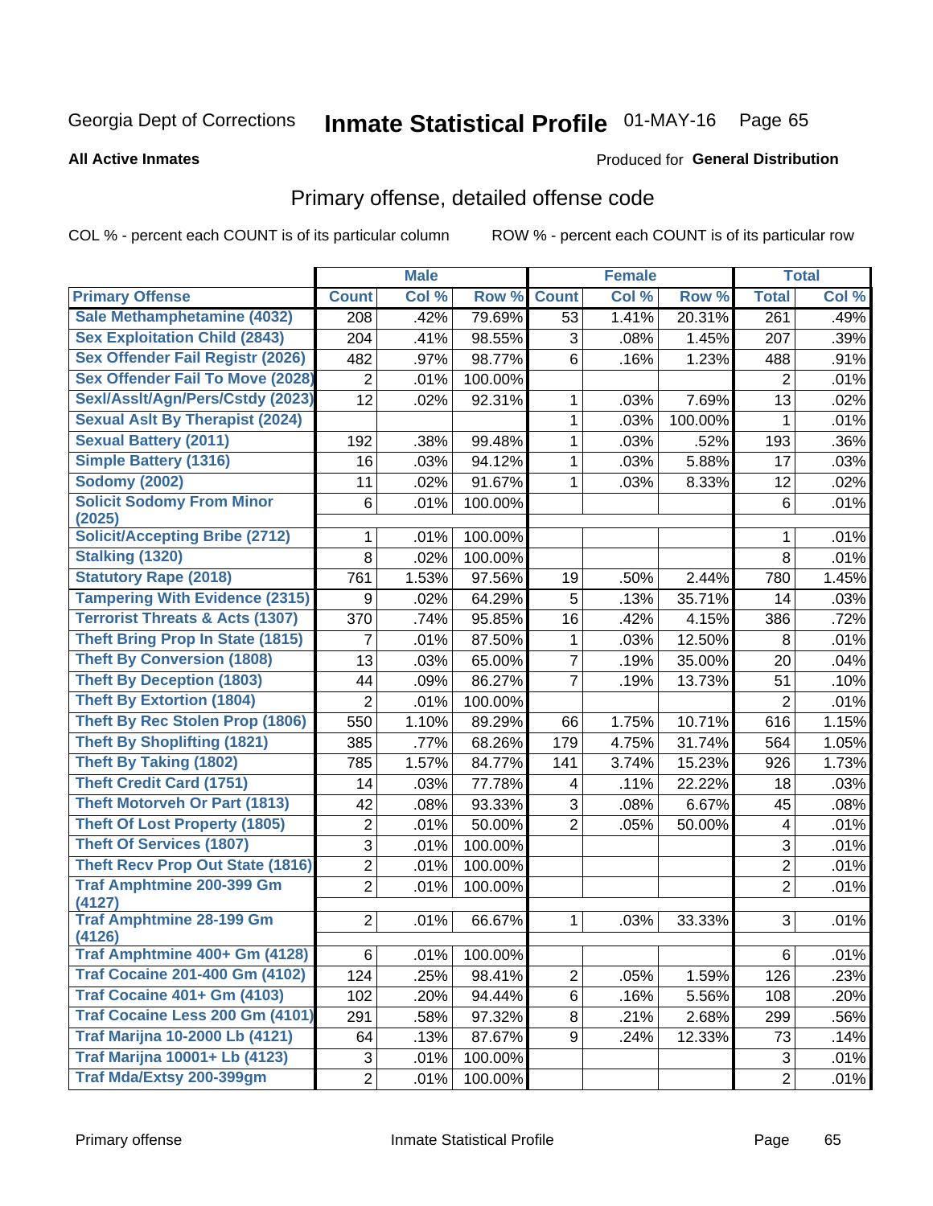Georgia Dept of Corrections **Inmate Statistical Profile** 01-MAY-16

**All Active Inmates**

Produced for **General Distribution**

## Primary offense, detailed offense code

COL % - percent each COUNT is of its particular column ROW % - percent each COUNT is of its particular row

| | Male | | | Female | | | Total | |
|---|---|---|---|---|---|---|---|---|
| **Primary Offense** | **Count** | **Col %** | **Row %** | **Count** | **Col %** | **Row %** | **Total** | **Col %** |
| Sale Methamphetamine (4032) | 208 | .42% | 79.69% | 53 | 1.41% | 20.31% | 261 | .49% |
| Sex Exploitation Child (2843) | 204 | .41% | 98.55% | 3 | .08% | 1.45% | 207 | .39% |
| Sex Offender Fail Registr (2026) | 482 | .97% | 98.77% | 6 | .16% | 1.23% | 488 | .91% |
| Sex Offender Fail To Move (2028) | 2 | .01% | 100.00% | | | | 2 | .01% |
| Sexl/Asslt/Agn/Pers/Cstdy (2023) | 12 | .02% | 92.31% | 1 | .03% | 7.69% | 13 | .02% |
| Sexual Aslt By Therapist (2024) | | | | 1 | .03% | 100.00% | 1 | .01% |
| Sexual Battery (2011) | 192 | .38% | 99.48% | 1 | .03% | .52% | 193 | .36% |
| Simple Battery (1316) | 16 | .03% | 94.12% | 1 | .03% | 5.88% | 17 | .03% |
| Sodomy (2002) | 11 | .02% | 91.67% | 1 | .03% | 8.33% | 12 | .02% |
| Solicit Sodomy From Minor (2025) | 6 | .01% | 100.00% | | | | 6 | .01% |
| Solicit/Accepting Bribe (2712) | 1 | .01% | 100.00% | | | | 1 | .01% |
| Stalking (1320) | 8 | .02% | 100.00% | | | | 8 | .01% |
| Statutory Rape (2018) | 761 | 1.53% | 97.56% | 19 | .50% | 2.44% | 780 | 1.45% |
| Tampering With Evidence (2315) | 9 | .02% | 64.29% | 5 | .13% | 35.71% | 14 | .03% |
| Terrorist Threats & Acts (1307) | 370 | .74% | 95.85% | 16 | .42% | 4.15% | 386 | .72% |
| Theft Bring Prop In State (1815) | 7 | .01% | 87.50% | 1 | .03% | 12.50% | 8 | .01% |
| Theft By Conversion (1808) | 13 | .03% | 65.00% | 7 | .19% | 35.00% | 20 | .04% |
| Theft By Deception (1803) | 44 | .09% | 86.27% | 7 | .19% | 13.73% | 51 | .10% |
| Theft By Extortion (1804) | 2 | .01% | 100.00% | | | | 2 | .01% |
| Theft By Rec Stolen Prop (1806) | 550 | 1.10% | 89.29% | 66 | 1.75% | 10.71% | 616 | 1.15% |
| Theft By Shoplifting (1821) | 385 | .77% | 68.26% | 179 | 4.75% | 31.74% | 564 | 1.05% |
| Theft By Taking (1802) | 785 | 1.57% | 84.77% | 141 | 3.74% | 15.23% | 926 | 1.73% |
| Theft Credit Card (1751) | 14 | .03% | 77.78% | 4 | .11% | 22.22% | 18 | .03% |
| Theft Motorveh Or Part (1813) | 42 | .08% | 93.33% | 3 | .08% | 6.67% | 45 | .08% |
| Theft Of Lost Property (1805) | 2 | .01% | 50.00% | 2 | .05% | 50.00% | 4 | .01% |
| Theft Of Services (1807) | 3 | .01% | 100.00% | | | | 3 | .01% |
| Theft Recv Prop Out State (1816) | 2 | .01% | 100.00% | | | | 2 | .01% |
| Traf Amphtmine 200-399 Gm (4127) | 2 | .01% | 100.00% | | | | 2 | .01% |
| Traf Amphtmine 28-199 Gm (4126) | 2 | .01% | 66.67% | 1 | .03% | 33.33% | 3 | .01% |
| Traf Amphtmine 400+ Gm (4128) | 6 | .01% | 100.00% | | | | 6 | .01% |
| Traf Cocaine 201-400 Gm (4102) | 124 | .25% | 98.41% | 2 | .05% | 1.59% | 126 | .23% |
| Traf Cocaine 401+ Gm (4103) | 102 | .20% | 94.44% | 6 | .16% | 5.56% | 108 | .20% |
| Traf Cocaine Less 200 Gm (4101) | 291 | .58% | 97.32% | 8 | .21% | 2.68% | 299 | .56% |
| Traf Marijna 10-2000 Lb (4121) | 64 | .13% | 87.67% | 9 | .24% | 12.33% | 73 | .14% |
| Traf Marijna 10001+ Lb (4123) | 3 | .01% | 100.00% | | | | 3 | .01% |
| Traf Mda/Extsy 200-399gm | 2 | .01% | 100.00% | | | | 2 | .01% |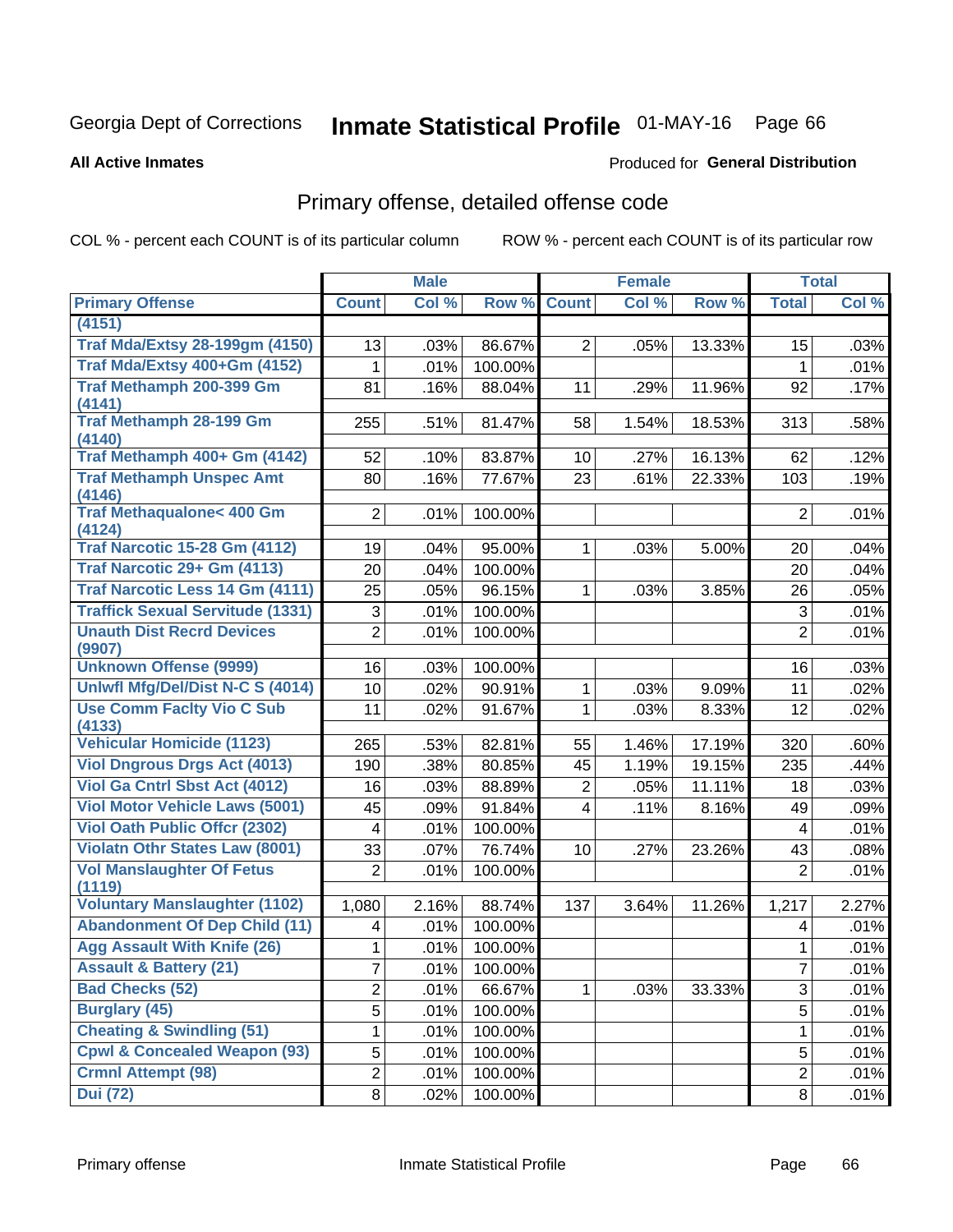Georgia Dept of Corrections **Inmate Statistical Profile** 01-MAY-16

**All Active Inmates**

Produced for **General Distribution**

## Primary offense, detailed offense code

COL % - percent each COUNT is of its particular column

ROW % - percent each COUNT is of its particular row

| | Male | | | Female | | | Total | |
|---|---|---|---|---|---|---|---|---|
| **Primary Offense** | **Count** | **Col %** | **Row %** | **Count** | **Col %** | **Row %** | **Total** | **Col %** |
| (4151) | | | | | | | | |
| Traf Mda/Extsy 28-199gm (4150) | 13 | .03% | 86.67% | 2 | .05% | 13.33% | 15 | .03% |
| Traf Mda/Extsy 400+Gm (4152) | 1 | .01% | 100.00% | | | | 1 | .01% |
| Traf Methamph 200-399 Gm (4141) | 81 | .16% | 88.04% | 11 | .29% | 11.96% | 92 | .17% |
| Traf Methamph 28-199 Gm (4140) | 255 | .51% | 81.47% | 58 | 1.54% | 18.53% | 313 | .58% |
| Traf Methamph 400+ Gm (4142) | 52 | .10% | 83.87% | 10 | .27% | 16.13% | 62 | .12% |
| Traf Methamph Unspec Amt (4146) | 80 | .16% | 77.67% | 23 | .61% | 22.33% | 103 | .19% |
| Traf Methaqualone< 400 Gm (4124) | 2 | .01% | 100.00% | | | | 2 | .01% |
| Traf Narcotic 15-28 Gm (4112) | 19 | .04% | 95.00% | 1 | .03% | 5.00% | 20 | .04% |
| Traf Narcotic 29+ Gm (4113) | 20 | .04% | 100.00% | | | | 20 | .04% |
| Traf Narcotic Less 14 Gm (4111) | 25 | .05% | 96.15% | 1 | .03% | 3.85% | 26 | .05% |
| Traffick Sexual Servitude (1331) | 3 | .01% | 100.00% | | | | 3 | .01% |
| Unauth Dist Recrd Devices (9907) | 2 | .01% | 100.00% | | | | 2 | .01% |
| Unknown Offense (9999) | 16 | .03% | 100.00% | | | | 16 | .03% |
| Unlwfl Mfg/Del/Dist N-C S (4014) | 10 | .02% | 90.91% | 1 | .03% | 9.09% | 11 | .02% |
| Use Comm Faclty Vio C Sub (4133) | 11 | .02% | 91.67% | 1 | .03% | 8.33% | 12 | .02% |
| Vehicular Homicide (1123) | 265 | .53% | 82.81% | 55 | 1.46% | 17.19% | 320 | .60% |
| Viol Dngrous Drgs Act (4013) | 190 | .38% | 80.85% | 45 | 1.19% | 19.15% | 235 | .44% |
| Viol Ga Cntrl Sbst Act (4012) | 16 | .03% | 88.89% | 2 | .05% | 11.11% | 18 | .03% |
| Viol Motor Vehicle Laws (5001) | 45 | .09% | 91.84% | 4 | .11% | 8.16% | 49 | .09% |
| Viol Oath Public Offcr (2302) | 4 | .01% | 100.00% | | | | 4 | .01% |
| Violatn Othr States Law (8001) | 33 | .07% | 76.74% | 10 | .27% | 23.26% | 43 | .08% |
| Vol Manslaughter Of Fetus (1119) | 2 | .01% | 100.00% | | | | 2 | .01% |
| Voluntary Manslaughter (1102) | 1,080 | 2.16% | 88.74% | 137 | 3.64% | 11.26% | 1,217 | 2.27% |
| Abandonment Of Dep Child (11) | 4 | .01% | 100.00% | | | | 4 | .01% |
| Agg Assault With Knife (26) | 1 | .01% | 100.00% | | | | 1 | .01% |
| Assault & Battery (21) | 7 | .01% | 100.00% | | | | 7 | .01% |
| Bad Checks (52) | 2 | .01% | 66.67% | 1 | .03% | 33.33% | 3 | .01% |
| Burglary (45) | 5 | .01% | 100.00% | | | | 5 | .01% |
| Cheating & Swindling (51) | 1 | .01% | 100.00% | | | | 1 | .01% |
| Cpwl & Concealed Weapon (93) | 5 | .01% | 100.00% | | | | 5 | .01% |
| Crmnl Attempt (98) | 2 | .01% | 100.00% | | | | 2 | .01% |
| Dui (72) | 8 | .02% | 100.00% | | | | 8 | .01% |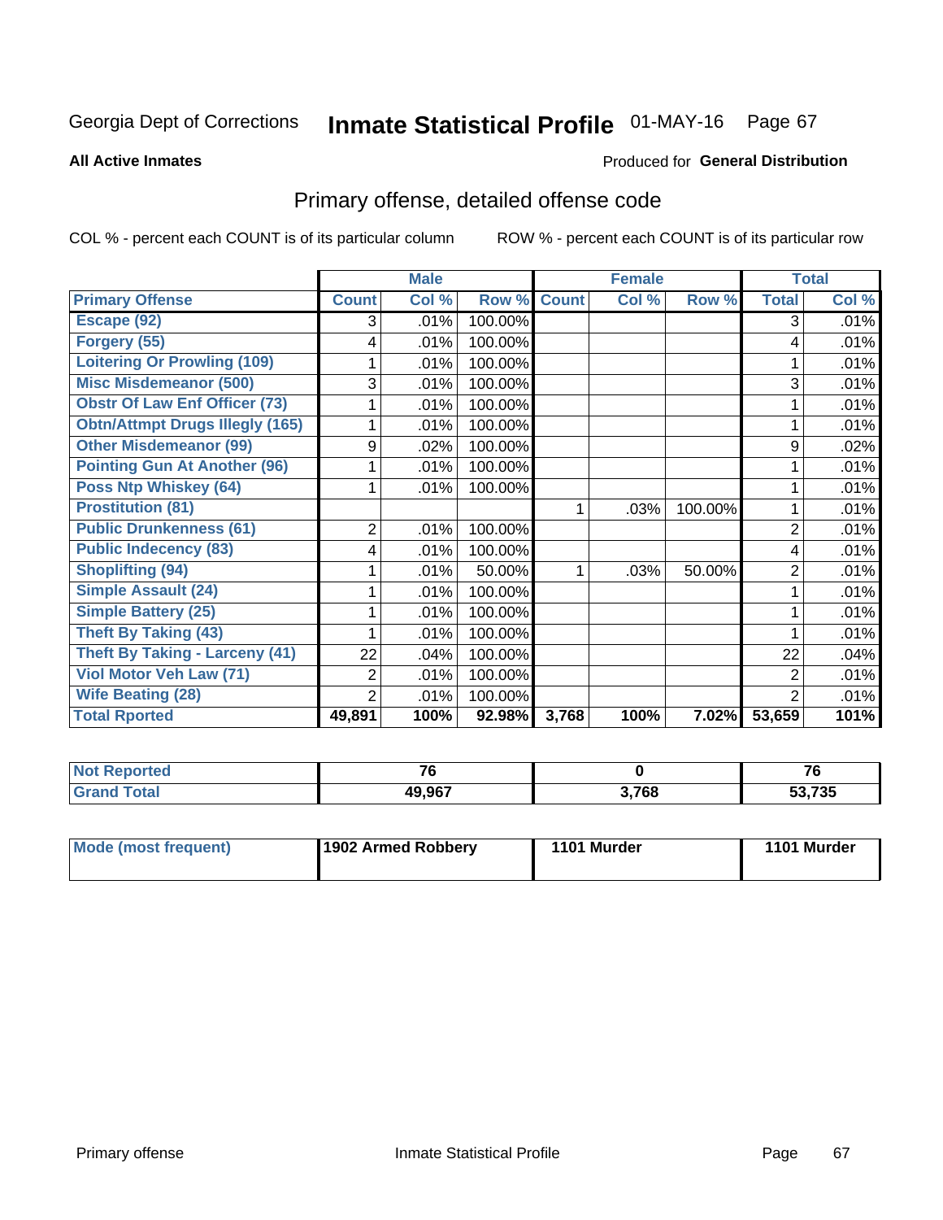Georgia Dept of Corrections **Inmate Statistical Profile** 01-MAY-16

**All Active Inmates**

Produced for **General Distribution**

## Primary offense, detailed offense code

COL % - percent each COUNT is of its particular column

ROW % - percent each COUNT is of its particular row

| | Male | | | Female | | | Total | |
|---|---|---|---|---|---|---|---|---|
| **Primary Offense** | **Count** | **Col %** | **Row %** | **Count** | **Col %** | **Row %** | **Total** | **Col %** |
| Escape (92) | 3 | .01% | 100.00% | | | | 3 | .01% |
| Forgery (55) | 4 | .01% | 100.00% | | | | 4 | .01% |
| Loitering Or Prowling (109) | 1 | .01% | 100.00% | | | | 1 | .01% |
| Misc Misdemeanor (500) | 3 | .01% | 100.00% | | | | 3 | .01% |
| Obstr Of Law Enf Officer (73) | 1 | .01% | 100.00% | | | | 1 | .01% |
| Obtn/Attmpt Drugs Illegly (165) | 1 | .01% | 100.00% | | | | 1 | .01% |
| Other Misdemeanor (99) | 9 | .02% | 100.00% | | | | 9 | .02% |
| Pointing Gun At Another (96) | 1 | .01% | 100.00% | | | | 1 | .01% |
| Poss Ntp Whiskey (64) | 1 | .01% | 100.00% | | | | 1 | .01% |
| Prostitution (81) | | | | 1 | .03% | 100.00% | 1 | .01% |
| Public Drunkenness (61) | 2 | .01% | 100.00% | | | | 2 | .01% |
| Public Indecency (83) | 4 | .01% | 100.00% | | | | 4 | .01% |
| Shoplifting (94) | 1 | .01% | 50.00% | 1 | .03% | 50.00% | 2 | .01% |
| Simple Assault (24) | 1 | .01% | 100.00% | | | | 1 | .01% |
| Simple Battery (25) | 1 | .01% | 100.00% | | | | 1 | .01% |
| Theft By Taking (43) | 1 | .01% | 100.00% | | | | 1 | .01% |
| Theft By Taking - Larceny (41) | 22 | .04% | 100.00% | | | | 22 | .04% |
| Viol Motor Veh Law (71) | 2 | .01% | 100.00% | | | | 2 | .01% |
| Wife Beating (28) | 2 | .01% | 100.00% | | | | 2 | .01% |
| **Total Rported** | **49,891** | **100%** | **92.98%** | **3,768** | **100%** | **7.02%** | **53,659** | **101%** |

| | Male | Female | Total |
|---|---|---|---|
| **Not Reported** | **76** | **0** | **76** |
| **Grand Total** | **49,967** | **3,768** | **53,735** |

| | Male | Female | Total |
|---|---|---|---|
| **Mode (most frequent)** | **1902 Armed Robbery** | **1101 Murder** | **1101 Murder** |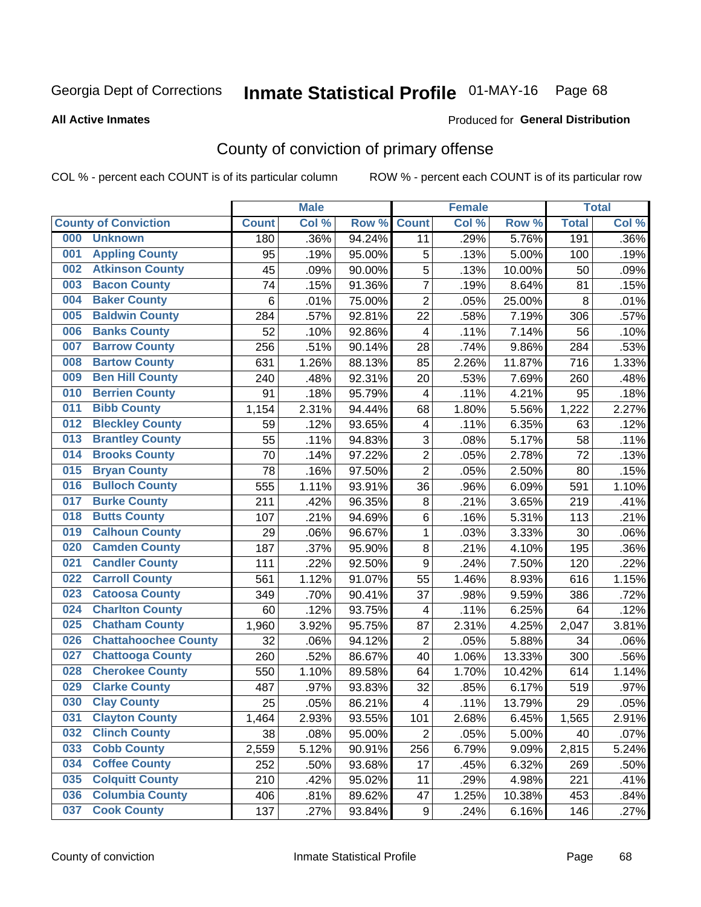Georgia Dept of Corrections **Inmate Statistical Profile** 01-MAY-16

**All Active Inmates**

Produced for **General Distribution**

## County of conviction of primary offense

COL % - percent each COUNT is of its particular column ROW % - percent each COUNT is of its particular row

| County of Conviction | Male | | | Female | | | Total | |
|---|---|---|---|---|---|---|---|---|
| | Count | Col % | Row % | Count | Col % | Row % | Total | Col % |
| 000 Unknown | 180 | .36% | 94.24% | 11 | .29% | 5.76% | 191 | .36% |
| 001 Appling County | 95 | .19% | 95.00% | 5 | .13% | 5.00% | 100 | .19% |
| 002 Atkinson County | 45 | .09% | 90.00% | 5 | .13% | 10.00% | 50 | .09% |
| 003 Bacon County | 74 | .15% | 91.36% | 7 | .19% | 8.64% | 81 | .15% |
| 004 Baker County | 6 | .01% | 75.00% | 2 | .05% | 25.00% | 8 | .01% |
| 005 Baldwin County | 284 | .57% | 92.81% | 22 | .58% | 7.19% | 306 | .57% |
| 006 Banks County | 52 | .10% | 92.86% | 4 | .11% | 7.14% | 56 | .10% |
| 007 Barrow County | 256 | .51% | 90.14% | 28 | .74% | 9.86% | 284 | .53% |
| 008 Bartow County | 631 | 1.26% | 88.13% | 85 | 2.26% | 11.87% | 716 | 1.33% |
| 009 Ben Hill County | 240 | .48% | 92.31% | 20 | .53% | 7.69% | 260 | .48% |
| 010 Berrien County | 91 | .18% | 95.79% | 4 | .11% | 4.21% | 95 | .18% |
| 011 Bibb County | 1,154 | 2.31% | 94.44% | 68 | 1.80% | 5.56% | 1,222 | 2.27% |
| 012 Bleckley County | 59 | .12% | 93.65% | 4 | .11% | 6.35% | 63 | .12% |
| 013 Brantley County | 55 | .11% | 94.83% | 3 | .08% | 5.17% | 58 | .11% |
| 014 Brooks County | 70 | .14% | 97.22% | 2 | .05% | 2.78% | 72 | .13% |
| 015 Bryan County | 78 | .16% | 97.50% | 2 | .05% | 2.50% | 80 | .15% |
| 016 Bulloch County | 555 | 1.11% | 93.91% | 36 | .96% | 6.09% | 591 | 1.10% |
| 017 Burke County | 211 | .42% | 96.35% | 8 | .21% | 3.65% | 219 | .41% |
| 018 Butts County | 107 | .21% | 94.69% | 6 | .16% | 5.31% | 113 | .21% |
| 019 Calhoun County | 29 | .06% | 96.67% | 1 | .03% | 3.33% | 30 | .06% |
| 020 Camden County | 187 | .37% | 95.90% | 8 | .21% | 4.10% | 195 | .36% |
| 021 Candler County | 111 | .22% | 92.50% | 9 | .24% | 7.50% | 120 | .22% |
| 022 Carroll County | 561 | 1.12% | 91.07% | 55 | 1.46% | 8.93% | 616 | 1.15% |
| 023 Catoosa County | 349 | .70% | 90.41% | 37 | .98% | 9.59% | 386 | .72% |
| 024 Charlton County | 60 | .12% | 93.75% | 4 | .11% | 6.25% | 64 | .12% |
| 025 Chatham County | 1,960 | 3.92% | 95.75% | 87 | 2.31% | 4.25% | 2,047 | 3.81% |
| 026 Chattahoochee County | 32 | .06% | 94.12% | 2 | .05% | 5.88% | 34 | .06% |
| 027 Chattooga County | 260 | .52% | 86.67% | 40 | 1.06% | 13.33% | 300 | .56% |
| 028 Cherokee County | 550 | 1.10% | 89.58% | 64 | 1.70% | 10.42% | 614 | 1.14% |
| 029 Clarke County | 487 | .97% | 93.83% | 32 | .85% | 6.17% | 519 | .97% |
| 030 Clay County | 25 | .05% | 86.21% | 4 | .11% | 13.79% | 29 | .05% |
| 031 Clayton County | 1,464 | 2.93% | 93.55% | 101 | 2.68% | 6.45% | 1,565 | 2.91% |
| 032 Clinch County | 38 | .08% | 95.00% | 2 | .05% | 5.00% | 40 | .07% |
| 033 Cobb County | 2,559 | 5.12% | 90.91% | 256 | 6.79% | 9.09% | 2,815 | 5.24% |
| 034 Coffee County | 252 | .50% | 93.68% | 17 | .45% | 6.32% | 269 | .50% |
| 035 Colquitt County | 210 | .42% | 95.02% | 11 | .29% | 4.98% | 221 | .41% |
| 036 Columbia County | 406 | .81% | 89.62% | 47 | 1.25% | 10.38% | 453 | .84% |
| 037 Cook County | 137 | .27% | 93.84% | 9 | .24% | 6.16% | 146 | .27% |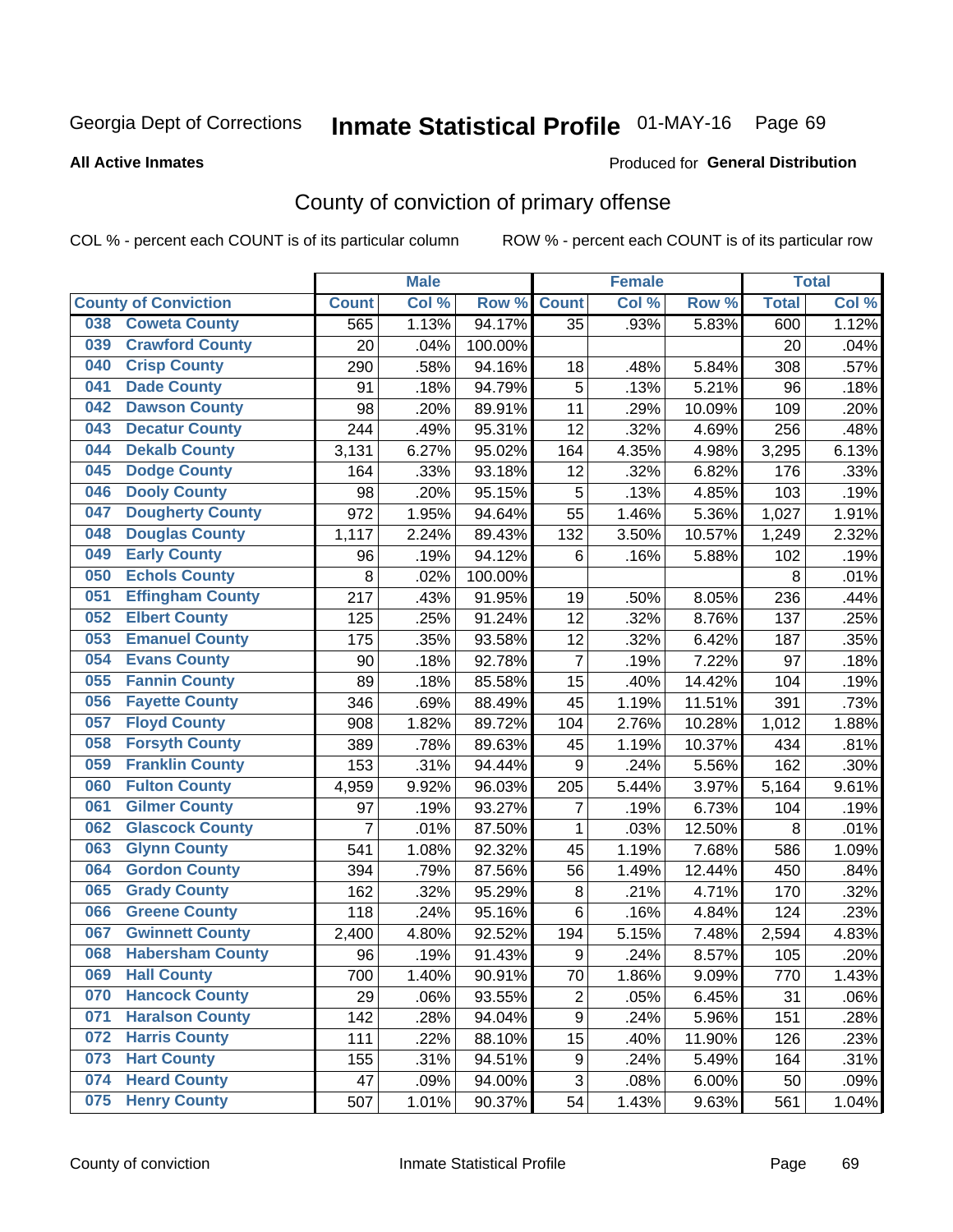Georgia Dept of Corrections **Inmate Statistical Profile** 01-MAY-16

**All Active Inmates**

Produced for **General Distribution**

## County of conviction of primary offense

COL % - percent each COUNT is of its particular column ROW % - percent each COUNT is of its particular row

| County of Conviction | Male | | | Female | | | Total | |
|---|---|---|---|---|---|---|---|---|
| | Count | Col % | Row % | Count | Col % | Row % | Total | Col % |
| 038 Coweta County | 565 | 1.13% | 94.17% | 35 | .93% | 5.83% | 600 | 1.12% |
| 039 Crawford County | 20 | .04% | 100.00% | | | | 20 | .04% |
| 040 Crisp County | 290 | .58% | 94.16% | 18 | .48% | 5.84% | 308 | .57% |
| 041 Dade County | 91 | .18% | 94.79% | 5 | .13% | 5.21% | 96 | .18% |
| 042 Dawson County | 98 | .20% | 89.91% | 11 | .29% | 10.09% | 109 | .20% |
| 043 Decatur County | 244 | .49% | 95.31% | 12 | .32% | 4.69% | 256 | .48% |
| 044 Dekalb County | 3,131 | 6.27% | 95.02% | 164 | 4.35% | 4.98% | 3,295 | 6.13% |
| 045 Dodge County | 164 | .33% | 93.18% | 12 | .32% | 6.82% | 176 | .33% |
| 046 Dooly County | 98 | .20% | 95.15% | 5 | .13% | 4.85% | 103 | .19% |
| 047 Dougherty County | 972 | 1.95% | 94.64% | 55 | 1.46% | 5.36% | 1,027 | 1.91% |
| 048 Douglas County | 1,117 | 2.24% | 89.43% | 132 | 3.50% | 10.57% | 1,249 | 2.32% |
| 049 Early County | 96 | .19% | 94.12% | 6 | .16% | 5.88% | 102 | .19% |
| 050 Echols County | 8 | .02% | 100.00% | | | | 8 | .01% |
| 051 Effingham County | 217 | .43% | 91.95% | 19 | .50% | 8.05% | 236 | .44% |
| 052 Elbert County | 125 | .25% | 91.24% | 12 | .32% | 8.76% | 137 | .25% |
| 053 Emanuel County | 175 | .35% | 93.58% | 12 | .32% | 6.42% | 187 | .35% |
| 054 Evans County | 90 | .18% | 92.78% | 7 | .19% | 7.22% | 97 | .18% |
| 055 Fannin County | 89 | .18% | 85.58% | 15 | .40% | 14.42% | 104 | .19% |
| 056 Fayette County | 346 | .69% | 88.49% | 45 | 1.19% | 11.51% | 391 | .73% |
| 057 Floyd County | 908 | 1.82% | 89.72% | 104 | 2.76% | 10.28% | 1,012 | 1.88% |
| 058 Forsyth County | 389 | .78% | 89.63% | 45 | 1.19% | 10.37% | 434 | .81% |
| 059 Franklin County | 153 | .31% | 94.44% | 9 | .24% | 5.56% | 162 | .30% |
| 060 Fulton County | 4,959 | 9.92% | 96.03% | 205 | 5.44% | 3.97% | 5,164 | 9.61% |
| 061 Gilmer County | 97 | .19% | 93.27% | 7 | .19% | 6.73% | 104 | .19% |
| 062 Glascock County | 7 | .01% | 87.50% | 1 | .03% | 12.50% | 8 | .01% |
| 063 Glynn County | 541 | 1.08% | 92.32% | 45 | 1.19% | 7.68% | 586 | 1.09% |
| 064 Gordon County | 394 | .79% | 87.56% | 56 | 1.49% | 12.44% | 450 | .84% |
| 065 Grady County | 162 | .32% | 95.29% | 8 | .21% | 4.71% | 170 | .32% |
| 066 Greene County | 118 | .24% | 95.16% | 6 | .16% | 4.84% | 124 | .23% |
| 067 Gwinnett County | 2,400 | 4.80% | 92.52% | 194 | 5.15% | 7.48% | 2,594 | 4.83% |
| 068 Habersham County | 96 | .19% | 91.43% | 9 | .24% | 8.57% | 105 | .20% |
| 069 Hall County | 700 | 1.40% | 90.91% | 70 | 1.86% | 9.09% | 770 | 1.43% |
| 070 Hancock County | 29 | .06% | 93.55% | 2 | .05% | 6.45% | 31 | .06% |
| 071 Haralson County | 142 | .28% | 94.04% | 9 | .24% | 5.96% | 151 | .28% |
| 072 Harris County | 111 | .22% | 88.10% | 15 | .40% | 11.90% | 126 | .23% |
| 073 Hart County | 155 | .31% | 94.51% | 9 | .24% | 5.49% | 164 | .31% |
| 074 Heard County | 47 | .09% | 94.00% | 3 | .08% | 6.00% | 50 | .09% |
| 075 Henry County | 507 | 1.01% | 90.37% | 54 | 1.43% | 9.63% | 561 | 1.04% |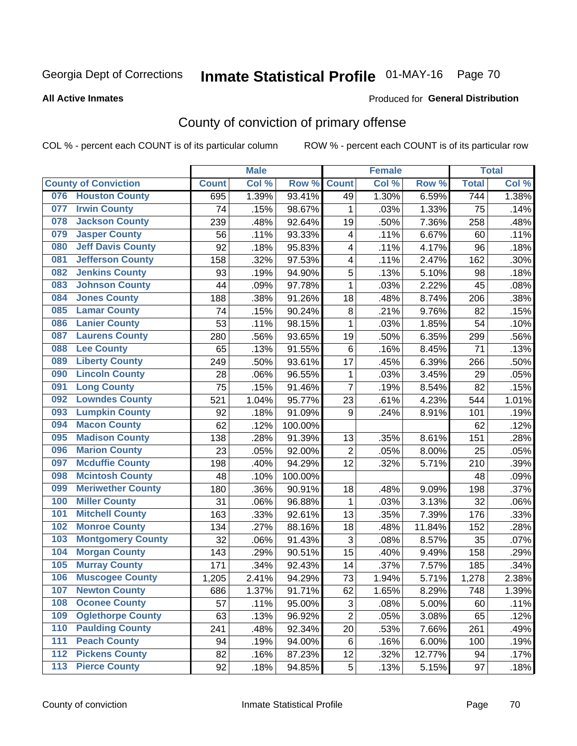Georgia Dept of Corrections **Inmate Statistical Profile** 01-MAY-16 Page 70

**All Active Inmates**

Produced for **General Distribution**

## County of conviction of primary offense

COL % - percent each COUNT is of its particular column ROW % - percent each COUNT is of its particular row

| County of Conviction | Male | | | Female | | | Total | |
|---|---|---|---|---|---|---|---|---|
| | Count | Col % | Row % | Count | Col % | Row % | Total | Col % |
| 076 Houston County | 695 | 1.39% | 93.41% | 49 | 1.30% | 6.59% | 744 | 1.38% |
| 077 Irwin County | 74 | .15% | 98.67% | 1 | .03% | 1.33% | 75 | .14% |
| 078 Jackson County | 239 | .48% | 92.64% | 19 | .50% | 7.36% | 258 | .48% |
| 079 Jasper County | 56 | .11% | 93.33% | 4 | .11% | 6.67% | 60 | .11% |
| 080 Jeff Davis County | 92 | .18% | 95.83% | 4 | .11% | 4.17% | 96 | .18% |
| 081 Jefferson County | 158 | .32% | 97.53% | 4 | .11% | 2.47% | 162 | .30% |
| 082 Jenkins County | 93 | .19% | 94.90% | 5 | .13% | 5.10% | 98 | .18% |
| 083 Johnson County | 44 | .09% | 97.78% | 1 | .03% | 2.22% | 45 | .08% |
| 084 Jones County | 188 | .38% | 91.26% | 18 | .48% | 8.74% | 206 | .38% |
| 085 Lamar County | 74 | .15% | 90.24% | 8 | .21% | 9.76% | 82 | .15% |
| 086 Lanier County | 53 | .11% | 98.15% | 1 | .03% | 1.85% | 54 | .10% |
| 087 Laurens County | 280 | .56% | 93.65% | 19 | .50% | 6.35% | 299 | .56% |
| 088 Lee County | 65 | .13% | 91.55% | 6 | .16% | 8.45% | 71 | .13% |
| 089 Liberty County | 249 | .50% | 93.61% | 17 | .45% | 6.39% | 266 | .50% |
| 090 Lincoln County | 28 | .06% | 96.55% | 1 | .03% | 3.45% | 29 | .05% |
| 091 Long County | 75 | .15% | 91.46% | 7 | .19% | 8.54% | 82 | .15% |
| 092 Lowndes County | 521 | 1.04% | 95.77% | 23 | .61% | 4.23% | 544 | 1.01% |
| 093 Lumpkin County | 92 | .18% | 91.09% | 9 | .24% | 8.91% | 101 | .19% |
| 094 Macon County | 62 | .12% | 100.00% | | | | 62 | .12% |
| 095 Madison County | 138 | .28% | 91.39% | 13 | .35% | 8.61% | 151 | .28% |
| 096 Marion County | 23 | .05% | 92.00% | 2 | .05% | 8.00% | 25 | .05% |
| 097 Mcduffie County | 198 | .40% | 94.29% | 12 | .32% | 5.71% | 210 | .39% |
| 098 Mcintosh County | 48 | .10% | 100.00% | | | | 48 | .09% |
| 099 Meriwether County | 180 | .36% | 90.91% | 18 | .48% | 9.09% | 198 | .37% |
| 100 Miller County | 31 | .06% | 96.88% | 1 | .03% | 3.13% | 32 | .06% |
| 101 Mitchell County | 163 | .33% | 92.61% | 13 | .35% | 7.39% | 176 | .33% |
| 102 Monroe County | 134 | .27% | 88.16% | 18 | .48% | 11.84% | 152 | .28% |
| 103 Montgomery County | 32 | .06% | 91.43% | 3 | .08% | 8.57% | 35 | .07% |
| 104 Morgan County | 143 | .29% | 90.51% | 15 | .40% | 9.49% | 158 | .29% |
| 105 Murray County | 171 | .34% | 92.43% | 14 | .37% | 7.57% | 185 | .34% |
| 106 Muscogee County | 1,205 | 2.41% | 94.29% | 73 | 1.94% | 5.71% | 1,278 | 2.38% |
| 107 Newton County | 686 | 1.37% | 91.71% | 62 | 1.65% | 8.29% | 748 | 1.39% |
| 108 Oconee County | 57 | .11% | 95.00% | 3 | .08% | 5.00% | 60 | .11% |
| 109 Oglethorpe County | 63 | .13% | 96.92% | 2 | .05% | 3.08% | 65 | .12% |
| 110 Paulding County | 241 | .48% | 92.34% | 20 | .53% | 7.66% | 261 | .49% |
| 111 Peach County | 94 | .19% | 94.00% | 6 | .16% | 6.00% | 100 | .19% |
| 112 Pickens County | 82 | .16% | 87.23% | 12 | .32% | 12.77% | 94 | .17% |
| 113 Pierce County | 92 | .18% | 94.85% | 5 | .13% | 5.15% | 97 | .18% |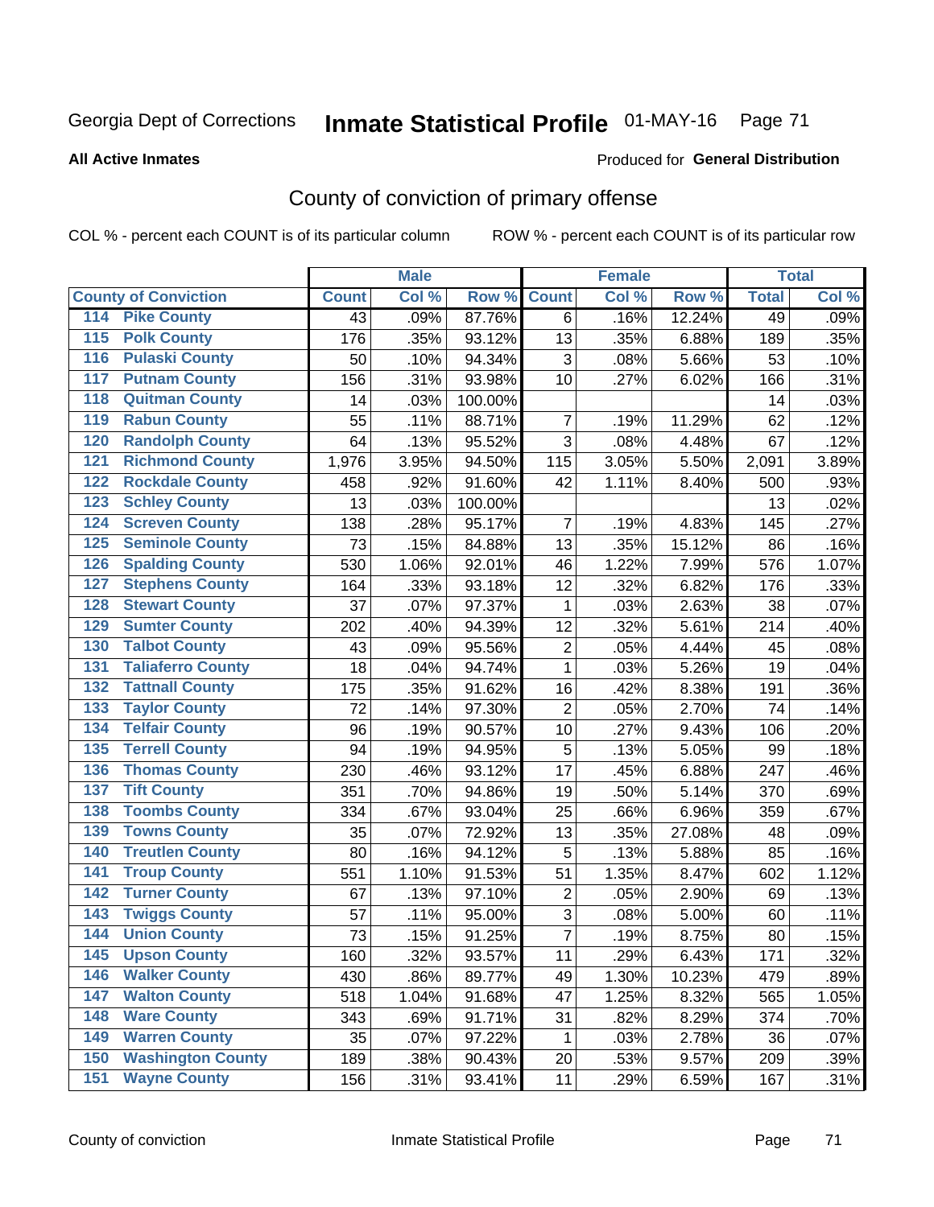Georgia Dept of Corrections **Inmate Statistical Profile** 01-MAY-16

**All Active Inmates**

Produced for **General Distribution**

## County of conviction of primary offense

COL % - percent each COUNT is of its particular column ROW % - percent each COUNT is of its particular row

| County of Conviction | Male | | | Female | | | Total | |
|---|---|---|---|---|---|---|---|---|
| | Count | Col % | Row % | Count | Col % | Row % | Total | Col % |
| 114 Pike County | 43 | .09% | 87.76% | 6 | .16% | 12.24% | 49 | .09% |
| 115 Polk County | 176 | .35% | 93.12% | 13 | .35% | 6.88% | 189 | .35% |
| 116 Pulaski County | 50 | .10% | 94.34% | 3 | .08% | 5.66% | 53 | .10% |
| 117 Putnam County | 156 | .31% | 93.98% | 10 | .27% | 6.02% | 166 | .31% |
| 118 Quitman County | 14 | .03% | 100.00% | | | | 14 | .03% |
| 119 Rabun County | 55 | .11% | 88.71% | 7 | .19% | 11.29% | 62 | .12% |
| 120 Randolph County | 64 | .13% | 95.52% | 3 | .08% | 4.48% | 67 | .12% |
| 121 Richmond County | 1,976 | 3.95% | 94.50% | 115 | 3.05% | 5.50% | 2,091 | 3.89% |
| 122 Rockdale County | 458 | .92% | 91.60% | 42 | 1.11% | 8.40% | 500 | .93% |
| 123 Schley County | 13 | .03% | 100.00% | | | | 13 | .02% |
| 124 Screven County | 138 | .28% | 95.17% | 7 | .19% | 4.83% | 145 | .27% |
| 125 Seminole County | 73 | .15% | 84.88% | 13 | .35% | 15.12% | 86 | .16% |
| 126 Spalding County | 530 | 1.06% | 92.01% | 46 | 1.22% | 7.99% | 576 | 1.07% |
| 127 Stephens County | 164 | .33% | 93.18% | 12 | .32% | 6.82% | 176 | .33% |
| 128 Stewart County | 37 | .07% | 97.37% | 1 | .03% | 2.63% | 38 | .07% |
| 129 Sumter County | 202 | .40% | 94.39% | 12 | .32% | 5.61% | 214 | .40% |
| 130 Talbot County | 43 | .09% | 95.56% | 2 | .05% | 4.44% | 45 | .08% |
| 131 Taliaferro County | 18 | .04% | 94.74% | 1 | .03% | 5.26% | 19 | .04% |
| 132 Tattnall County | 175 | .35% | 91.62% | 16 | .42% | 8.38% | 191 | .36% |
| 133 Taylor County | 72 | .14% | 97.30% | 2 | .05% | 2.70% | 74 | .14% |
| 134 Telfair County | 96 | .19% | 90.57% | 10 | .27% | 9.43% | 106 | .20% |
| 135 Terrell County | 94 | .19% | 94.95% | 5 | .13% | 5.05% | 99 | .18% |
| 136 Thomas County | 230 | .46% | 93.12% | 17 | .45% | 6.88% | 247 | .46% |
| 137 Tift County | 351 | .70% | 94.86% | 19 | .50% | 5.14% | 370 | .69% |
| 138 Toombs County | 334 | .67% | 93.04% | 25 | .66% | 6.96% | 359 | .67% |
| 139 Towns County | 35 | .07% | 72.92% | 13 | .35% | 27.08% | 48 | .09% |
| 140 Treutlen County | 80 | .16% | 94.12% | 5 | .13% | 5.88% | 85 | .16% |
| 141 Troup County | 551 | 1.10% | 91.53% | 51 | 1.35% | 8.47% | 602 | 1.12% |
| 142 Turner County | 67 | .13% | 97.10% | 2 | .05% | 2.90% | 69 | .13% |
| 143 Twiggs County | 57 | .11% | 95.00% | 3 | .08% | 5.00% | 60 | .11% |
| 144 Union County | 73 | .15% | 91.25% | 7 | .19% | 8.75% | 80 | .15% |
| 145 Upson County | 160 | .32% | 93.57% | 11 | .29% | 6.43% | 171 | .32% |
| 146 Walker County | 430 | .86% | 89.77% | 49 | 1.30% | 10.23% | 479 | .89% |
| 147 Walton County | 518 | 1.04% | 91.68% | 47 | 1.25% | 8.32% | 565 | 1.05% |
| 148 Ware County | 343 | .69% | 91.71% | 31 | .82% | 8.29% | 374 | .70% |
| 149 Warren County | 35 | .07% | 97.22% | 1 | .03% | 2.78% | 36 | .07% |
| 150 Washington County | 189 | .38% | 90.43% | 20 | .53% | 9.57% | 209 | .39% |
| 151 Wayne County | 156 | .31% | 93.41% | 11 | .29% | 6.59% | 167 | .31% |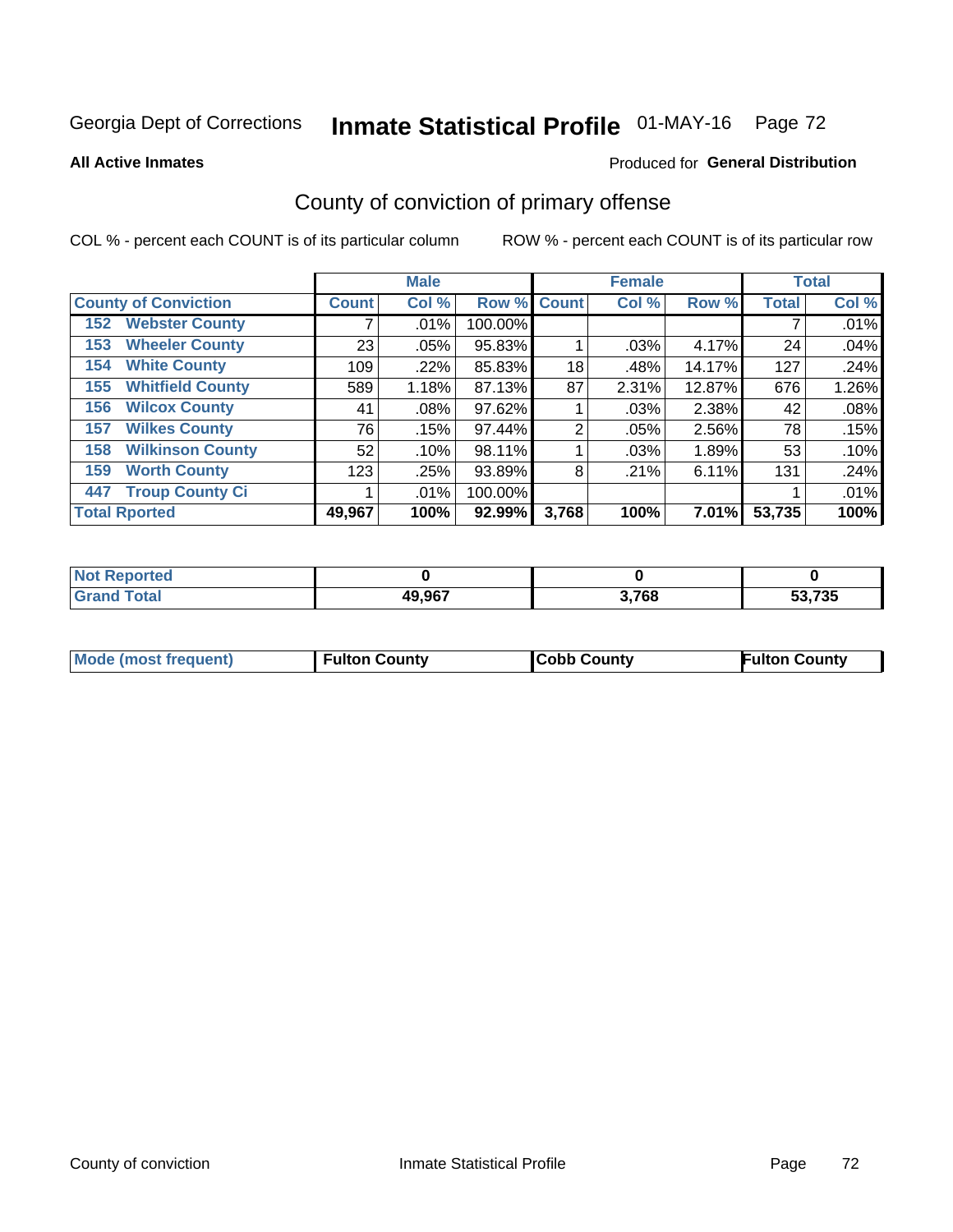Georgia Dept of Corrections **Inmate Statistical Profile** 01-MAY-16 Page 72

**All Active Inmates**

Produced for **General Distribution**

## County of conviction of primary offense

COL % - percent each COUNT is of its particular column

ROW % - percent each COUNT is of its particular row

| County of Conviction | Male | | | Female | | | Total | |
|---|---|---|---|---|---|---|---|---|
| | Count | Col % | Row % | Count | Col % | Row % | Total | Col % |
| 152 Webster County | 7 | .01% | 100.00% | | | | 7 | .01% |
| 153 Wheeler County | 23 | .05% | 95.83% | 1 | .03% | 4.17% | 24 | .04% |
| 154 White County | 109 | .22% | 85.83% | 18 | .48% | 14.17% | 127 | .24% |
| 155 Whitfield County | 589 | 1.18% | 87.13% | 87 | 2.31% | 12.87% | 676 | 1.26% |
| 156 Wilcox County | 41 | .08% | 97.62% | 1 | .03% | 2.38% | 42 | .08% |
| 157 Wilkes County | 76 | .15% | 97.44% | 2 | .05% | 2.56% | 78 | .15% |
| 158 Wilkinson County | 52 | .10% | 98.11% | 1 | .03% | 1.89% | 53 | .10% |
| 159 Worth County | 123 | .25% | 93.89% | 8 | .21% | 6.11% | 131 | .24% |
| 447 Troup County Ci | 1 | .01% | 100.00% | | | | 1 | .01% |
| **Total Rported** | **49,967** | **100%** | **92.99%** | **3,768** | **100%** | **7.01%** | **53,735** | **100%** |

| | Male | Female | Total |
|---|---|---|---|
| Not Reported | **0** | **0** | **0** |
| Grand Total | **49,967** | **3,768** | **53,735** |

| | Male | Female | Total |
|---|---|---|---|
| Mode (most frequent) | **Fulton County** | **Cobb County** | **Fulton County** |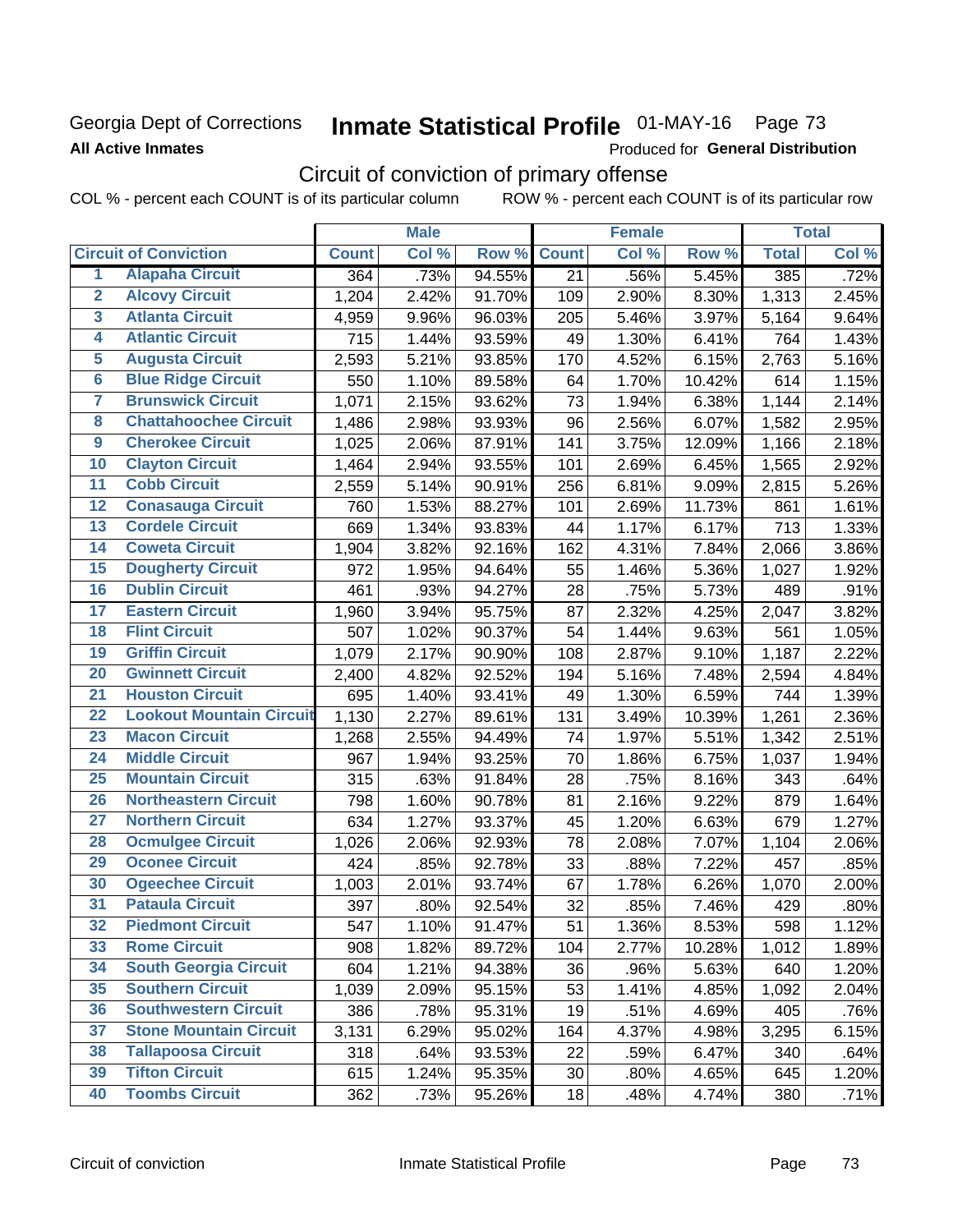Georgia Dept of Corrections **Inmate Statistical Profile** 01-MAY-16 Page 73

**All Active Inmates**

Produced for **General Distribution**

## Circuit of conviction of primary offense

COL % - percent each COUNT is of its particular column ROW % - percent each COUNT is of its particular row

| | Circuit of Conviction | Male | | | Female | | | Total | |
|---|---|---|---|---|---|---|---|---|---|
| | | Count | Col % | Row % | Count | Col % | Row % | Total | Col % |
| 1 | Alapaha Circuit | 364 | .73% | 94.55% | 21 | .56% | 5.45% | 385 | .72% |
| 2 | Alcovy Circuit | 1,204 | 2.42% | 91.70% | 109 | 2.90% | 8.30% | 1,313 | 2.45% |
| 3 | Atlanta Circuit | 4,959 | 9.96% | 96.03% | 205 | 5.46% | 3.97% | 5,164 | 9.64% |
| 4 | Atlantic Circuit | 715 | 1.44% | 93.59% | 49 | 1.30% | 6.41% | 764 | 1.43% |
| 5 | Augusta Circuit | 2,593 | 5.21% | 93.85% | 170 | 4.52% | 6.15% | 2,763 | 5.16% |
| 6 | Blue Ridge Circuit | 550 | 1.10% | 89.58% | 64 | 1.70% | 10.42% | 614 | 1.15% |
| 7 | Brunswick Circuit | 1,071 | 2.15% | 93.62% | 73 | 1.94% | 6.38% | 1,144 | 2.14% |
| 8 | Chattahoochee Circuit | 1,486 | 2.98% | 93.93% | 96 | 2.56% | 6.07% | 1,582 | 2.95% |
| 9 | Cherokee Circuit | 1,025 | 2.06% | 87.91% | 141 | 3.75% | 12.09% | 1,166 | 2.18% |
| 10 | Clayton Circuit | 1,464 | 2.94% | 93.55% | 101 | 2.69% | 6.45% | 1,565 | 2.92% |
| 11 | Cobb Circuit | 2,559 | 5.14% | 90.91% | 256 | 6.81% | 9.09% | 2,815 | 5.26% |
| 12 | Conasauga Circuit | 760 | 1.53% | 88.27% | 101 | 2.69% | 11.73% | 861 | 1.61% |
| 13 | Cordele Circuit | 669 | 1.34% | 93.83% | 44 | 1.17% | 6.17% | 713 | 1.33% |
| 14 | Coweta Circuit | 1,904 | 3.82% | 92.16% | 162 | 4.31% | 7.84% | 2,066 | 3.86% |
| 15 | Dougherty Circuit | 972 | 1.95% | 94.64% | 55 | 1.46% | 5.36% | 1,027 | 1.92% |
| 16 | Dublin Circuit | 461 | .93% | 94.27% | 28 | .75% | 5.73% | 489 | .91% |
| 17 | Eastern Circuit | 1,960 | 3.94% | 95.75% | 87 | 2.32% | 4.25% | 2,047 | 3.82% |
| 18 | Flint Circuit | 507 | 1.02% | 90.37% | 54 | 1.44% | 9.63% | 561 | 1.05% |
| 19 | Griffin Circuit | 1,079 | 2.17% | 90.90% | 108 | 2.87% | 9.10% | 1,187 | 2.22% |
| 20 | Gwinnett Circuit | 2,400 | 4.82% | 92.52% | 194 | 5.16% | 7.48% | 2,594 | 4.84% |
| 21 | Houston Circuit | 695 | 1.40% | 93.41% | 49 | 1.30% | 6.59% | 744 | 1.39% |
| 22 | Lookout Mountain Circuit | 1,130 | 2.27% | 89.61% | 131 | 3.49% | 10.39% | 1,261 | 2.36% |
| 23 | Macon Circuit | 1,268 | 2.55% | 94.49% | 74 | 1.97% | 5.51% | 1,342 | 2.51% |
| 24 | Middle Circuit | 967 | 1.94% | 93.25% | 70 | 1.86% | 6.75% | 1,037 | 1.94% |
| 25 | Mountain Circuit | 315 | .63% | 91.84% | 28 | .75% | 8.16% | 343 | .64% |
| 26 | Northeastern Circuit | 798 | 1.60% | 90.78% | 81 | 2.16% | 9.22% | 879 | 1.64% |
| 27 | Northern Circuit | 634 | 1.27% | 93.37% | 45 | 1.20% | 6.63% | 679 | 1.27% |
| 28 | Ocmulgee Circuit | 1,026 | 2.06% | 92.93% | 78 | 2.08% | 7.07% | 1,104 | 2.06% |
| 29 | Oconee Circuit | 424 | .85% | 92.78% | 33 | .88% | 7.22% | 457 | .85% |
| 30 | Ogeechee Circuit | 1,003 | 2.01% | 93.74% | 67 | 1.78% | 6.26% | 1,070 | 2.00% |
| 31 | Pataula Circuit | 397 | .80% | 92.54% | 32 | .85% | 7.46% | 429 | .80% |
| 32 | Piedmont Circuit | 547 | 1.10% | 91.47% | 51 | 1.36% | 8.53% | 598 | 1.12% |
| 33 | Rome Circuit | 908 | 1.82% | 89.72% | 104 | 2.77% | 10.28% | 1,012 | 1.89% |
| 34 | South Georgia Circuit | 604 | 1.21% | 94.38% | 36 | .96% | 5.63% | 640 | 1.20% |
| 35 | Southern Circuit | 1,039 | 2.09% | 95.15% | 53 | 1.41% | 4.85% | 1,092 | 2.04% |
| 36 | Southwestern Circuit | 386 | .78% | 95.31% | 19 | .51% | 4.69% | 405 | .76% |
| 37 | Stone Mountain Circuit | 3,131 | 6.29% | 95.02% | 164 | 4.37% | 4.98% | 3,295 | 6.15% |
| 38 | Tallapoosa Circuit | 318 | .64% | 93.53% | 22 | .59% | 6.47% | 340 | .64% |
| 39 | Tifton Circuit | 615 | 1.24% | 95.35% | 30 | .80% | 4.65% | 645 | 1.20% |
| 40 | Toombs Circuit | 362 | .73% | 95.26% | 18 | .48% | 4.74% | 380 | .71% |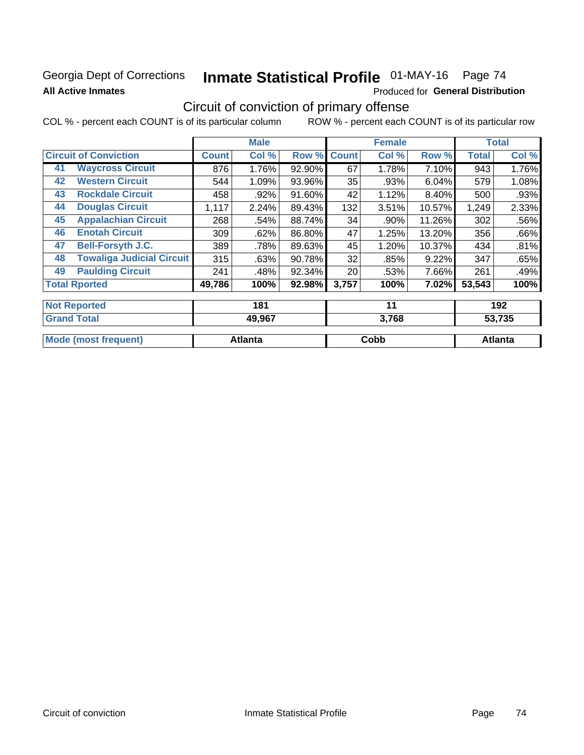Georgia Dept of Corrections **Inmate Statistical Profile** 01-MAY-16 Page 74

**All Active Inmates**

Produced for **General Distribution**

## Circuit of conviction of primary offense

COL % - percent each COUNT is of its particular column ROW % - percent each COUNT is of its particular row

| Circuit of Conviction | | Male | | | Female | | | Total | |
|---|---|---|---|---|---|---|---|---|---|
| | | Count | Col % | Row % | Count | Col % | Row % | Total | Col % |
| 41 | Waycross Circuit | 876 | 1.76% | 92.90% | 67 | 1.78% | 7.10% | 943 | 1.76% |
| 42 | Western Circuit | 544 | 1.09% | 93.96% | 35 | .93% | 6.04% | 579 | 1.08% |
| 43 | Rockdale Circuit | 458 | .92% | 91.60% | 42 | 1.12% | 8.40% | 500 | .93% |
| 44 | Douglas Circuit | 1,117 | 2.24% | 89.43% | 132 | 3.51% | 10.57% | 1,249 | 2.33% |
| 45 | Appalachian Circuit | 268 | .54% | 88.74% | 34 | .90% | 11.26% | 302 | .56% |
| 46 | Enotah Circuit | 309 | .62% | 86.80% | 47 | 1.25% | 13.20% | 356 | .66% |
| 47 | Bell-Forsyth J.C. | 389 | .78% | 89.63% | 45 | 1.20% | 10.37% | 434 | .81% |
| 48 | Towaliga Judicial Circuit | 315 | .63% | 90.78% | 32 | .85% | 9.22% | 347 | .65% |
| 49 | Paulding Circuit | 241 | .48% | 92.34% | 20 | .53% | 7.66% | 261 | .49% |
| Total Rported | | 49,786 | 100% | 92.98% | 3,757 | 100% | 7.02% | 53,543 | 100% |

| | Male | Female | Total |
|---|---|---|---|
| Not Reported | 181 | 11 | 192 |
| Grand Total | 49,967 | 3,768 | 53,735 |
| Mode (most frequent) | Atlanta | Cobb | Atlanta |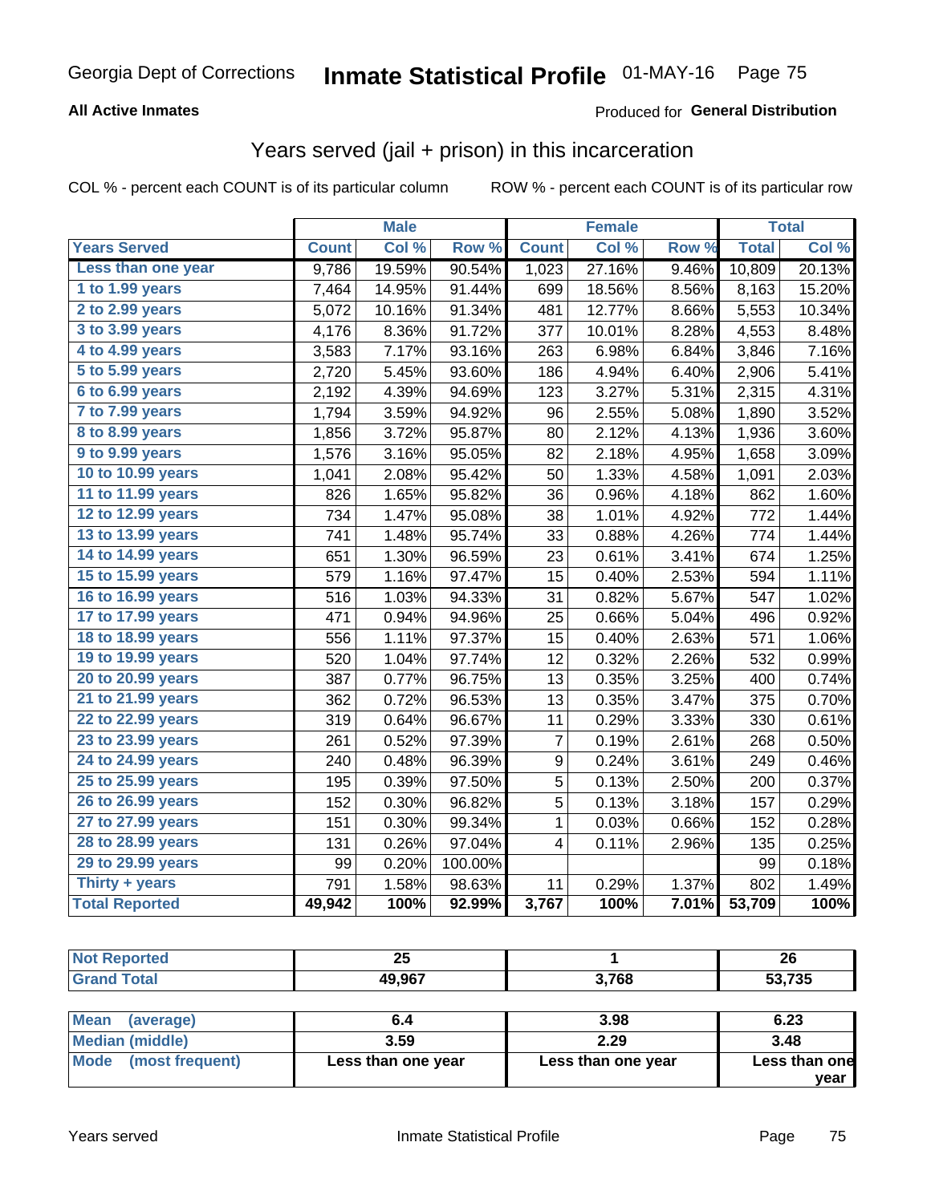# Inmate Statistical Profile

Georgia Dept of Corrections — 01-MAY-16

**All Active Inmates**

Produced for **General Distribution**

## Years served (jail + prison) in this incarceration

COL % - percent each COUNT is of its particular column

ROW % - percent each COUNT is of its particular row

| | Male | | | Female | | | Total | |
|---|---|---|---|---|---|---|---|---|
| **Years Served** | **Count** | **Col %** | **Row %** | **Count** | **Col %** | **Row %** | **Total** | **Col %** |
| Less than one year | 9,786 | 19.59% | 90.54% | 1,023 | 27.16% | 9.46% | 10,809 | 20.13% |
| 1 to 1.99 years | 7,464 | 14.95% | 91.44% | 699 | 18.56% | 8.56% | 8,163 | 15.20% |
| 2 to 2.99 years | 5,072 | 10.16% | 91.34% | 481 | 12.77% | 8.66% | 5,553 | 10.34% |
| 3 to 3.99 years | 4,176 | 8.36% | 91.72% | 377 | 10.01% | 8.28% | 4,553 | 8.48% |
| 4 to 4.99 years | 3,583 | 7.17% | 93.16% | 263 | 6.98% | 6.84% | 3,846 | 7.16% |
| 5 to 5.99 years | 2,720 | 5.45% | 93.60% | 186 | 4.94% | 6.40% | 2,906 | 5.41% |
| 6 to 6.99 years | 2,192 | 4.39% | 94.69% | 123 | 3.27% | 5.31% | 2,315 | 4.31% |
| 7 to 7.99 years | 1,794 | 3.59% | 94.92% | 96 | 2.55% | 5.08% | 1,890 | 3.52% |
| 8 to 8.99 years | 1,856 | 3.72% | 95.87% | 80 | 2.12% | 4.13% | 1,936 | 3.60% |
| 9 to 9.99 years | 1,576 | 3.16% | 95.05% | 82 | 2.18% | 4.95% | 1,658 | 3.09% |
| 10 to 10.99 years | 1,041 | 2.08% | 95.42% | 50 | 1.33% | 4.58% | 1,091 | 2.03% |
| 11 to 11.99 years | 826 | 1.65% | 95.82% | 36 | 0.96% | 4.18% | 862 | 1.60% |
| 12 to 12.99 years | 734 | 1.47% | 95.08% | 38 | 1.01% | 4.92% | 772 | 1.44% |
| 13 to 13.99 years | 741 | 1.48% | 95.74% | 33 | 0.88% | 4.26% | 774 | 1.44% |
| 14 to 14.99 years | 651 | 1.30% | 96.59% | 23 | 0.61% | 3.41% | 674 | 1.25% |
| 15 to 15.99 years | 579 | 1.16% | 97.47% | 15 | 0.40% | 2.53% | 594 | 1.11% |
| 16 to 16.99 years | 516 | 1.03% | 94.33% | 31 | 0.82% | 5.67% | 547 | 1.02% |
| 17 to 17.99 years | 471 | 0.94% | 94.96% | 25 | 0.66% | 5.04% | 496 | 0.92% |
| 18 to 18.99 years | 556 | 1.11% | 97.37% | 15 | 0.40% | 2.63% | 571 | 1.06% |
| 19 to 19.99 years | 520 | 1.04% | 97.74% | 12 | 0.32% | 2.26% | 532 | 0.99% |
| 20 to 20.99 years | 387 | 0.77% | 96.75% | 13 | 0.35% | 3.25% | 400 | 0.74% |
| 21 to 21.99 years | 362 | 0.72% | 96.53% | 13 | 0.35% | 3.47% | 375 | 0.70% |
| 22 to 22.99 years | 319 | 0.64% | 96.67% | 11 | 0.29% | 3.33% | 330 | 0.61% |
| 23 to 23.99 years | 261 | 0.52% | 97.39% | 7 | 0.19% | 2.61% | 268 | 0.50% |
| 24 to 24.99 years | 240 | 0.48% | 96.39% | 9 | 0.24% | 3.61% | 249 | 0.46% |
| 25 to 25.99 years | 195 | 0.39% | 97.50% | 5 | 0.13% | 2.50% | 200 | 0.37% |
| 26 to 26.99 years | 152 | 0.30% | 96.82% | 5 | 0.13% | 3.18% | 157 | 0.29% |
| 27 to 27.99 years | 151 | 0.30% | 99.34% | 1 | 0.03% | 0.66% | 152 | 0.28% |
| 28 to 28.99 years | 131 | 0.26% | 97.04% | 4 | 0.11% | 2.96% | 135 | 0.25% |
| 29 to 29.99 years | 99 | 0.20% | 100.00% | | | | 99 | 0.18% |
| Thirty + years | 791 | 1.58% | 98.63% | 11 | 0.29% | 1.37% | 802 | 1.49% |
| **Total Reported** | **49,942** | **100%** | **92.99%** | **3,767** | **100%** | **7.01%** | **53,709** | **100%** |

| | Male | Female | Total |
|---|---|---|---|
| Not Reported | 25 | 1 | 26 |
| Grand Total | 49,967 | 3,768 | 53,735 |

| | Male | Female | Total |
|---|---|---|---|
| Mean (average) | 6.4 | 3.98 | 6.23 |
| Median (middle) | 3.59 | 2.29 | 3.48 |
| Mode (most frequent) | Less than one year | Less than one year | Less than one year |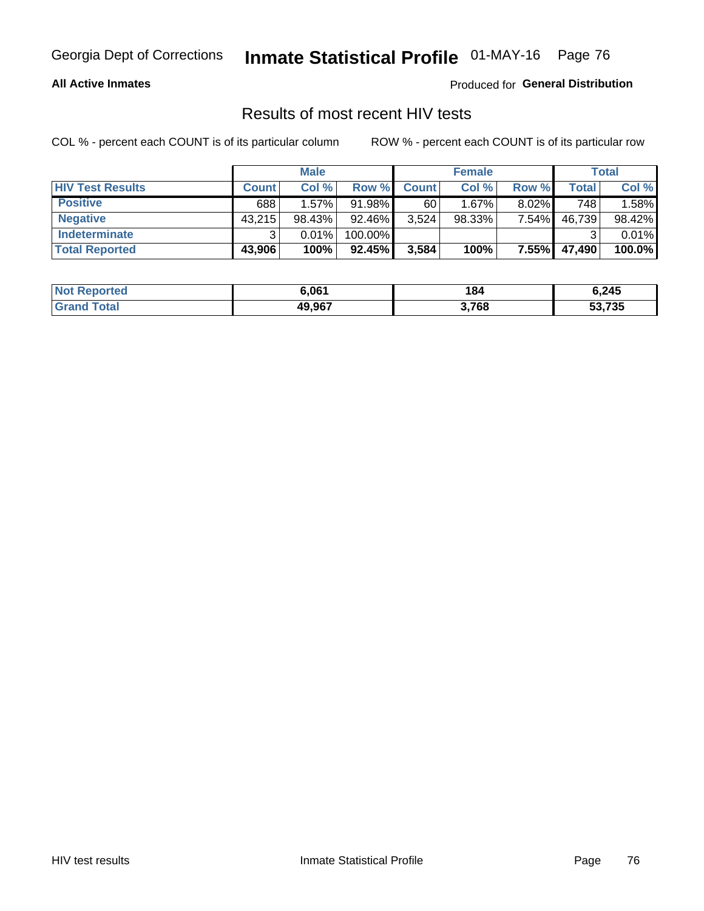## Results of most recent HIV tests

COL % - percent each COUNT is of its particular column        ROW % - percent each COUNT is of its particular row

| | Male | | | Female | | | Total | |
|---|---|---|---|---|---|---|---|---|
| **HIV Test Results** | **Count** | **Col %** | **Row %** | **Count** | **Col %** | **Row %** | **Total** | **Col %** |
| **Positive** | 688 | 1.57% | 91.98% | 60 | 1.67% | 8.02% | 748 | 1.58% |
| **Negative** | 43,215 | 98.43% | 92.46% | 3,524 | 98.33% | 7.54% | 46,739 | 98.42% |
| **Indeterminate** | 3 | 0.01% | 100.00% | | | | 3 | 0.01% |
| **Total Reported** | **43,906** | **100%** | **92.45%** | **3,584** | **100%** | **7.55%** | **47,490** | **100.0%** |

| | Male | Female | Total |
|---|---|---|---|
| **Not Reported** | **6,061** | **184** | **6,245** |
| **Grand Total** | **49,967** | **3,768** | **53,735** |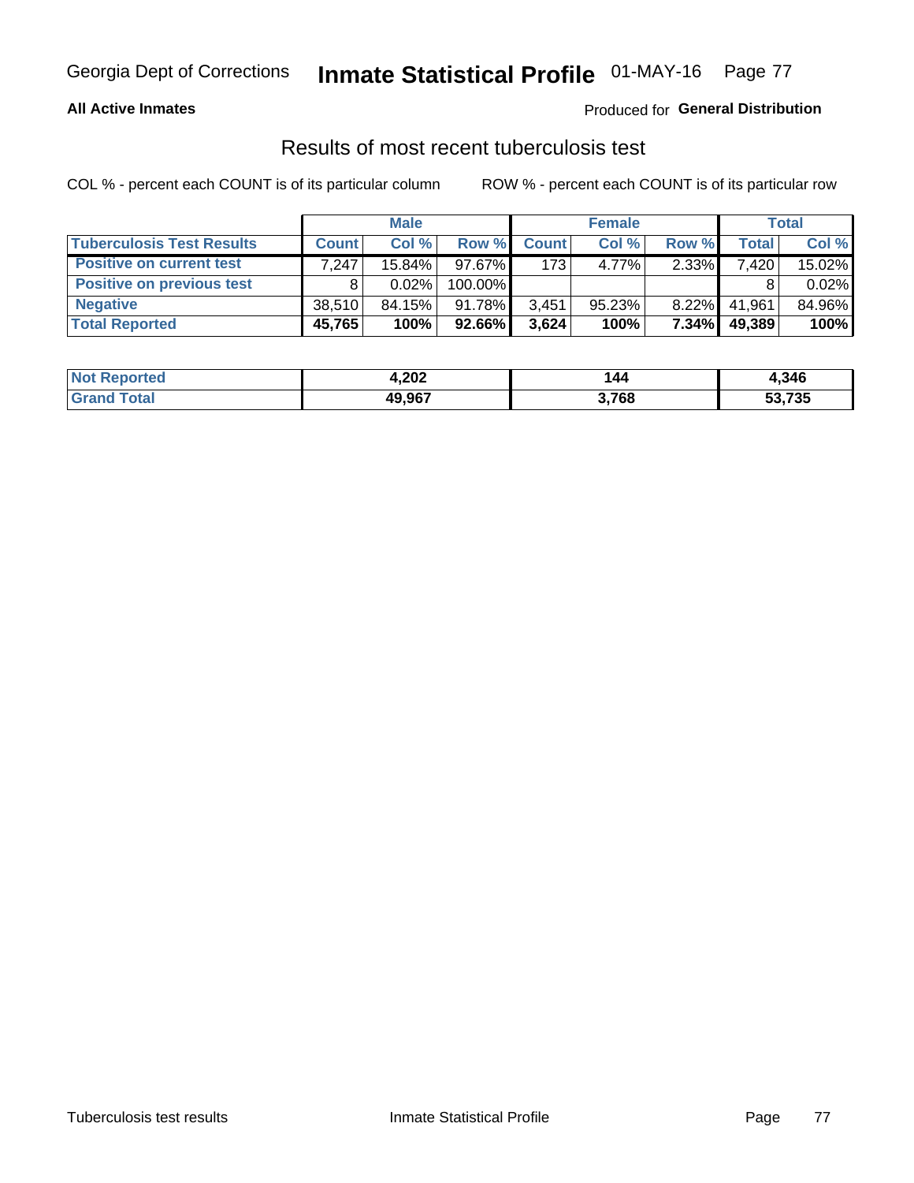Georgia Dept of Corrections **Inmate Statistical Profile** 01-MAY-16

**All Active Inmates**

Produced for **General Distribution**

## Results of most recent tuberculosis test

COL % - percent each COUNT is of its particular column

ROW % - percent each COUNT is of its particular row

| | Male | | | Female | | | Total | |
|---|---|---|---|---|---|---|---|---|
| **Tuberculosis Test Results** | **Count** | **Col %** | **Row %** | **Count** | **Col %** | **Row %** | **Total** | **Col %** |
| **Positive on current test** | 7,247 | 15.84% | 97.67% | 173 | 4.77% | 2.33% | 7,420 | 15.02% |
| **Positive on previous test** | 8 | 0.02% | 100.00% | | | | 8 | 0.02% |
| **Negative** | 38,510 | 84.15% | 91.78% | 3,451 | 95.23% | 8.22% | 41,961 | 84.96% |
| **Total Reported** | **45,765** | **100%** | **92.66%** | **3,624** | **100%** | **7.34%** | **49,389** | **100%** |

| | Male | Female | Total |
|---|---|---|---|
| **Not Reported** | **4,202** | **144** | **4,346** |
| **Grand Total** | **49,967** | **3,768** | **53,735** |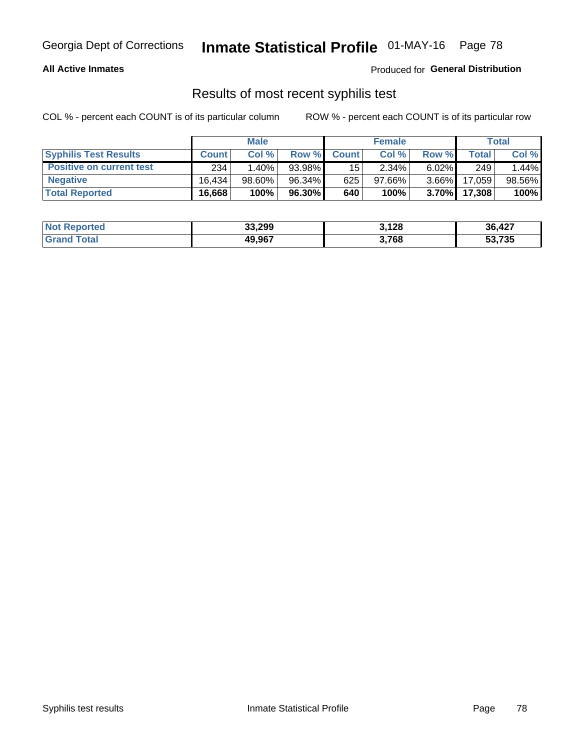## Results of most recent syphilis test

COL % - percent each COUNT is of its particular column

ROW % - percent each COUNT is of its particular row

| | Male | | | Female | | | Total | |
|---|---|---|---|---|---|---|---|---|
| **Syphilis Test Results** | **Count** | **Col %** | **Row %** | **Count** | **Col %** | **Row %** | **Total** | **Col %** |
| **Positive on current test** | 234 | 1.40% | 93.98% | 15 | 2.34% | 6.02% | 249 | 1.44% |
| **Negative** | 16,434 | 98.60% | 96.34% | 625 | 97.66% | 3.66% | 17,059 | 98.56% |
| **Total Reported** | **16,668** | **100%** | **96.30%** | **640** | **100%** | **3.70%** | **17,308** | **100%** |

| | Male | Female | Total |
|---|---|---|---|
| **Not Reported** | **33,299** | **3,128** | **36,427** |
| **Grand Total** | **49,967** | **3,768** | **53,735** |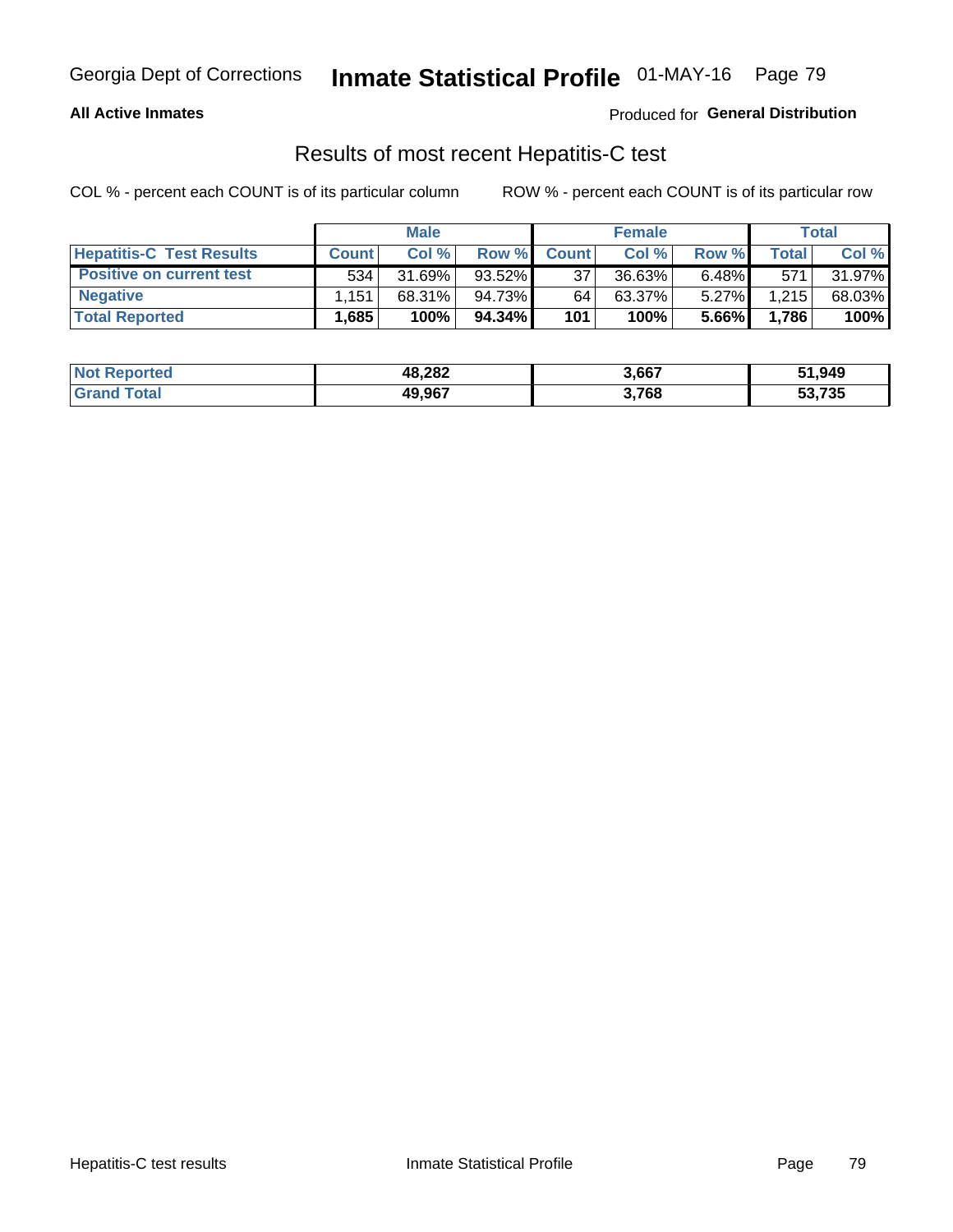**All Active Inmates** Produced for **General Distribution**

## Results of most recent Hepatitis-C test

COL % - percent each COUNT is of its particular column ROW % - percent each COUNT is of its particular row

| | Male | | | Female | | | Total | |
|---|---|---|---|---|---|---|---|---|
| **Hepatitis-C Test Results** | **Count** | **Col %** | **Row %** | **Count** | **Col %** | **Row %** | **Total** | **Col %** |
| **Positive on current test** | 534 | 31.69% | 93.52% | 37 | 36.63% | 6.48% | 571 | 31.97% |
| **Negative** | 1,151 | 68.31% | 94.73% | 64 | 63.37% | 5.27% | 1,215 | 68.03% |
| **Total Reported** | **1,685** | **100%** | **94.34%** | **101** | **100%** | **5.66%** | **1,786** | **100%** |

| | Male | Female | Total |
|---|---|---|---|
| **Not Reported** | **48,282** | **3,667** | **51,949** |
| **Grand Total** | **49,967** | **3,768** | **53,735** |